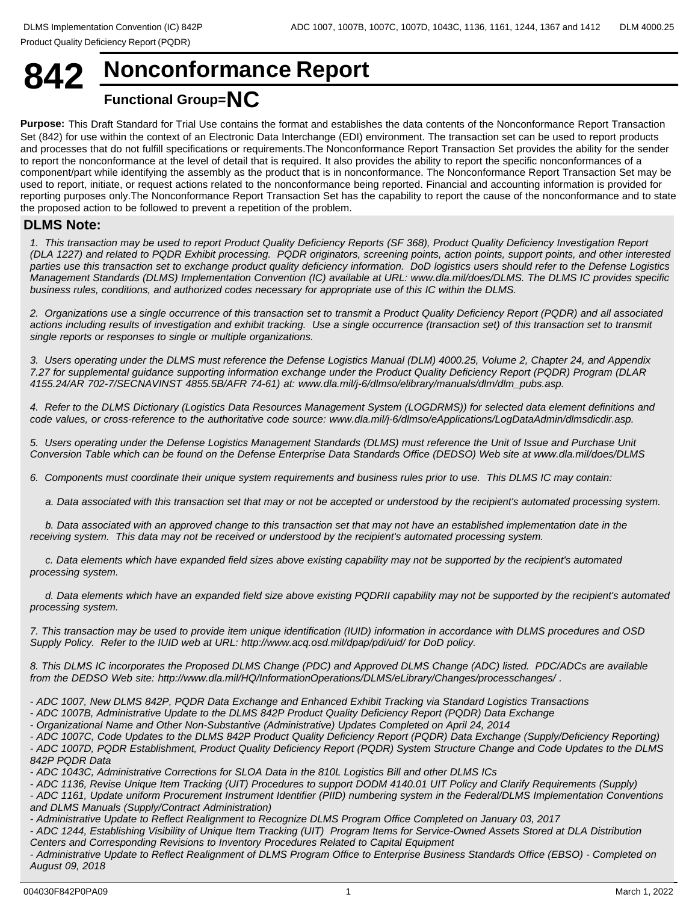# 842 Nonconformance Report

## Functional Group=NC

**Purpose:** This Draft Standard for Trial Use contains the format and establishes the data contents of the Nonconformance Report Transaction Set (842) for use within the context of an Electronic Data Interchange (EDI) environment. The transaction set can be used to report products and processes that do not fulfill specifications or requirements.The Nonconformance Report Transaction Set provides the ability for the sender to report the nonconformance at the level of detail that is required. It also provides the ability to report the specific nonconformances of a component/part while identifying the assembly as the product that is in nonconformance. The Nonconformance Report Transaction Set may be used to report, initiate, or request actions related to the nonconformance being reported. Financial and accounting information is provided for reporting purposes only.The Nonconformance Report Transaction Set has the capability to report the cause of the nonconformance and to state the proposed action to be followed to prevent a repetition of the problem.

### DLMS Note:

*1. This transaction may be used to report Product Quality Deficiency Reports (SF 368), Product Quality Deficiency Investigation Report (DLA 1227) and related to PQDR Exhibit processing. PQDR originators, screening points, action points, support points, and other interested parties use this transaction set to exchange product quality deficiency information. DoD logistics users should refer to the Defense Logistics Management Standards (DLMS) Implementation Convention (IC) available at URL: www.dla.mil/does/DLMS. The DLMS IC provides specific business rules, conditions, and authorized codes necessary for appropriate use of this IC within the DLMS.*

*2. Organizations use a single occurrence of this transaction set to transmit a Product Quality Deficiency Report (PQDR) and all associated actions including results of investigation and exhibit tracking. Use a single occurrence (transaction set) of this transaction set to transmit single reports or responses to single or multiple organizations.*

*3. Users operating under the DLMS must reference the Defense Logistics Manual (DLM) 4000.25, Volume 2, Chapter 24, and Appendix 7.27 for supplemental guidance supporting information exchange under the Product Quality Deficiency Report (PQDR) Program (DLAR 4155.24/AR 702-7/SECNAVINST 4855.5B/AFR 74-61) at: www.dla.mil/j-6/dlmso/elibrary/manuals/dlm/dlm_pubs.asp.*

*4. Refer to the DLMS Dictionary (Logistics Data Resources Management System (LOGDRMS)) for selected data element definitions and code values, or cross-reference to the authoritative code source: www.dla.mil/j-6/dlmso/eApplications/LogDataAdmin/dlmsdicdir.asp.*

*5. Users operating under the Defense Logistics Management Standards (DLMS) must reference the Unit of Issue and Purchase Unit Conversion Table which can be found on the Defense Enterprise Data Standards Office (DEDSO) Web site at www.dla.mil/does/DLMS*

*6. Components must coordinate their unique system requirements and business rules prior to use. This DLMS IC may contain:*

*a. Data associated with this transaction set that may or not be accepted or understood by the recipient's automated processing system.*

*b. Data associated with an approved change to this transaction set that may not have an established implementation date in the receiving system. This data may not be received or understood by the recipient's automated processing system.*

*c. Data elements which have expanded field sizes above existing capability may not be supported by the recipient's automated processing system.*

*d. Data elements which have an expanded field size above existing PQDRII capability may not be supported by the recipient's automated processing system.*

*7. This transaction may be used to provide item unique identification (IUID) information in accordance with DLMS procedures and OSD Supply Policy. Refer to the IUID web at URL: http://www.acq.osd.mil/dpap/pdi/uid/ for DoD policy.*

*8. This DLMS IC incorporates the Proposed DLMS Change (PDC) and Approved DLMS Change (ADC) listed. PDC/ADCs are available from the DEDSO Web site: http://www.dla.mil/HQ/InformationOperations/DLMS/eLibrary/Changes/processchanges/ .*

*- ADC 1007, New DLMS 842P, PQDR Data Exchange and Enhanced Exhibit Tracking via Standard Logistics Transactions*
*- ADC 1007B, Administrative Update to the DLMS 842P Product Quality Deficiency Report (PQDR) Data Exchange*
*- Organizational Name and Other Non-Substantive (Administrative) Updates Completed on April 24, 2014*
*- ADC 1007C, Code Updates to the DLMS 842P Product Quality Deficiency Report (PQDR) Data Exchange (Supply/Deficiency Reporting)*
*- ADC 1007D, PQDR Establishment, Product Quality Deficiency Report (PQDR) System Structure Change and Code Updates to the DLMS 842P PQDR Data*
*- ADC 1043C, Administrative Corrections for SLOA Data in the 810L Logistics Bill and other DLMS ICs*
*- ADC 1136, Revise Unique Item Tracking (UIT) Procedures to support DODM 4140.01 UIT Policy and Clarify Requirements (Supply)*
*- ADC 1161, Update uniform Procurement Instrument Identifier (PIID) numbering system in the Federal/DLMS Implementation Conventions and DLMS Manuals (Supply/Contract Administration)*
*- Administrative Update to Reflect Realignment to Recognize DLMS Program Office Completed on January 03, 2017*
*- ADC 1244, Establishing Visibility of Unique Item Tracking (UIT) Program Items for Service-Owned Assets Stored at DLA Distribution Centers and Corresponding Revisions to Inventory Procedures Related to Capital Equipment*
*- Administrative Update to Reflect Realignment of DLMS Program Office to Enterprise Business Standards Office (EBSO) - Completed on August 09, 2018*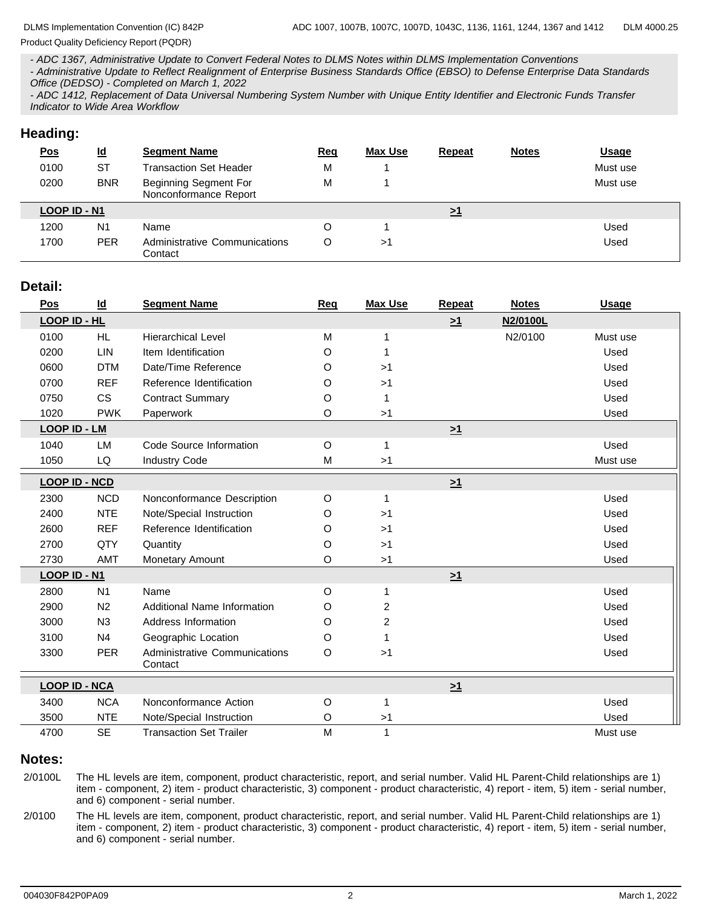- *ADC 1367, Administrative Update to Convert Federal Notes to DLMS Notes within DLMS Implementation Conventions*
- *Administrative Update to Reflect Realignment of Enterprise Business Standards Office (EBSO) to Defense Enterprise Data Standards Office (DEDSO) - Completed on March 1, 2022*
- *ADC 1412, Replacement of Data Universal Numbering System Number with Unique Entity Identifier and Electronic Funds Transfer Indicator to Wide Area Workflow*

## Heading:

| Pos | Id | Segment Name | Req | Max Use | Repeat | Notes | Usage |
|---|---|---|---|---|---|---|---|
| 0100 | ST | Transaction Set Header | M | 1 | | | Must use |
| 0200 | BNR | Beginning Segment For Nonconformance Report | M | 1 | | | Must use |
| **LOOP ID - N1** | | | | | >1 | | |
| 1200 | N1 | Name | O | 1 | | | Used |
| 1700 | PER | Administrative Communications Contact | O | >1 | | | Used |

## Detail:

| Pos | Id | Segment Name | Req | Max Use | Repeat | Notes | Usage |
|---|---|---|---|---|---|---|---|
| **LOOP ID - HL** | | | | | >1 | N2/0100L | |
| 0100 | HL | Hierarchical Level | M | 1 | | N2/0100 | Must use |
| 0200 | LIN | Item Identification | O | 1 | | | Used |
| 0600 | DTM | Date/Time Reference | O | >1 | | | Used |
| 0700 | REF | Reference Identification | O | >1 | | | Used |
| 0750 | CS | Contract Summary | O | 1 | | | Used |
| 1020 | PWK | Paperwork | O | >1 | | | Used |
| **LOOP ID - LM** | | | | | >1 | | |
| 1040 | LM | Code Source Information | O | 1 | | | Used |
| 1050 | LQ | Industry Code | M | >1 | | | Must use |
| **LOOP ID - NCD** | | | | | >1 | | |
| 2300 | NCD | Nonconformance Description | O | 1 | | | Used |
| 2400 | NTE | Note/Special Instruction | O | >1 | | | Used |
| 2600 | REF | Reference Identification | O | >1 | | | Used |
| 2700 | QTY | Quantity | O | >1 | | | Used |
| 2730 | AMT | Monetary Amount | O | >1 | | | Used |
| **LOOP ID - N1** | | | | | >1 | | |
| 2800 | N1 | Name | O | 1 | | | Used |
| 2900 | N2 | Additional Name Information | O | 2 | | | Used |
| 3000 | N3 | Address Information | O | 2 | | | Used |
| 3100 | N4 | Geographic Location | O | 1 | | | Used |
| 3300 | PER | Administrative Communications Contact | O | >1 | | | Used |
| **LOOP ID - NCA** | | | | | >1 | | |
| 3400 | NCA | Nonconformance Action | O | 1 | | | Used |
| 3500 | NTE | Note/Special Instruction | O | >1 | | | Used |
| 4700 | SE | Transaction Set Trailer | M | 1 | | | Must use |

## Notes:

2/0100L The HL levels are item, component, product characteristic, report, and serial number. Valid HL Parent-Child relationships are 1) item - component, 2) item - product characteristic, 3) component - product characteristic, 4) report - item, 5) item - serial number, and 6) component - serial number.

2/0100 The HL levels are item, component, product characteristic, report, and serial number. Valid HL Parent-Child relationships are 1) item - component, 2) item - product characteristic, 3) component - product characteristic, 4) report - item, 5) item - serial number, and 6) component - serial number.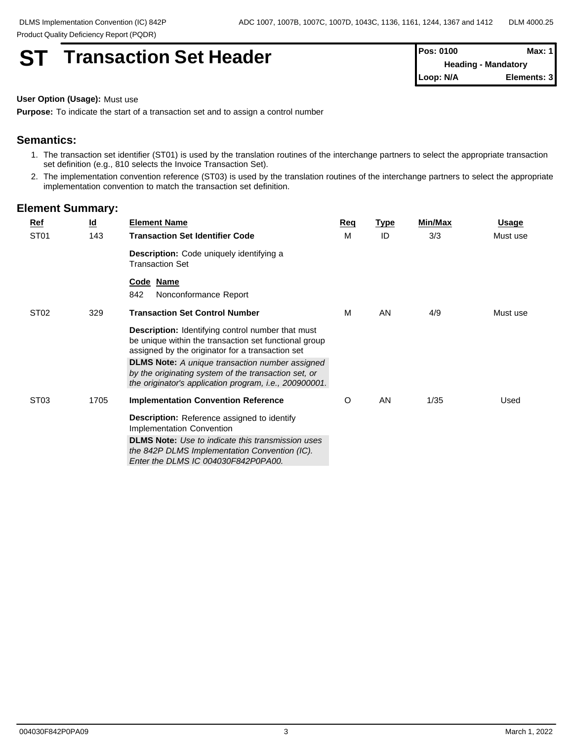# ST Transaction Set Header

| Pos: 0100 | Max: 1 |
|---|---|
| Heading - Mandatory | |
| Loop: N/A | Elements: 3 |

**User Option (Usage):** Must use

**Purpose:** To indicate the start of a transaction set and to assign a control number

## Semantics:

1. The transaction set identifier (ST01) is used by the translation routines of the interchange partners to select the appropriate transaction set definition (e.g., 810 selects the Invoice Transaction Set).
2. The implementation convention reference (ST03) is used by the translation routines of the interchange partners to select the appropriate implementation convention to match the transaction set definition.

## Element Summary:

| Ref | Id | Element Name | Req | Type | Min/Max | Usage |
|---|---|---|---|---|---|---|
| ST01 | 143 | **Transaction Set Identifier Code**<br><br>**Description:** Code uniquely identifying a Transaction Set<br><br>**Code Name**<br>842 Nonconformance Report | M | ID | 3/3 | Must use |
| ST02 | 329 | **Transaction Set Control Number**<br><br>**Description:** Identifying control number that must be unique within the transaction set functional group assigned by the originator for a transaction set<br>**DLMS Note:** *A unique transaction number assigned by the originating system of the transaction set, or the originator's application program, i.e., 200900001.* | M | AN | 4/9 | Must use |
| ST03 | 1705 | **Implementation Convention Reference**<br><br>**Description:** Reference assigned to identify Implementation Convention<br>**DLMS Note:** *Use to indicate this transmission uses the 842P DLMS Implementation Convention (IC). Enter the DLMS IC 004030F842P0PA00.* | O | AN | 1/35 | Used |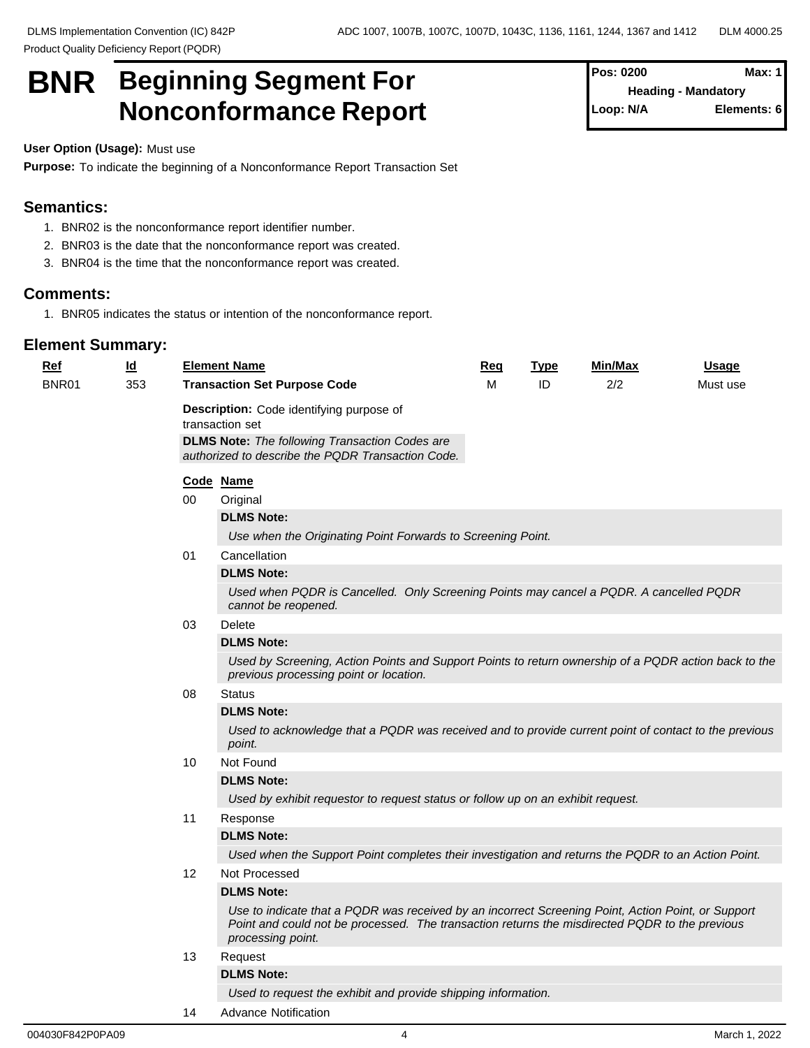# BNR Beginning Segment For Nonconformance Report

**Pos: 0200** **Max: 1**
**Heading - Mandatory**
**Loop: N/A** **Elements: 6**

**User Option (Usage):** Must use

**Purpose:** To indicate the beginning of a Nonconformance Report Transaction Set

## Semantics:

1. BNR02 is the nonconformance report identifier number.
2. BNR03 is the date that the nonconformance report was created.
3. BNR04 is the time that the nonconformance report was created.

## Comments:

1. BNR05 indicates the status or intention of the nonconformance report.

## Element Summary:

| Ref | Id | Element Name | Req | Type | Min/Max | Usage |
|---|---|---|---|---|---|---|
| BNR01 | 353 | **Transaction Set Purpose Code** | M | ID | 2/2 | Must use |

**Description:** Code identifying purpose of transaction set

**DLMS Note:** *The following Transaction Codes are authorized to describe the PQDR Transaction Code.*

| Code | Name |
|---|---|
| 00 | Original<br>**DLMS Note:**<br>*Use when the Originating Point Forwards to Screening Point.* |
| 01 | Cancellation<br>**DLMS Note:**<br>*Used when PQDR is Cancelled. Only Screening Points may cancel a PQDR. A cancelled PQDR cannot be reopened.* |
| 03 | Delete<br>**DLMS Note:**<br>*Used by Screening, Action Points and Support Points to return ownership of a PQDR action back to the previous processing point or location.* |
| 08 | Status<br>**DLMS Note:**<br>*Used to acknowledge that a PQDR was received and to provide current point of contact to the previous point.* |
| 10 | Not Found<br>**DLMS Note:**<br>*Used by exhibit requestor to request status or follow up on an exhibit request.* |
| 11 | Response<br>**DLMS Note:**<br>*Used when the Support Point completes their investigation and returns the PQDR to an Action Point.* |
| 12 | Not Processed<br>**DLMS Note:**<br>*Use to indicate that a PQDR was received by an incorrect Screening Point, Action Point, or Support Point and could not be processed. The transaction returns the misdirected PQDR to the previous processing point.* |
| 13 | Request<br>**DLMS Note:**<br>*Used to request the exhibit and provide shipping information.* |
| 14 | Advance Notification |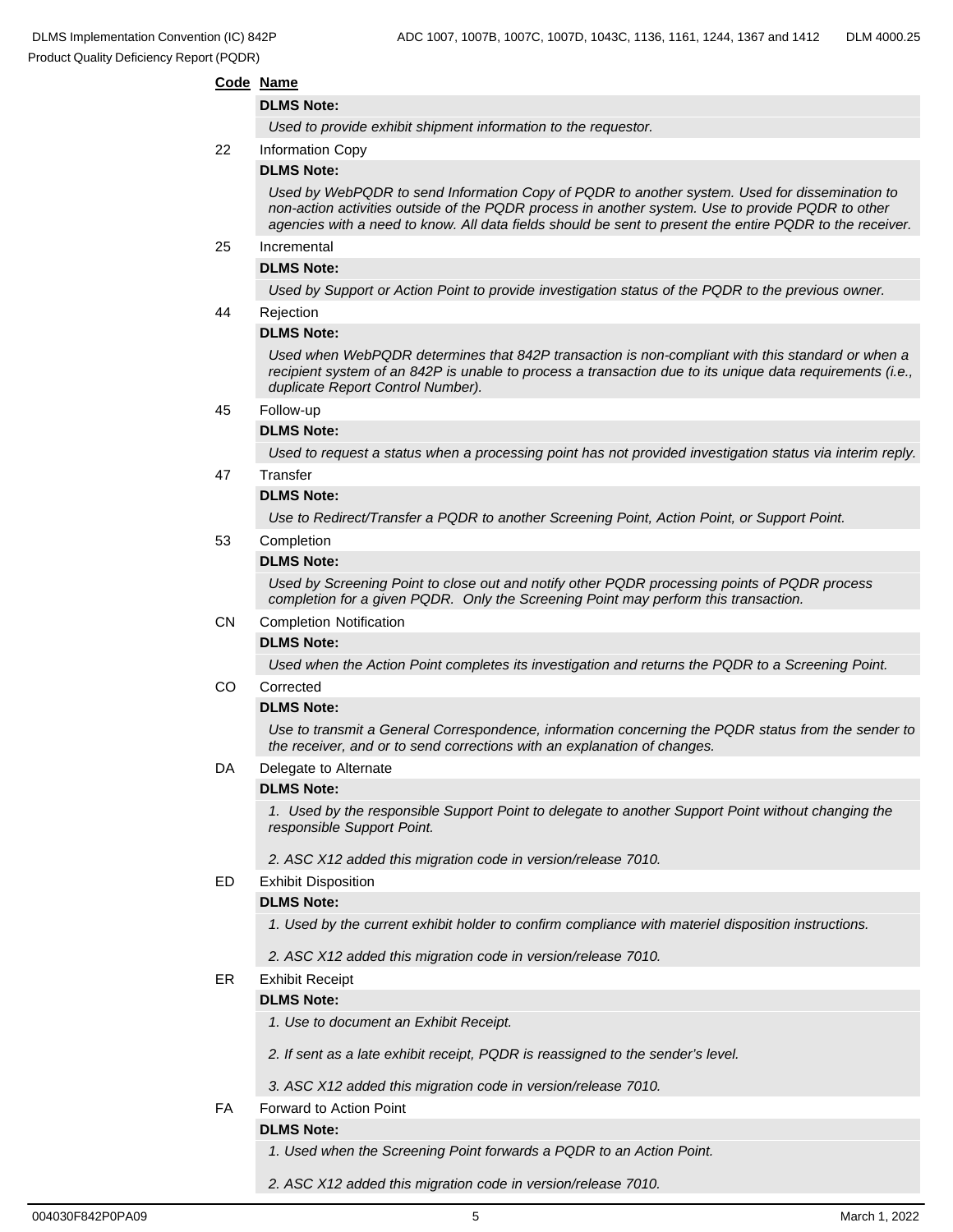**Code Name**

**DLMS Note:**

*Used to provide exhibit shipment information to the requestor.*

22 Information Copy

**DLMS Note:**

*Used by WebPQDR to send Information Copy of PQDR to another system. Used for dissemination to non-action activities outside of the PQDR process in another system. Use to provide PQDR to other agencies with a need to know. All data fields should be sent to present the entire PQDR to the receiver.*

25 Incremental

**DLMS Note:**

*Used by Support or Action Point to provide investigation status of the PQDR to the previous owner.*

44 Rejection

**DLMS Note:**

*Used when WebPQDR determines that 842P transaction is non-compliant with this standard or when a recipient system of an 842P is unable to process a transaction due to its unique data requirements (i.e., duplicate Report Control Number).*

45 Follow-up

**DLMS Note:**

*Used to request a status when a processing point has not provided investigation status via interim reply.*

47 Transfer

**DLMS Note:**

*Use to Redirect/Transfer a PQDR to another Screening Point, Action Point, or Support Point.*

53 Completion

**DLMS Note:**

*Used by Screening Point to close out and notify other PQDR processing points of PQDR process completion for a given PQDR. Only the Screening Point may perform this transaction.*

CN Completion Notification

**DLMS Note:**

*Used when the Action Point completes its investigation and returns the PQDR to a Screening Point.*

CO Corrected

**DLMS Note:**

*Use to transmit a General Correspondence, information concerning the PQDR status from the sender to the receiver, and or to send corrections with an explanation of changes.*

DA Delegate to Alternate

**DLMS Note:**

*1. Used by the responsible Support Point to delegate to another Support Point without changing the responsible Support Point.*

*2. ASC X12 added this migration code in version/release 7010.*

ED Exhibit Disposition

**DLMS Note:**

*1. Used by the current exhibit holder to confirm compliance with materiel disposition instructions.*

*2. ASC X12 added this migration code in version/release 7010.*

ER Exhibit Receipt

**DLMS Note:**

*1. Use to document an Exhibit Receipt.*

*2. If sent as a late exhibit receipt, PQDR is reassigned to the sender's level.*

*3. ASC X12 added this migration code in version/release 7010.*

FA Forward to Action Point

**DLMS Note:**

*1. Used when the Screening Point forwards a PQDR to an Action Point.*

*2. ASC X12 added this migration code in version/release 7010.*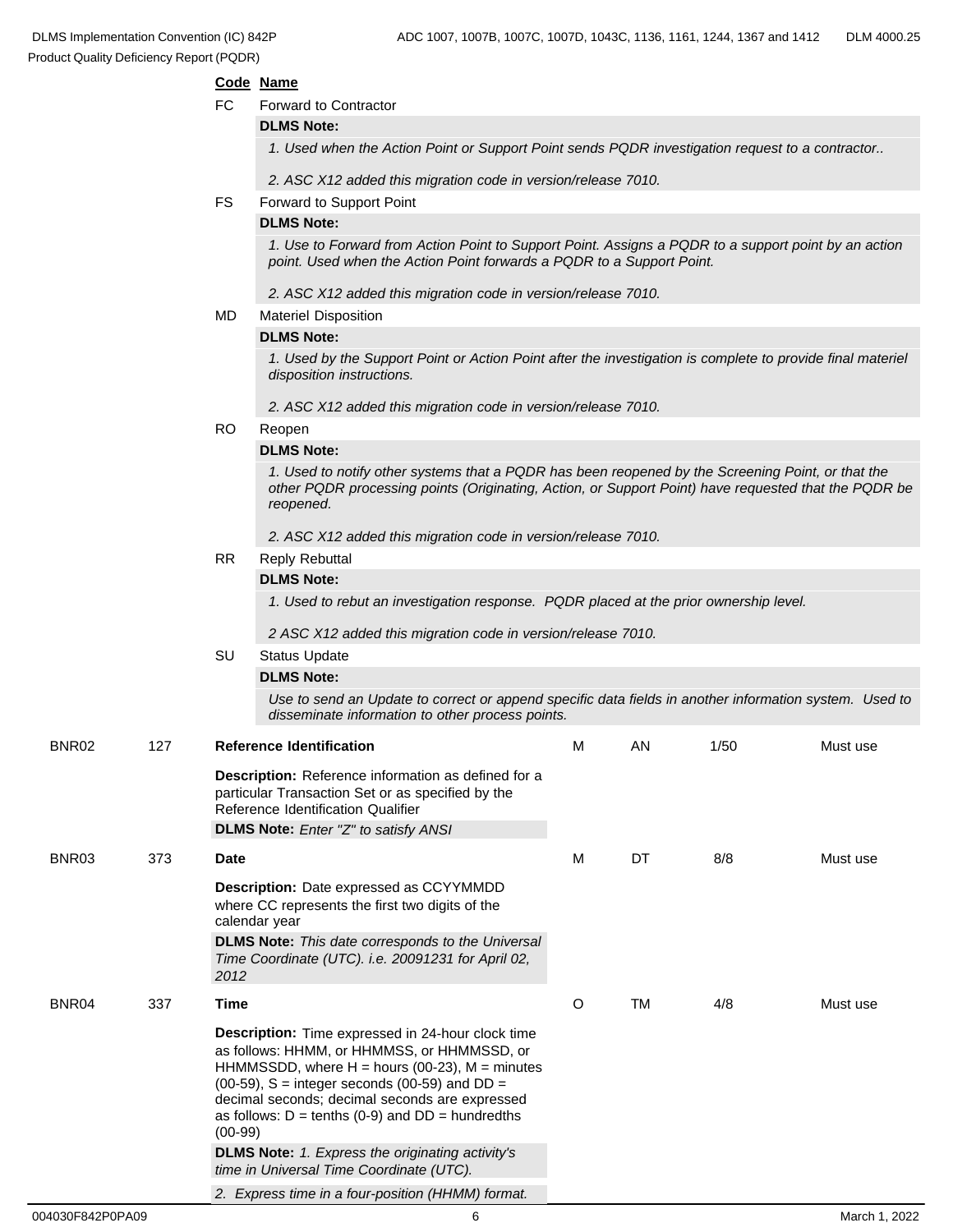| Code | Name |
|---|---|
| FC | Forward to Contractor |
| | **DLMS Note:** |
| | *1. Used when the Action Point or Support Point sends PQDR investigation request to a contractor..* |
| | *2. ASC X12 added this migration code in version/release 7010.* |
| FS | Forward to Support Point |
| | **DLMS Note:** |
| | *1. Use to Forward from Action Point to Support Point. Assigns a PQDR to a support point by an action point. Used when the Action Point forwards a PQDR to a Support Point.* |
| | *2. ASC X12 added this migration code in version/release 7010.* |
| MD | Materiel Disposition |
| | **DLMS Note:** |
| | *1. Used by the Support Point or Action Point after the investigation is complete to provide final materiel disposition instructions.* |
| | *2. ASC X12 added this migration code in version/release 7010.* |
| RO | Reopen |
| | **DLMS Note:** |
| | *1. Used to notify other systems that a PQDR has been reopened by the Screening Point, or that the other PQDR processing points (Originating, Action, or Support Point) have requested that the PQDR be reopened.* |
| | *2. ASC X12 added this migration code in version/release 7010.* |
| RR | Reply Rebuttal |
| | **DLMS Note:** |
| | *1. Used to rebut an investigation response. PQDR placed at the prior ownership level.* |
| | *2 ASC X12 added this migration code in version/release 7010.* |
| SU | Status Update |
| | **DLMS Note:** |
| | *Use to send an Update to correct or append specific data fields in another information system. Used to disseminate information to other process points.* |

| Ref | Id | Name | Req | Type | Min/Max | Usage |
|---|---|---|---|---|---|---|
| BNR02 | 127 | **Reference Identification** | M | AN | 1/50 | Must use |
| | | **Description:** Reference information as defined for a particular Transaction Set or as specified by the Reference Identification Qualifier | | | | |
| | | **DLMS Note:** *Enter "Z" to satisfy ANSI* | | | | |
| BNR03 | 373 | **Date** | M | DT | 8/8 | Must use |
| | | **Description:** Date expressed as CCYYMMDD where CC represents the first two digits of the calendar year | | | | |
| | | **DLMS Note:** *This date corresponds to the Universal Time Coordinate (UTC). i.e. 20091231 for April 02, 2012* | | | | |
| BNR04 | 337 | **Time** | O | TM | 4/8 | Must use |
| | | **Description:** Time expressed in 24-hour clock time as follows: HHMM, or HHMMSS, or HHMMSSD, or HHMMSSDD, where H = hours (00-23), M = minutes (00-59), S = integer seconds (00-59) and DD = decimal seconds; decimal seconds are expressed as follows: D = tenths (0-9) and DD = hundredths (00-99) | | | | |
| | | **DLMS Note:** *1. Express the originating activity's time in Universal Time Coordinate (UTC).* | | | | |
| | | *2. Express time in a four-position (HHMM) format.* | | | | |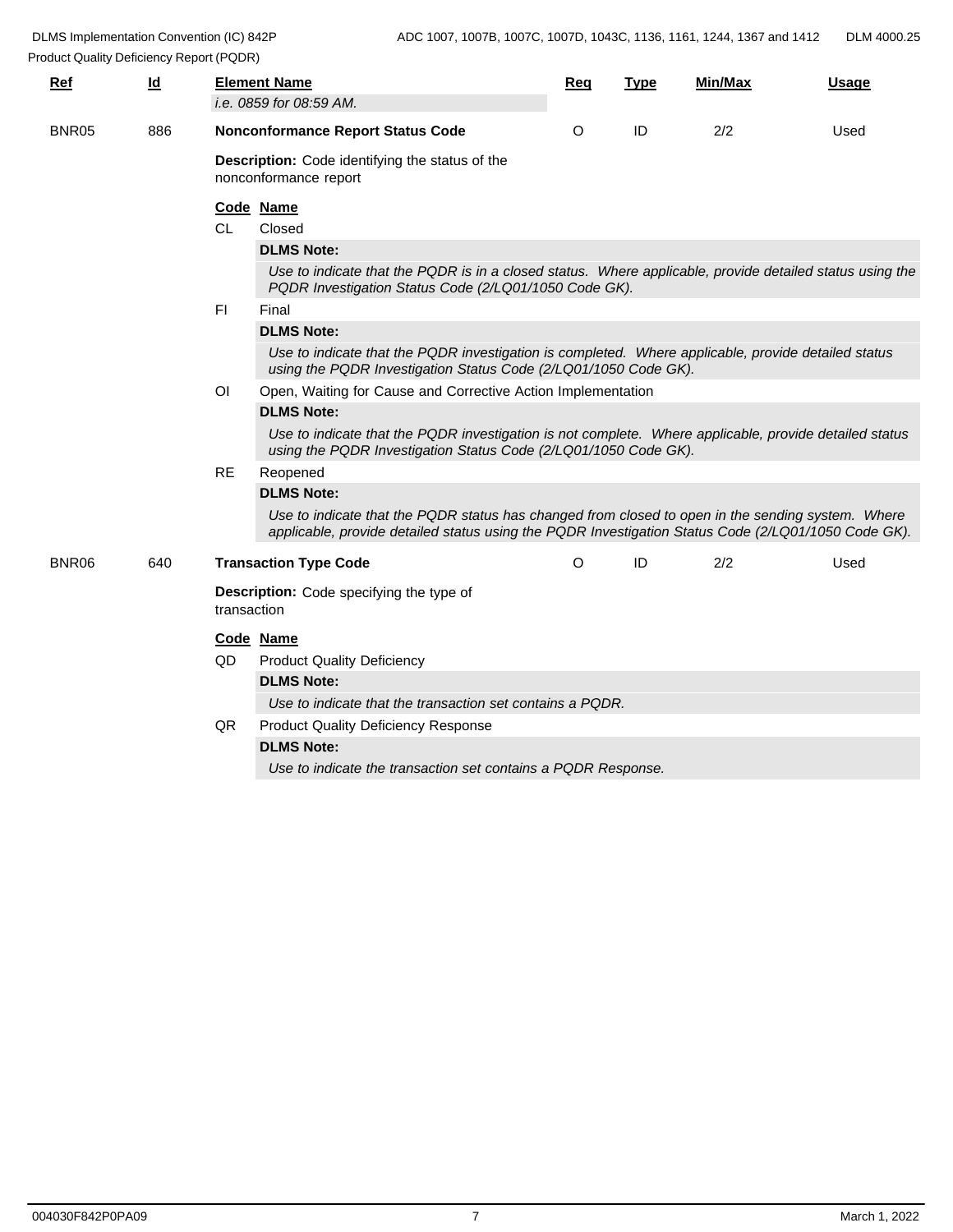| Ref | Id | Element Name | Req | Type | Min/Max | Usage |
|---|---|---|---|---|---|---|
| | | *i.e. 0859 for 08:59 AM.* | | | | |
| BNR05 | 886 | **Nonconformance Report Status Code** | O | ID | 2/2 | Used |

**Description:** Code identifying the status of the nonconformance report

**Code Name**

CL Closed

**DLMS Note:**

*Use to indicate that the PQDR is in a closed status. Where applicable, provide detailed status using the PQDR Investigation Status Code (2/LQ01/1050 Code GK).*

FI Final

**DLMS Note:**

*Use to indicate that the PQDR investigation is completed. Where applicable, provide detailed status using the PQDR Investigation Status Code (2/LQ01/1050 Code GK).*

OI Open, Waiting for Cause and Corrective Action Implementation

**DLMS Note:**

*Use to indicate that the PQDR investigation is not complete. Where applicable, provide detailed status using the PQDR Investigation Status Code (2/LQ01/1050 Code GK).*

RE Reopened

**DLMS Note:**

*Use to indicate that the PQDR status has changed from closed to open in the sending system. Where applicable, provide detailed status using the PQDR Investigation Status Code (2/LQ01/1050 Code GK).*

| Ref | Id | Element Name | Req | Type | Min/Max | Usage |
|---|---|---|---|---|---|---|
| BNR06 | 640 | **Transaction Type Code** | O | ID | 2/2 | Used |

**Description:** Code specifying the type of transaction

**Code Name**

QD Product Quality Deficiency

**DLMS Note:**

*Use to indicate that the transaction set contains a PQDR.*

QR Product Quality Deficiency Response

**DLMS Note:**

*Use to indicate the transaction set contains a PQDR Response.*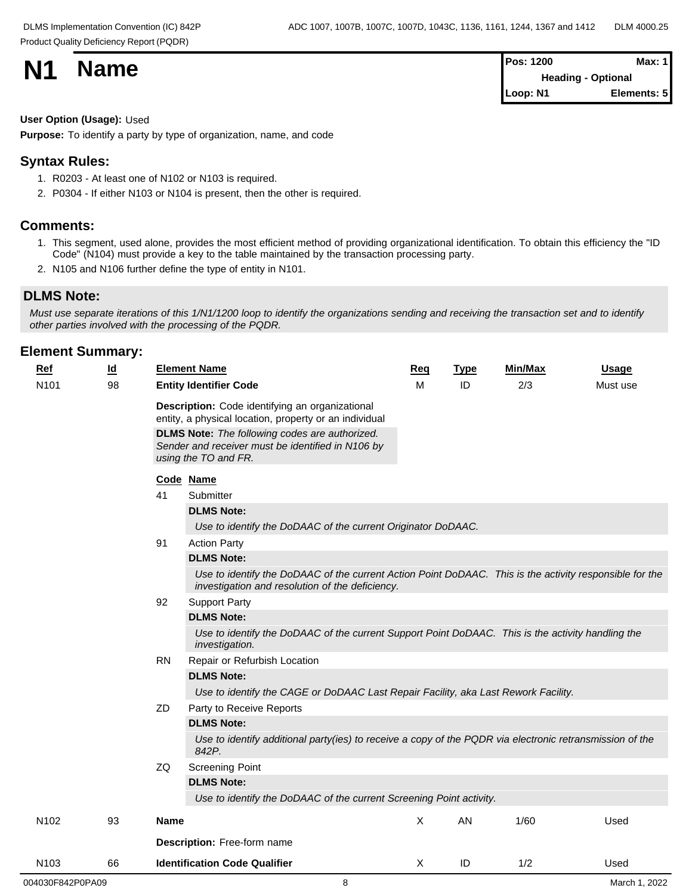# N1 Name

| Pos: 1200 | Max: 1 |
|---|---|
| Heading - Optional | |
| Loop: N1 | Elements: 5 |

**User Option (Usage):** Used

**Purpose:** To identify a party by type of organization, name, and code

## Syntax Rules:

1. R0203 - At least one of N102 or N103 is required.
2. P0304 - If either N103 or N104 is present, then the other is required.

## Comments:

1. This segment, used alone, provides the most efficient method of providing organizational identification. To obtain this efficiency the "ID Code" (N104) must provide a key to the table maintained by the transaction processing party.
2. N105 and N106 further define the type of entity in N101.

## DLMS Note:

*Must use separate iterations of this 1/N1/1200 loop to identify the organizations sending and receiving the transaction set and to identify other parties involved with the processing of the PQDR.*

## Element Summary:

| Ref | Id | Element Name | Req | Type | Min/Max | Usage |
|---|---|---|---|---|---|---|
| N101 | 98 | **Entity Identifier Code** | M | ID | 2/3 | Must use |

**Description:** Code identifying an organizational entity, a physical location, property or an individual

**DLMS Note:** *The following codes are authorized. Sender and receiver must be identified in N106 by using the TO and FR.*

| Code | Name |
|---|---|
| 41 | Submitter<br>**DLMS Note:**<br>*Use to identify the DoDAAC of the current Originator DoDAAC.* |
| 91 | Action Party<br>**DLMS Note:**<br>*Use to identify the DoDAAC of the current Action Point DoDAAC. This is the activity responsible for the investigation and resolution of the deficiency.* |
| 92 | Support Party<br>**DLMS Note:**<br>*Use to identify the DoDAAC of the current Support Point DoDAAC. This is the activity handling the investigation.* |
| RN | Repair or Refurbish Location<br>**DLMS Note:**<br>*Use to identify the CAGE or DoDAAC Last Repair Facility, aka Last Rework Facility.* |
| ZD | Party to Receive Reports<br>**DLMS Note:**<br>*Use to identify additional party(ies) to receive a copy of the PQDR via electronic retransmission of the 842P.* |
| ZQ | Screening Point<br>**DLMS Note:**<br>*Use to identify the DoDAAC of the current Screening Point activity.* |

| Ref | Id | Element Name | Req | Type | Min/Max | Usage |
|---|---|---|---|---|---|---|
| N102 | 93 | **Name** | X | AN | 1/60 | Used |

**Description:** Free-form name

| Ref | Id | Element Name | Req | Type | Min/Max | Usage |
|---|---|---|---|---|---|---|
| N103 | 66 | **Identification Code Qualifier** | X | ID | 1/2 | Used |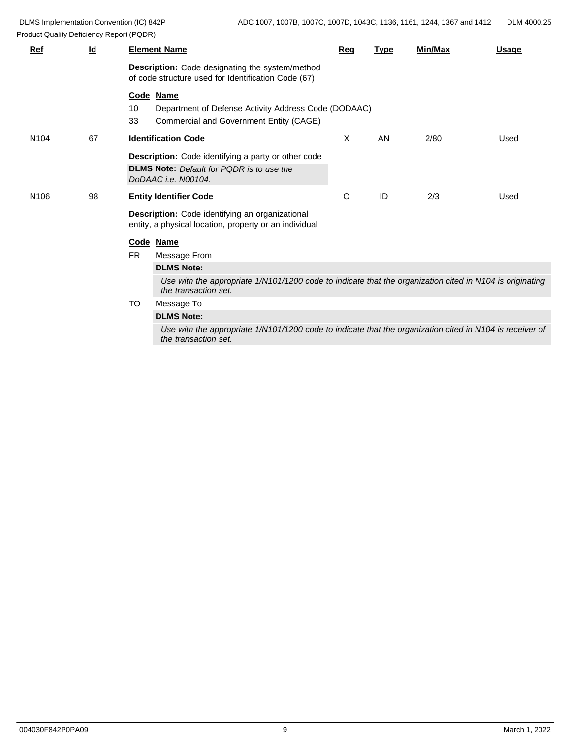| Ref | Id | Element Name | Req | Type | Min/Max | Usage |
|---|---|---|---|---|---|---|
| | | **Description:** Code designating the system/method of code structure used for Identification Code (67) | | | | |
| | | **Code Name**<br>10 Department of Defense Activity Address Code (DODAAC)<br>33 Commercial and Government Entity (CAGE) | | | | |
| N104 | 67 | **Identification Code** | X | AN | 2/80 | Used |
| | | **Description:** Code identifying a party or other code<br>**DLMS Note:** *Default for PQDR is to use the DoDAAC i.e. N00104.* | | | | |
| N106 | 98 | **Entity Identifier Code** | O | ID | 2/3 | Used |
| | | **Description:** Code identifying an organizational entity, a physical location, property or an individual | | | | |
| | | **Code Name**<br>FR Message From<br>**DLMS Note:**<br>*Use with the appropriate 1/N101/1200 code to indicate that the organization cited in N104 is originating the transaction set.*<br>TO Message To<br>**DLMS Note:**<br>*Use with the appropriate 1/N101/1200 code to indicate that the organization cited in N104 is receiver of the transaction set.* | | | | |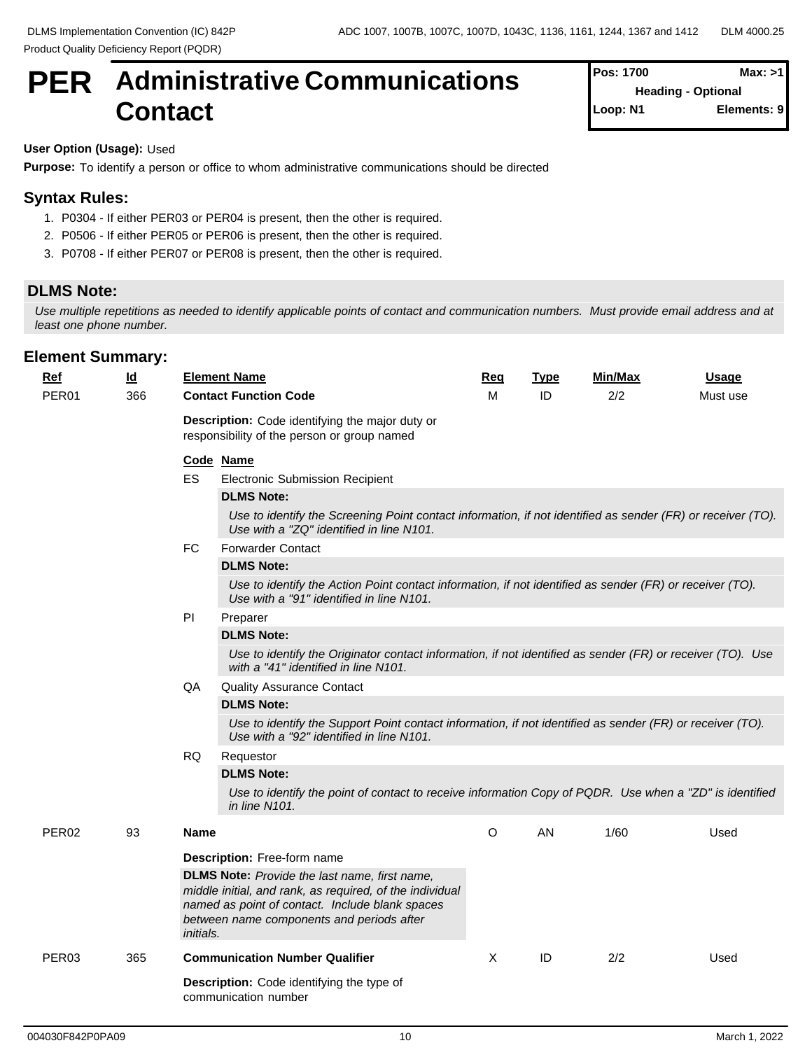# PER Administrative Communications Contact

| Pos: 1700 | Max: >1 |
|---|---|
| Heading - Optional | |
| Loop: N1 | Elements: 9 |

**User Option (Usage):** Used

**Purpose:** To identify a person or office to whom administrative communications should be directed

## Syntax Rules:

1. P0304 - If either PER03 or PER04 is present, then the other is required.
2. P0506 - If either PER05 or PER06 is present, then the other is required.
3. P0708 - If either PER07 or PER08 is present, then the other is required.

## DLMS Note:

*Use multiple repetitions as needed to identify applicable points of contact and communication numbers. Must provide email address and at least one phone number.*

## Element Summary:

| Ref | Id | Element Name | Req | Type | Min/Max | Usage |
|---|---|---|---|---|---|---|
| PER01 | 366 | **Contact Function Code** | M | ID | 2/2 | Must use |

**Description:** Code identifying the major duty or responsibility of the person or group named

| Code | Name |
|---|---|
| ES | Electronic Submission Recipient<br>**DLMS Note:**<br>*Use to identify the Screening Point contact information, if not identified as sender (FR) or receiver (TO). Use with a "ZQ" identified in line N101.* |
| FC | Forwarder Contact<br>**DLMS Note:**<br>*Use to identify the Action Point contact information, if not identified as sender (FR) or receiver (TO). Use with a "91" identified in line N101.* |
| PI | Preparer<br>**DLMS Note:**<br>*Use to identify the Originator contact information, if not identified as sender (FR) or receiver (TO). Use with a "41" identified in line N101.* |
| QA | Quality Assurance Contact<br>**DLMS Note:**<br>*Use to identify the Support Point contact information, if not identified as sender (FR) or receiver (TO). Use with a "92" identified in line N101.* |
| RQ | Requestor<br>**DLMS Note:**<br>*Use to identify the point of contact to receive information Copy of PQDR. Use when a "ZD" is identified in line N101.* |

| Ref | Id | Element Name | Req | Type | Min/Max | Usage |
|---|---|---|---|---|---|---|
| PER02 | 93 | **Name** | O | AN | 1/60 | Used |

**Description:** Free-form name

**DLMS Note:** *Provide the last name, first name, middle initial, and rank, as required, of the individual named as point of contact. Include blank spaces between name components and periods after initials.*

| Ref | Id | Element Name | Req | Type | Min/Max | Usage |
|---|---|---|---|---|---|---|
| PER03 | 365 | **Communication Number Qualifier** | X | ID | 2/2 | Used |

**Description:** Code identifying the type of communication number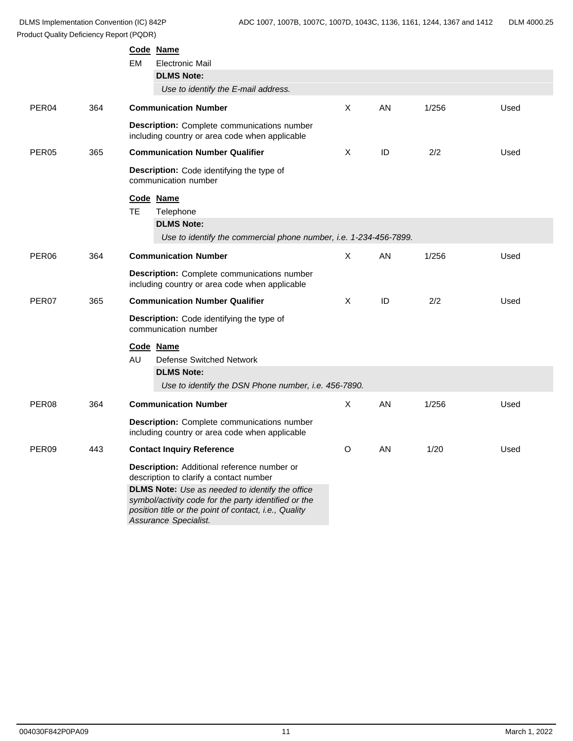**Code** **Name**

EM Electronic Mail

**DLMS Note:**

*Use to identify the E-mail address.*

| | | | | | | |
|---|---|---|---|---|---|---|
| PER04 | 364 | **Communication Number** | X | AN | 1/256 | Used |

**Description:** Complete communications number including country or area code when applicable

| | | | | | | |
|---|---|---|---|---|---|---|
| PER05 | 365 | **Communication Number Qualifier** | X | ID | 2/2 | Used |

**Description:** Code identifying the type of communication number

**Code** **Name**

TE Telephone

**DLMS Note:**

*Use to identify the commercial phone number, i.e. 1-234-456-7899.*

| | | | | | | |
|---|---|---|---|---|---|---|
| PER06 | 364 | **Communication Number** | X | AN | 1/256 | Used |

**Description:** Complete communications number including country or area code when applicable

| | | | | | | |
|---|---|---|---|---|---|---|
| PER07 | 365 | **Communication Number Qualifier** | X | ID | 2/2 | Used |

**Description:** Code identifying the type of communication number

**Code** **Name**

AU Defense Switched Network

**DLMS Note:**

*Use to identify the DSN Phone number, i.e. 456-7890.*

| | | | | | | |
|---|---|---|---|---|---|---|
| PER08 | 364 | **Communication Number** | X | AN | 1/256 | Used |

**Description:** Complete communications number including country or area code when applicable

| | | | | | | |
|---|---|---|---|---|---|---|
| PER09 | 443 | **Contact Inquiry Reference** | O | AN | 1/20 | Used |

**Description:** Additional reference number or description to clarify a contact number

**DLMS Note:** *Use as needed to identify the office symbol/activity code for the party identified or the position title or the point of contact, i.e., Quality Assurance Specialist.*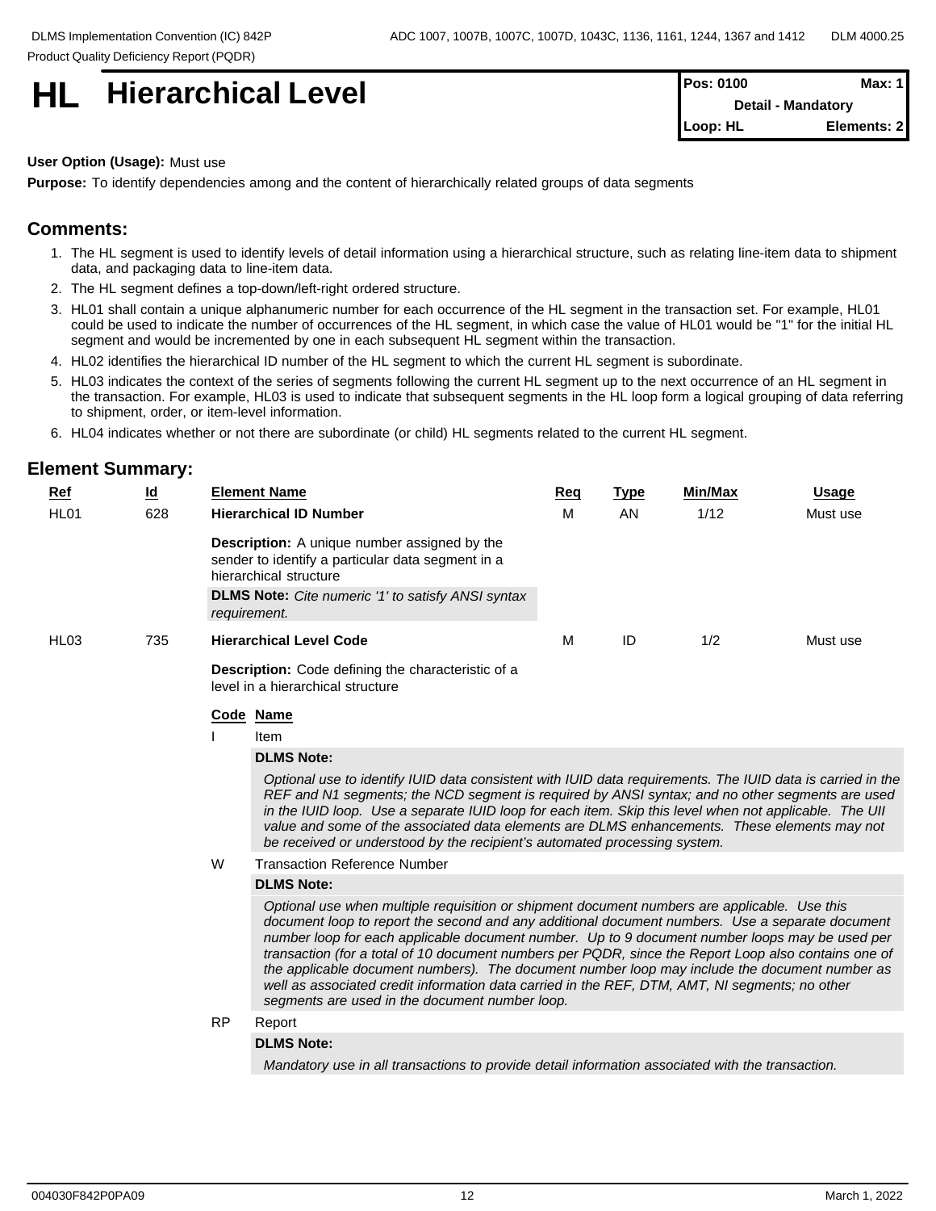# HL Hierarchical Level

| Pos: 0100 | Max: 1 |
|---|---|
| Detail - Mandatory | |
| Loop: HL | Elements: 2 |

**User Option (Usage):** Must use

**Purpose:** To identify dependencies among and the content of hierarchically related groups of data segments

## Comments:

1. The HL segment is used to identify levels of detail information using a hierarchical structure, such as relating line-item data to shipment data, and packaging data to line-item data.
2. The HL segment defines a top-down/left-right ordered structure.
3. HL01 shall contain a unique alphanumeric number for each occurrence of the HL segment in the transaction set. For example, HL01 could be used to indicate the number of occurrences of the HL segment, in which case the value of HL01 would be "1" for the initial HL segment and would be incremented by one in each subsequent HL segment within the transaction.
4. HL02 identifies the hierarchical ID number of the HL segment to which the current HL segment is subordinate.
5. HL03 indicates the context of the series of segments following the current HL segment up to the next occurrence of an HL segment in the transaction. For example, HL03 is used to indicate that subsequent segments in the HL loop form a logical grouping of data referring to shipment, order, or item-level information.
6. HL04 indicates whether or not there are subordinate (or child) HL segments related to the current HL segment.

## Element Summary:

| Ref | Id | Element Name | Req | Type | Min/Max | Usage |
|---|---|---|---|---|---|---|
| HL01 | 628 | **Hierarchical ID Number** | M | AN | 1/12 | Must use |
| | | **Description:** A unique number assigned by the sender to identify a particular data segment in a hierarchical structure | | | | |
| | | **DLMS Note:** *Cite numeric '1' to satisfy ANSI syntax requirement.* | | | | |
| HL03 | 735 | **Hierarchical Level Code** | M | ID | 1/2 | Must use |
| | | **Description:** Code defining the characteristic of a level in a hierarchical structure | | | | |

**Code Name**

**I** Item

**DLMS Note:**

*Optional use to identify IUID data consistent with IUID data requirements. The IUID data is carried in the REF and N1 segments; the NCD segment is required by ANSI syntax; and no other segments are used in the IUID loop. Use a separate IUID loop for each item. Skip this level when not applicable. The UII value and some of the associated data elements are DLMS enhancements. These elements may not be received or understood by the recipient's automated processing system.*

**W** Transaction Reference Number

**DLMS Note:**

*Optional use when multiple requisition or shipment document numbers are applicable. Use this document loop to report the second and any additional document numbers. Use a separate document number loop for each applicable document number. Up to 9 document number loops may be used per transaction (for a total of 10 document numbers per PQDR, since the Report Loop also contains one of the applicable document numbers). The document number loop may include the document number as well as associated credit information data carried in the REF, DTM, AMT, NI segments; no other segments are used in the document number loop.*

**RP** Report

**DLMS Note:**

*Mandatory use in all transactions to provide detail information associated with the transaction.*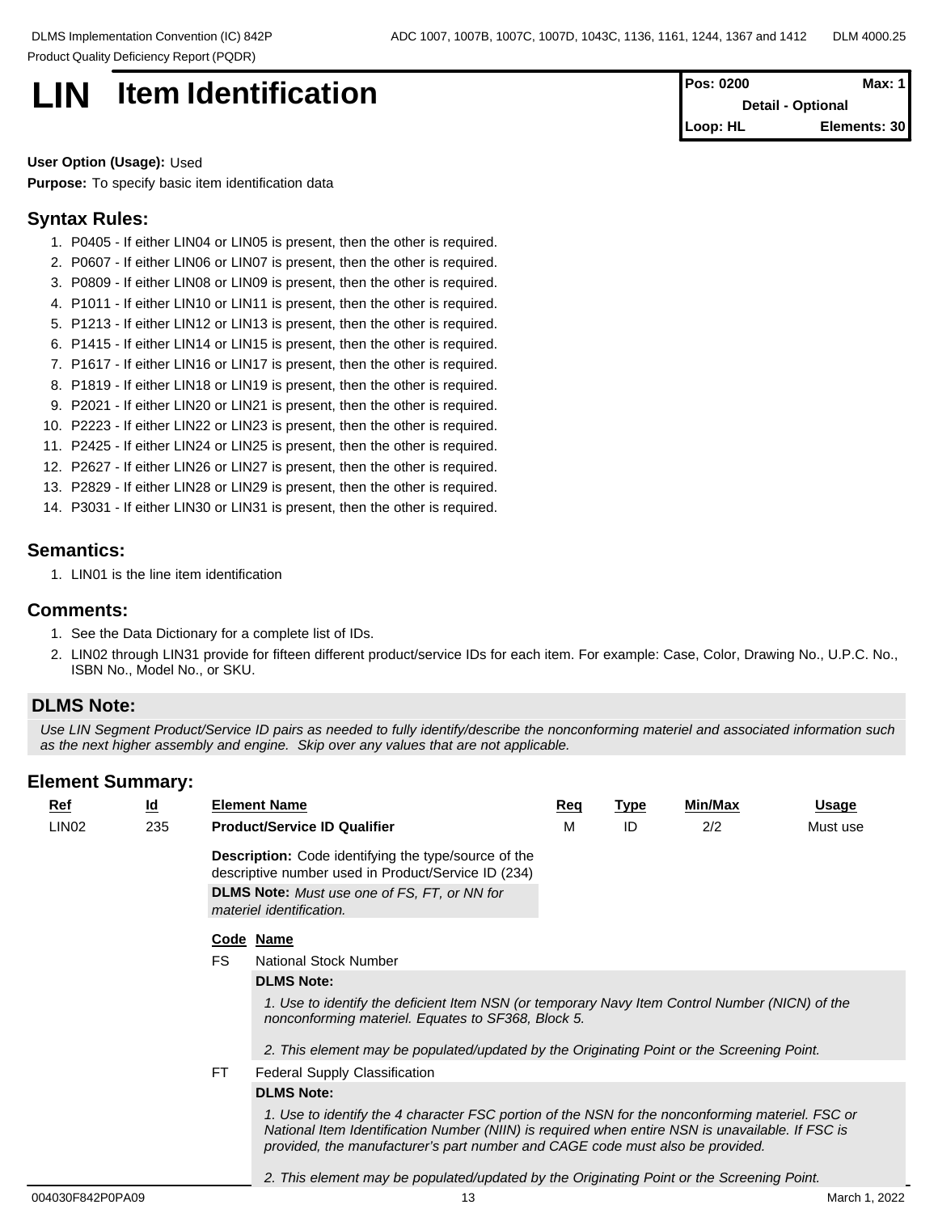# LIN Item Identification

| Pos: 0200 | Max: 1 |
| --- | --- |
| Detail - Optional | |
| Loop: HL | Elements: 30 |

**User Option (Usage):** Used

**Purpose:** To specify basic item identification data

## Syntax Rules:

1. P0405 - If either LIN04 or LIN05 is present, then the other is required.
2. P0607 - If either LIN06 or LIN07 is present, then the other is required.
3. P0809 - If either LIN08 or LIN09 is present, then the other is required.
4. P1011 - If either LIN10 or LIN11 is present, then the other is required.
5. P1213 - If either LIN12 or LIN13 is present, then the other is required.
6. P1415 - If either LIN14 or LIN15 is present, then the other is required.
7. P1617 - If either LIN16 or LIN17 is present, then the other is required.
8. P1819 - If either LIN18 or LIN19 is present, then the other is required.
9. P2021 - If either LIN20 or LIN21 is present, then the other is required.
10. P2223 - If either LIN22 or LIN23 is present, then the other is required.
11. P2425 - If either LIN24 or LIN25 is present, then the other is required.
12. P2627 - If either LIN26 or LIN27 is present, then the other is required.
13. P2829 - If either LIN28 or LIN29 is present, then the other is required.
14. P3031 - If either LIN30 or LIN31 is present, then the other is required.

## Semantics:

1. LIN01 is the line item identification

## Comments:

1. See the Data Dictionary for a complete list of IDs.
2. LIN02 through LIN31 provide for fifteen different product/service IDs for each item. For example: Case, Color, Drawing No., U.P.C. No., ISBN No., Model No., or SKU.

## DLMS Note:

*Use LIN Segment Product/Service ID pairs as needed to fully identify/describe the nonconforming materiel and associated information such as the next higher assembly and engine. Skip over any values that are not applicable.*

## Element Summary:

| Ref | Id | Element Name | Req | Type | Min/Max | Usage |
| --- | --- | --- | --- | --- | --- | --- |
| LIN02 | 235 | **Product/Service ID Qualifier** | M | ID | 2/2 | Must use |

**Description:** Code identifying the type/source of the descriptive number used in Product/Service ID (234)

**DLMS Note:** *Must use one of FS, FT, or NN for materiel identification.*

| Code | Name |
| --- | --- |
| FS | National Stock Number |
| FT | Federal Supply Classification |

**FS** National Stock Number

**DLMS Note:**

*1. Use to identify the deficient Item NSN (or temporary Navy Item Control Number (NICN) of the nonconforming materiel. Equates to SF368, Block 5.*

*2. This element may be populated/updated by the Originating Point or the Screening Point.*

**FT** Federal Supply Classification

**DLMS Note:**

*1. Use to identify the 4 character FSC portion of the NSN for the nonconforming materiel. FSC or National Item Identification Number (NIIN) is required when entire NSN is unavailable. If FSC is provided, the manufacturer's part number and CAGE code must also be provided.*

*2. This element may be populated/updated by the Originating Point or the Screening Point.*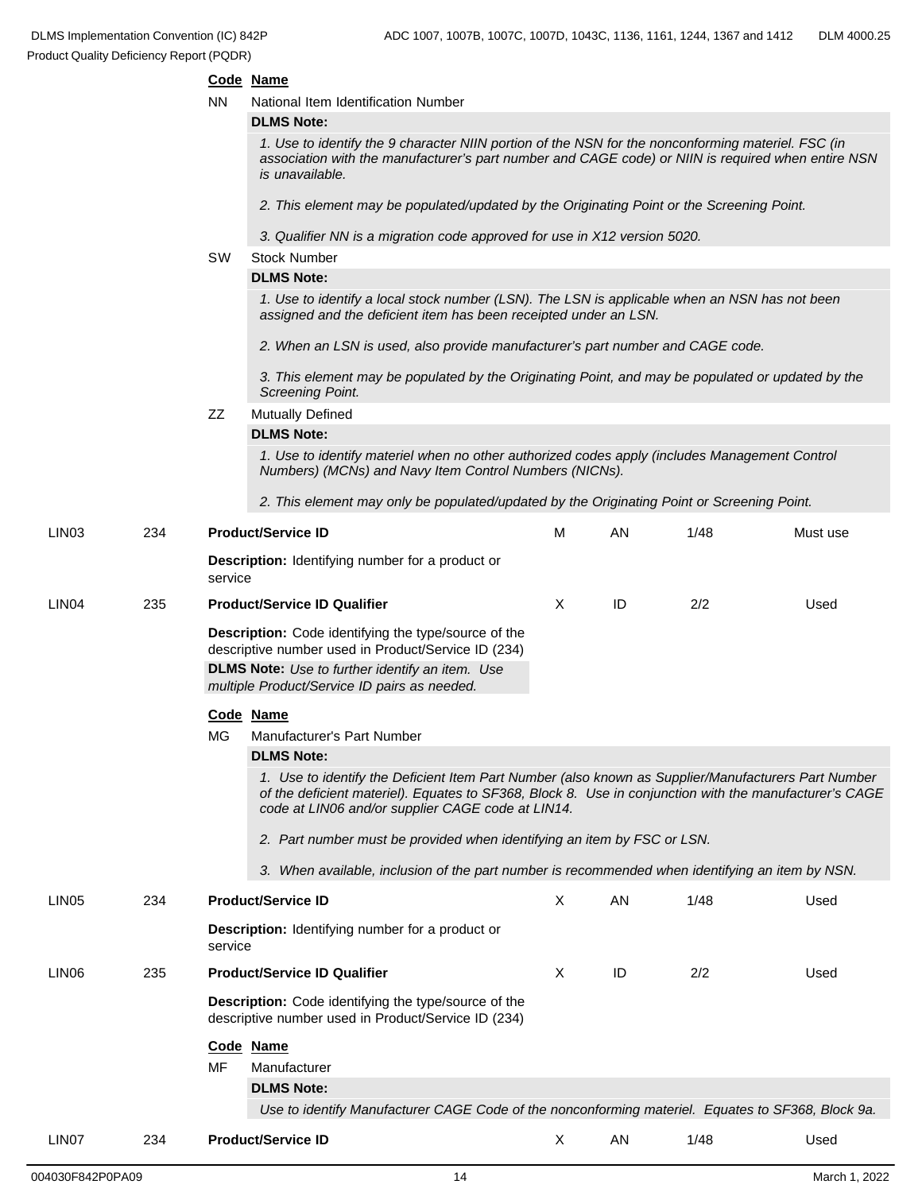**Code Name**

NN National Item Identification Number

**DLMS Note:**

*1. Use to identify the 9 character NIIN portion of the NSN for the nonconforming materiel. FSC (in association with the manufacturer's part number and CAGE code) or NIIN is required when entire NSN is unavailable.*

*2. This element may be populated/updated by the Originating Point or the Screening Point.*

*3. Qualifier NN is a migration code approved for use in X12 version 5020.*

SW Stock Number

**DLMS Note:**

*1. Use to identify a local stock number (LSN). The LSN is applicable when an NSN has not been assigned and the deficient item has been receipted under an LSN.*

*2. When an LSN is used, also provide manufacturer's part number and CAGE code.*

*3. This element may be populated by the Originating Point, and may be populated or updated by the Screening Point.*

ZZ Mutually Defined

**DLMS Note:**

*1. Use to identify materiel when no other authorized codes apply (includes Management Control Numbers) (MCNs) and Navy Item Control Numbers (NICNs).*

*2. This element may only be populated/updated by the Originating Point or Screening Point.*

| LIN03 | 234 | **Product/Service ID** | M | AN | 1/48 | Must use |
|---|---|---|---|---|---|---|

**Description:** Identifying number for a product or service

| LIN04 | 235 | **Product/Service ID Qualifier** | X | ID | 2/2 | Used |
|---|---|---|---|---|---|---|

**Description:** Code identifying the type/source of the descriptive number used in Product/Service ID (234)

**DLMS Note:** *Use to further identify an item. Use multiple Product/Service ID pairs as needed.*

**Code Name**

MG Manufacturer's Part Number

**DLMS Note:**

*1. Use to identify the Deficient Item Part Number (also known as Supplier/Manufacturers Part Number of the deficient materiel). Equates to SF368, Block 8. Use in conjunction with the manufacturer's CAGE code at LIN06 and/or supplier CAGE code at LIN14.*

*2. Part number must be provided when identifying an item by FSC or LSN.*

*3. When available, inclusion of the part number is recommended when identifying an item by NSN.*

| LIN05 | 234 | **Product/Service ID** | X | AN | 1/48 | Used |
|---|---|---|---|---|---|---|

**Description:** Identifying number for a product or service

| LIN06 | 235 | **Product/Service ID Qualifier** | X | ID | 2/2 | Used |
|---|---|---|---|---|---|---|

**Description:** Code identifying the type/source of the descriptive number used in Product/Service ID (234)

**Code Name**

MF Manufacturer

**DLMS Note:**

*Use to identify Manufacturer CAGE Code of the nonconforming materiel. Equates to SF368, Block 9a.*

| LIN07 | 234 | **Product/Service ID** | X | AN | 1/48 | Used |
|---|---|---|---|---|---|---|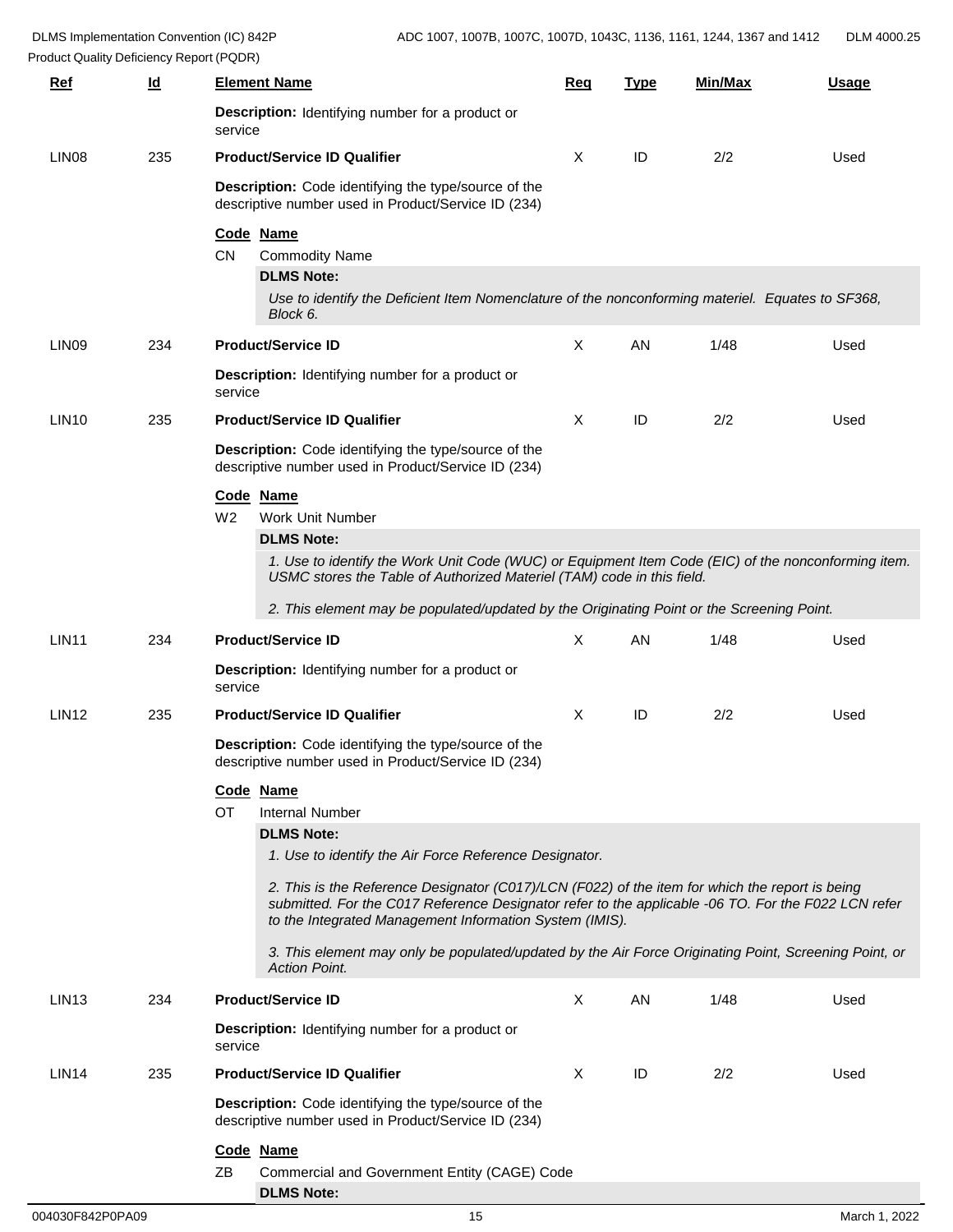| Ref | Id | Element Name | Req | Type | Min/Max | Usage |
|---|---|---|---|---|---|---|
| | | **Description:** Identifying number for a product or service | | | | |
| LIN08 | 235 | **Product/Service ID Qualifier** | X | ID | 2/2 | Used |
| | | **Description:** Code identifying the type/source of the descriptive number used in Product/Service ID (234) | | | | |

**Code Name**

CN Commodity Name

**DLMS Note:**

*Use to identify the Deficient Item Nomenclature of the nonconforming materiel. Equates to SF368, Block 6.*

| Ref | Id | Element Name | Req | Type | Min/Max | Usage |
|---|---|---|---|---|---|---|
| LIN09 | 234 | **Product/Service ID** | X | AN | 1/48 | Used |
| | | **Description:** Identifying number for a product or service | | | | |
| LIN10 | 235 | **Product/Service ID Qualifier** | X | ID | 2/2 | Used |
| | | **Description:** Code identifying the type/source of the descriptive number used in Product/Service ID (234) | | | | |

**Code Name**

W2 Work Unit Number

**DLMS Note:**

*1. Use to identify the Work Unit Code (WUC) or Equipment Item Code (EIC) of the nonconforming item. USMC stores the Table of Authorized Materiel (TAM) code in this field.*

*2. This element may be populated/updated by the Originating Point or the Screening Point.*

| Ref | Id | Element Name | Req | Type | Min/Max | Usage |
|---|---|---|---|---|---|---|
| LIN11 | 234 | **Product/Service ID** | X | AN | 1/48 | Used |
| | | **Description:** Identifying number for a product or service | | | | |
| LIN12 | 235 | **Product/Service ID Qualifier** | X | ID | 2/2 | Used |
| | | **Description:** Code identifying the type/source of the descriptive number used in Product/Service ID (234) | | | | |

**Code Name**

OT Internal Number

**DLMS Note:**

*1. Use to identify the Air Force Reference Designator.*

*2. This is the Reference Designator (C017)/LCN (F022) of the item for which the report is being submitted. For the C017 Reference Designator refer to the applicable -06 TO. For the F022 LCN refer to the Integrated Management Information System (IMIS).*

*3. This element may only be populated/updated by the Air Force Originating Point, Screening Point, or Action Point.*

| Ref | Id | Element Name | Req | Type | Min/Max | Usage |
|---|---|---|---|---|---|---|
| LIN13 | 234 | **Product/Service ID** | X | AN | 1/48 | Used |
| | | **Description:** Identifying number for a product or service | | | | |
| LIN14 | 235 | **Product/Service ID Qualifier** | X | ID | 2/2 | Used |
| | | **Description:** Code identifying the type/source of the descriptive number used in Product/Service ID (234) | | | | |

**Code Name**

ZB Commercial and Government Entity (CAGE) Code

**DLMS Note:**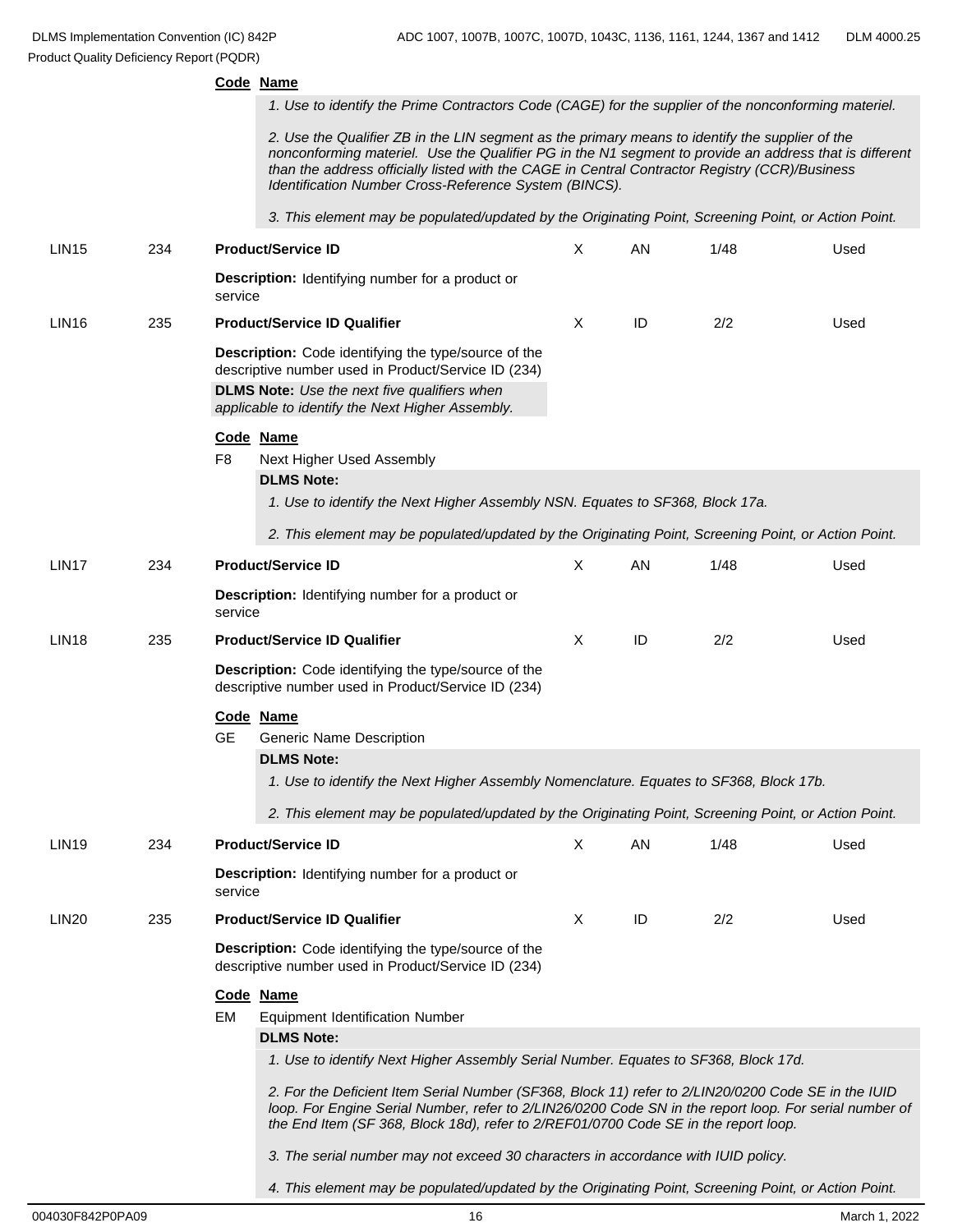**Code** **Name**

*1. Use to identify the Prime Contractors Code (CAGE) for the supplier of the nonconforming materiel.*

*2. Use the Qualifier ZB in the LIN segment as the primary means to identify the supplier of the nonconforming materiel. Use the Qualifier PG in the N1 segment to provide an address that is different than the address officially listed with the CAGE in Central Contractor Registry (CCR)/Business Identification Number Cross-Reference System (BINCS).*

*3. This element may be populated/updated by the Originating Point, Screening Point, or Action Point.*

| | | | | | | |
|---|---|---|---|---|---|---|
| LIN15 | 234 | **Product/Service ID** | X | AN | 1/48 | Used |

**Description:** Identifying number for a product or service

| | | | | | | |
|---|---|---|---|---|---|---|
| LIN16 | 235 | **Product/Service ID Qualifier** | X | ID | 2/2 | Used |

**Description:** Code identifying the type/source of the descriptive number used in Product/Service ID (234)

**DLMS Note:** *Use the next five qualifiers when applicable to identify the Next Higher Assembly.*

**Code** **Name**

F8 Next Higher Used Assembly

**DLMS Note:**

*1. Use to identify the Next Higher Assembly NSN. Equates to SF368, Block 17a.*

*2. This element may be populated/updated by the Originating Point, Screening Point, or Action Point.*

| | | | | | | |
|---|---|---|---|---|---|---|
| LIN17 | 234 | **Product/Service ID** | X | AN | 1/48 | Used |

**Description:** Identifying number for a product or service

| | | | | | | |
|---|---|---|---|---|---|---|
| LIN18 | 235 | **Product/Service ID Qualifier** | X | ID | 2/2 | Used |

**Description:** Code identifying the type/source of the descriptive number used in Product/Service ID (234)

**Code** **Name**

GE Generic Name Description

**DLMS Note:**

*1. Use to identify the Next Higher Assembly Nomenclature. Equates to SF368, Block 17b.*

*2. This element may be populated/updated by the Originating Point, Screening Point, or Action Point.*

| | | | | | | |
|---|---|---|---|---|---|---|
| LIN19 | 234 | **Product/Service ID** | X | AN | 1/48 | Used |

**Description:** Identifying number for a product or service

| | | | | | | |
|---|---|---|---|---|---|---|
| LIN20 | 235 | **Product/Service ID Qualifier** | X | ID | 2/2 | Used |

**Description:** Code identifying the type/source of the descriptive number used in Product/Service ID (234)

**Code** **Name**

EM Equipment Identification Number

**DLMS Note:**

*1. Use to identify Next Higher Assembly Serial Number. Equates to SF368, Block 17d.*

*2. For the Deficient Item Serial Number (SF368, Block 11) refer to 2/LIN20/0200 Code SE in the IUID loop. For Engine Serial Number, refer to 2/LIN26/0200 Code SN in the report loop. For serial number of the End Item (SF 368, Block 18d), refer to 2/REF01/0700 Code SE in the report loop.*

*3. The serial number may not exceed 30 characters in accordance with IUID policy.*

*4. This element may be populated/updated by the Originating Point, Screening Point, or Action Point.*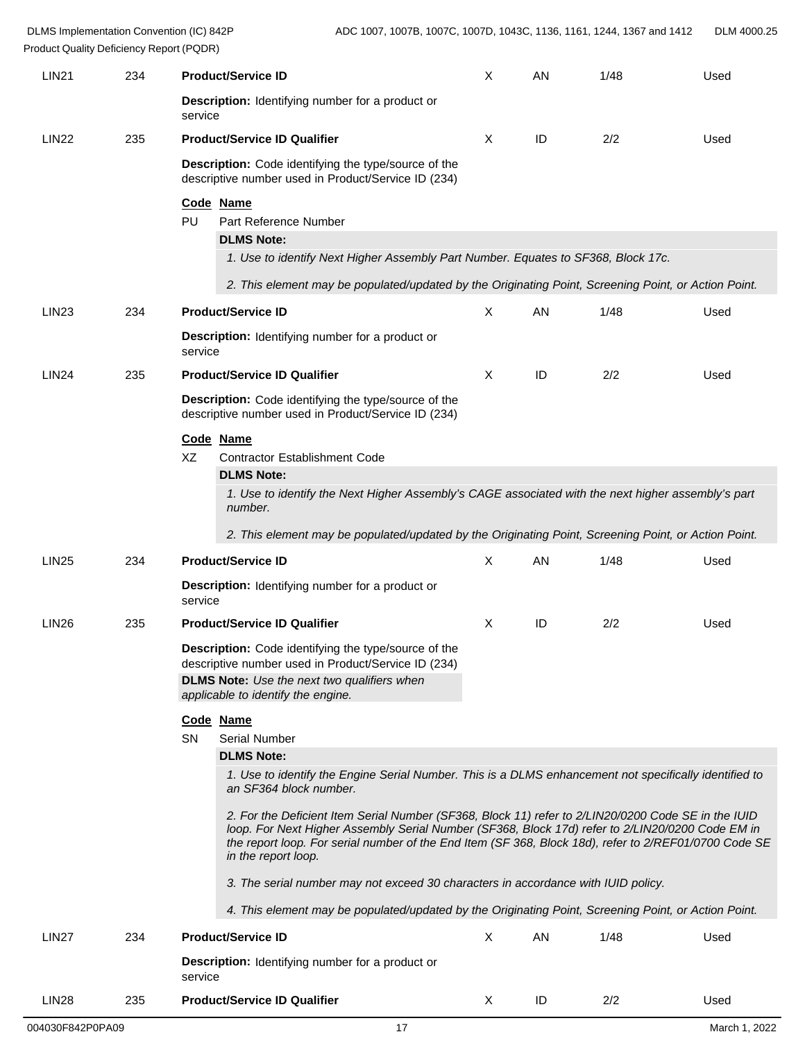| Ref | Data Element | Name | Req | Type | Min/Max | Usage |
|---|---|---|---|---|---|---|
| LIN21 | 234 | **Product/Service ID** | X | AN | 1/48 | Used |
| | | **Description:** Identifying number for a product or service | | | | |
| LIN22 | 235 | **Product/Service ID Qualifier** | X | ID | 2/2 | Used |
| | | **Description:** Code identifying the type/source of the descriptive number used in Product/Service ID (234) | | | | |
| LIN23 | 234 | **Product/Service ID** | X | AN | 1/48 | Used |
| | | **Description:** Identifying number for a product or service | | | | |
| LIN24 | 235 | **Product/Service ID Qualifier** | X | ID | 2/2 | Used |
| | | **Description:** Code identifying the type/source of the descriptive number used in Product/Service ID (234) | | | | |
| LIN25 | 234 | **Product/Service ID** | X | AN | 1/48 | Used |
| | | **Description:** Identifying number for a product or service | | | | |
| LIN26 | 235 | **Product/Service ID Qualifier** | X | ID | 2/2 | Used |
| | | **Description:** Code identifying the type/source of the descriptive number used in Product/Service ID (234) | | | | |
| LIN27 | 234 | **Product/Service ID** | X | AN | 1/48 | Used |
| | | **Description:** Identifying number for a product or service | | | | |
| LIN28 | 235 | **Product/Service ID Qualifier** | X | ID | 2/2 | Used |

**LIN22 Codes:**

| Code | Name |
|---|---|
| PU | Part Reference Number |

**DLMS Note:**

*1. Use to identify Next Higher Assembly Part Number. Equates to SF368, Block 17c.*

*2. This element may be populated/updated by the Originating Point, Screening Point, or Action Point.*

**LIN24 Codes:**

| Code | Name |
|---|---|
| XZ | Contractor Establishment Code |

**DLMS Note:**

*1. Use to identify the Next Higher Assembly's CAGE associated with the next higher assembly's part number.*

*2. This element may be populated/updated by the Originating Point, Screening Point, or Action Point.*

**LIN26:**

**DLMS Note:** *Use the next two qualifiers when applicable to identify the engine.*

| Code | Name |
|---|---|
| SN | Serial Number |

**DLMS Note:**

*1. Use to identify the Engine Serial Number. This is a DLMS enhancement not specifically identified to an SF364 block number.*

*2. For the Deficient Item Serial Number (SF368, Block 11) refer to 2/LIN20/0200 Code SE in the IUID loop. For Next Higher Assembly Serial Number (SF368, Block 17d) refer to 2/LIN20/0200 Code EM in the report loop. For serial number of the End Item (SF 368, Block 18d), refer to 2/REF01/0700 Code SE in the report loop.*

*3. The serial number may not exceed 30 characters in accordance with IUID policy.*

*4. This element may be populated/updated by the Originating Point, Screening Point, or Action Point.*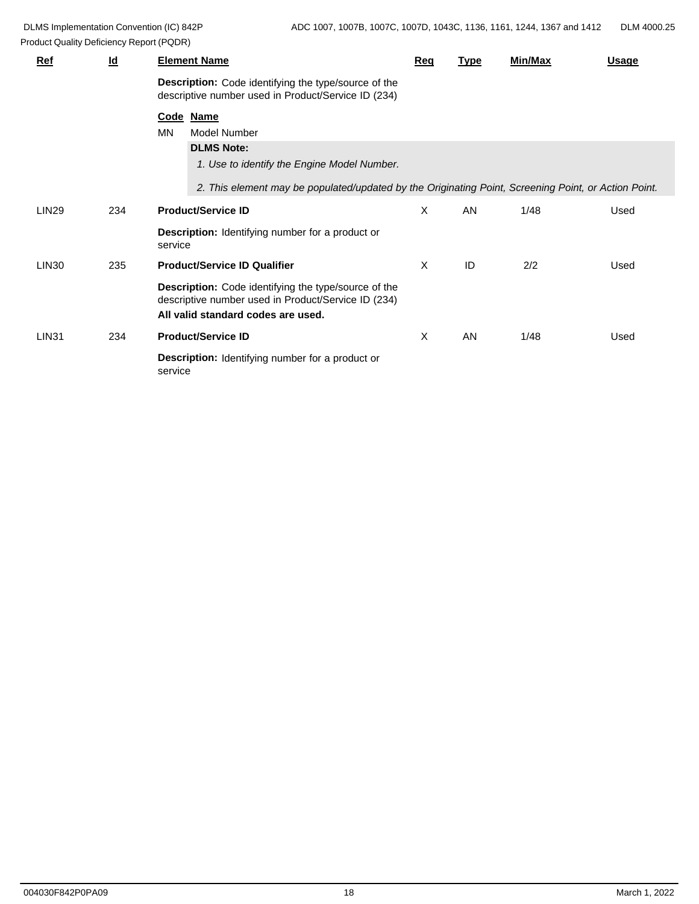| Ref | Id | Element Name | Req | Type | Min/Max | Usage |
|---|---|---|---|---|---|---|
| | | **Description:** Code identifying the type/source of the descriptive number used in Product/Service ID (234) | | | | |
| | | **Code Name**<br>MN Model Number<br>**DLMS Note:**<br>*1. Use to identify the Engine Model Number.*<br>*2. This element may be populated/updated by the Originating Point, Screening Point, or Action Point.* | | | | |
| LIN29 | 234 | **Product/Service ID** | X | AN | 1/48 | Used |
| | | **Description:** Identifying number for a product or service | | | | |
| LIN30 | 235 | **Product/Service ID Qualifier** | X | ID | 2/2 | Used |
| | | **Description:** Code identifying the type/source of the descriptive number used in Product/Service ID (234)<br>**All valid standard codes are used.** | | | | |
| LIN31 | 234 | **Product/Service ID** | X | AN | 1/48 | Used |
| | | **Description:** Identifying number for a product or service | | | | |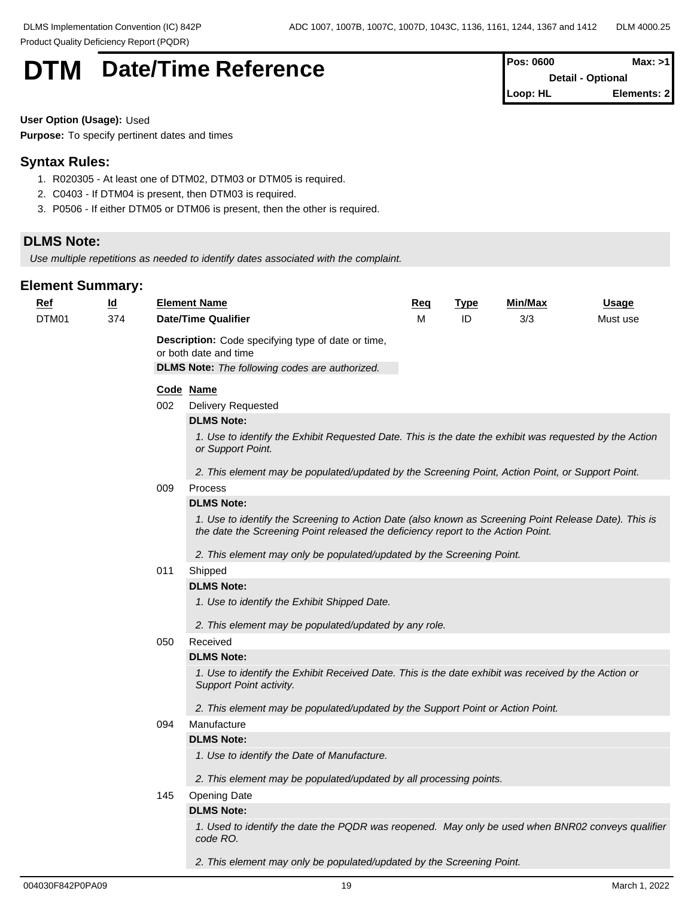# DTM Date/Time Reference

| Pos: 0600 | Max: >1 |
|---|---|
| Detail - Optional | |
| Loop: HL | Elements: 2 |

**User Option (Usage):** Used

**Purpose:** To specify pertinent dates and times

## Syntax Rules:

1. R020305 - At least one of DTM02, DTM03 or DTM05 is required.
2. C0403 - If DTM04 is present, then DTM03 is required.
3. P0506 - If either DTM05 or DTM06 is present, then the other is required.

## DLMS Note:

*Use multiple repetitions as needed to identify dates associated with the complaint.*

## Element Summary:

| Ref | Id | Element Name | Req | Type | Min/Max | Usage |
|---|---|---|---|---|---|---|
| DTM01 | 374 | **Date/Time Qualifier** | M | ID | 3/3 | Must use |

**Description:** Code specifying type of date or time, or both date and time

**DLMS Note:** *The following codes are authorized.*

| Code | Name |
|---|---|
| 002 | Delivery Requested |

**DLMS Note:**

*1. Use to identify the Exhibit Requested Date. This is the date the exhibit was requested by the Action or Support Point.*

*2. This element may be populated/updated by the Screening Point, Action Point, or Support Point.*

| Code | Name |
|---|---|
| 009 | Process |

**DLMS Note:**

*1. Use to identify the Screening to Action Date (also known as Screening Point Release Date). This is the date the Screening Point released the deficiency report to the Action Point.*

*2. This element may only be populated/updated by the Screening Point.*

| Code | Name |
|---|---|
| 011 | Shipped |

**DLMS Note:**

*1. Use to identify the Exhibit Shipped Date.*

*2. This element may be populated/updated by any role.*

| Code | Name |
|---|---|
| 050 | Received |

**DLMS Note:**

*1. Use to identify the Exhibit Received Date. This is the date exhibit was received by the Action or Support Point activity.*

*2. This element may be populated/updated by the Support Point or Action Point.*

| Code | Name |
|---|---|
| 094 | Manufacture |

**DLMS Note:**

*1. Use to identify the Date of Manufacture.*

*2. This element may be populated/updated by all processing points.*

| Code | Name |
|---|---|
| 145 | Opening Date |

**DLMS Note:**

*1. Used to identify the date the PQDR was reopened. May only be used when BNR02 conveys qualifier code RO.*

*2. This element may only be populated/updated by the Screening Point.*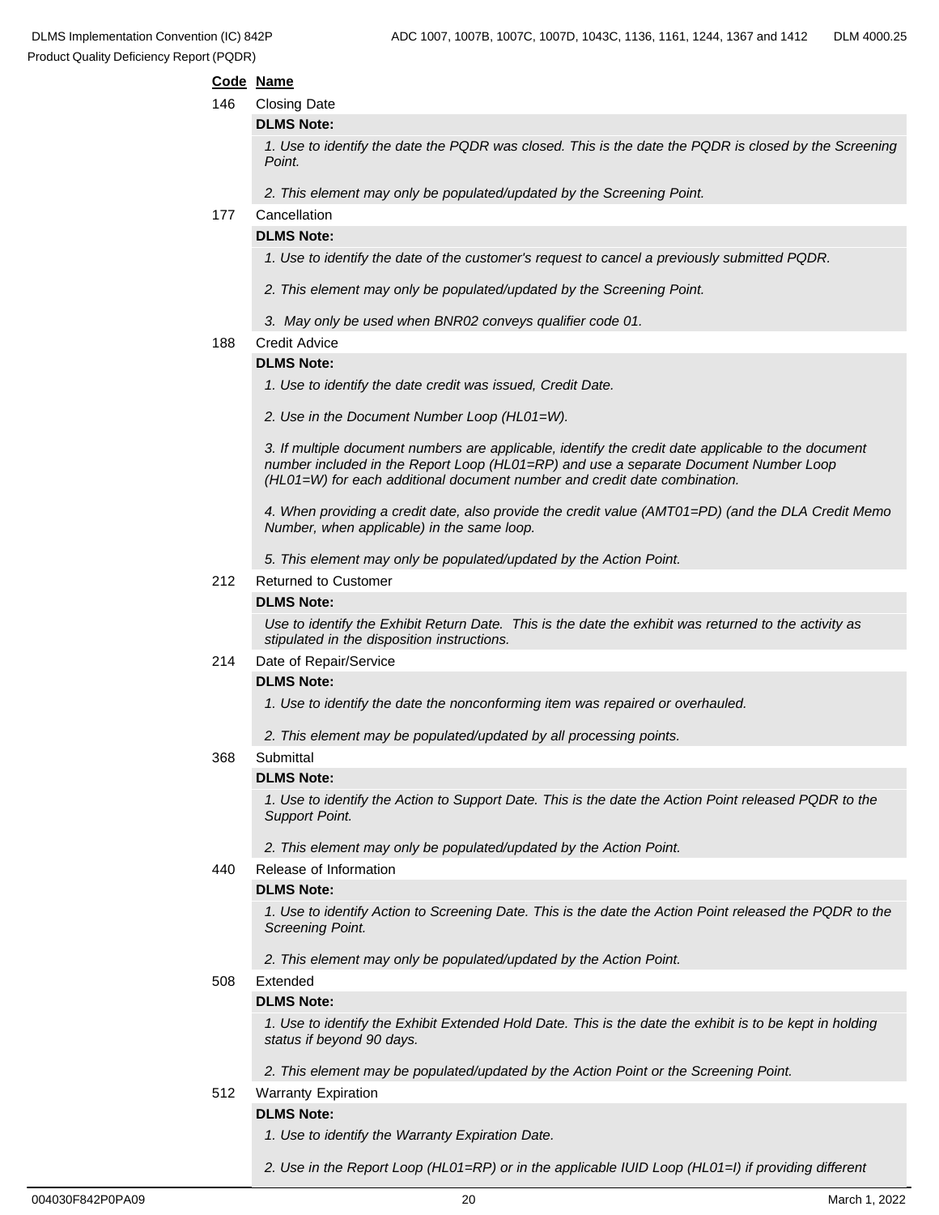**Code Name**

146 Closing Date

**DLMS Note:**

*1. Use to identify the date the PQDR was closed. This is the date the PQDR is closed by the Screening Point.*

*2. This element may only be populated/updated by the Screening Point.*

177 Cancellation

**DLMS Note:**

*1. Use to identify the date of the customer's request to cancel a previously submitted PQDR.*

*2. This element may only be populated/updated by the Screening Point.*

*3. May only be used when BNR02 conveys qualifier code 01.*

188 Credit Advice

**DLMS Note:**

*1. Use to identify the date credit was issued, Credit Date.*

*2. Use in the Document Number Loop (HL01=W).*

*3. If multiple document numbers are applicable, identify the credit date applicable to the document number included in the Report Loop (HL01=RP) and use a separate Document Number Loop (HL01=W) for each additional document number and credit date combination.*

*4. When providing a credit date, also provide the credit value (AMT01=PD) (and the DLA Credit Memo Number, when applicable) in the same loop.*

*5. This element may only be populated/updated by the Action Point.*

212 Returned to Customer

**DLMS Note:**

*Use to identify the Exhibit Return Date. This is the date the exhibit was returned to the activity as stipulated in the disposition instructions.*

214 Date of Repair/Service

**DLMS Note:**

*1. Use to identify the date the nonconforming item was repaired or overhauled.*

*2. This element may be populated/updated by all processing points.*

368 Submittal

**DLMS Note:**

*1. Use to identify the Action to Support Date. This is the date the Action Point released PQDR to the Support Point.*

*2. This element may only be populated/updated by the Action Point.*

440 Release of Information

**DLMS Note:**

*1. Use to identify Action to Screening Date. This is the date the Action Point released the PQDR to the Screening Point.*

*2. This element may only be populated/updated by the Action Point.*

508 Extended

**DLMS Note:**

*1. Use to identify the Exhibit Extended Hold Date. This is the date the exhibit is to be kept in holding status if beyond 90 days.*

*2. This element may be populated/updated by the Action Point or the Screening Point.*

512 Warranty Expiration

**DLMS Note:**

*1. Use to identify the Warranty Expiration Date.*

*2. Use in the Report Loop (HL01=RP) or in the applicable IUID Loop (HL01=I) if providing different*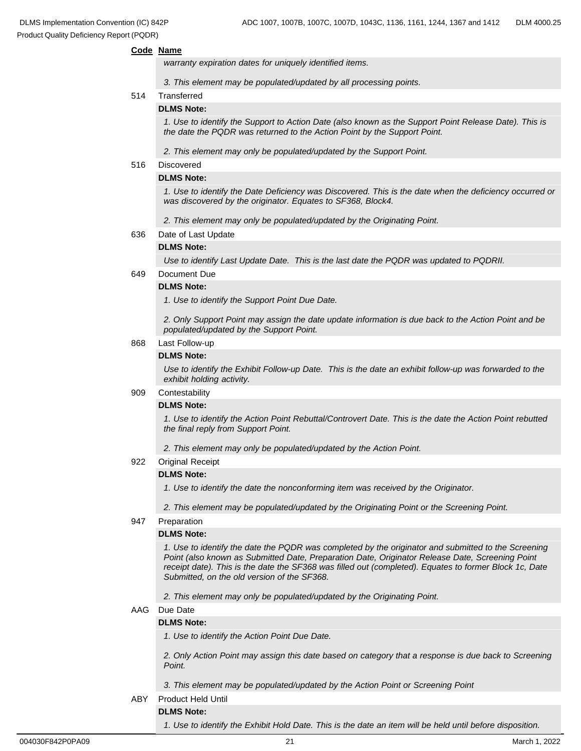**Code Name**

*warranty expiration dates for uniquely identified items.*

*3. This element may be populated/updated by all processing points.*

514 Transferred

**DLMS Note:**

*1. Use to identify the Support to Action Date (also known as the Support Point Release Date). This is the date the PQDR was returned to the Action Point by the Support Point.*

*2. This element may only be populated/updated by the Support Point.*

516 Discovered

**DLMS Note:**

*1. Use to identify the Date Deficiency was Discovered. This is the date when the deficiency occurred or was discovered by the originator. Equates to SF368, Block4.*

*2. This element may only be populated/updated by the Originating Point.*

636 Date of Last Update

**DLMS Note:**

*Use to identify Last Update Date. This is the last date the PQDR was updated to PQDRII.*

649 Document Due

**DLMS Note:**

*1. Use to identify the Support Point Due Date.*

*2. Only Support Point may assign the date update information is due back to the Action Point and be populated/updated by the Support Point.*

868 Last Follow-up

**DLMS Note:**

*Use to identify the Exhibit Follow-up Date. This is the date an exhibit follow-up was forwarded to the exhibit holding activity.*

909 Contestability

**DLMS Note:**

*1. Use to identify the Action Point Rebuttal/Controvert Date. This is the date the Action Point rebutted the final reply from Support Point.*

*2. This element may only be populated/updated by the Action Point.*

922 Original Receipt

**DLMS Note:**

*1. Use to identify the date the nonconforming item was received by the Originator.*

*2. This element may be populated/updated by the Originating Point or the Screening Point.*

947 Preparation

**DLMS Note:**

*1. Use to identify the date the PQDR was completed by the originator and submitted to the Screening Point (also known as Submitted Date, Preparation Date, Originator Release Date, Screening Point receipt date). This is the date the SF368 was filled out (completed). Equates to former Block 1c, Date Submitted, on the old version of the SF368.*

*2. This element may only be populated/updated by the Originating Point.*

AAG Due Date

**DLMS Note:**

*1. Use to identify the Action Point Due Date.*

*2. Only Action Point may assign this date based on category that a response is due back to Screening Point.*

*3. This element may be populated/updated by the Action Point or Screening Point*

ABY Product Held Until

**DLMS Note:**

*1. Use to identify the Exhibit Hold Date. This is the date an item will be held until before disposition.*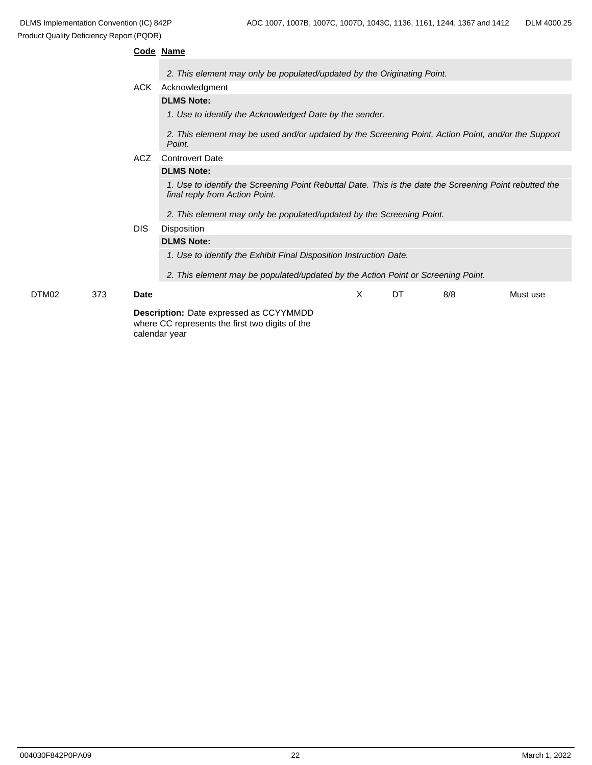**Code** **Name**

*2. This element may only be populated/updated by the Originating Point.*

ACK Acknowledgment

**DLMS Note:**

*1. Use to identify the Acknowledged Date by the sender.*

*2. This element may be used and/or updated by the Screening Point, Action Point, and/or the Support Point.*

ACZ Controvert Date

**DLMS Note:**

*1. Use to identify the Screening Point Rebuttal Date. This is the date the Screening Point rebutted the final reply from Action Point.*

*2. This element may only be populated/updated by the Screening Point.*

DIS Disposition

**DLMS Note:**

*1. Use to identify the Exhibit Final Disposition Instruction Date.*

*2. This element may be populated/updated by the Action Point or Screening Point.*

| DTM02 | 373 | **Date** | X | DT | 8/8 | Must use |
|---|---|---|---|---|---|---|

**Description:** Date expressed as CCYYMMDD where CC represents the first two digits of the calendar year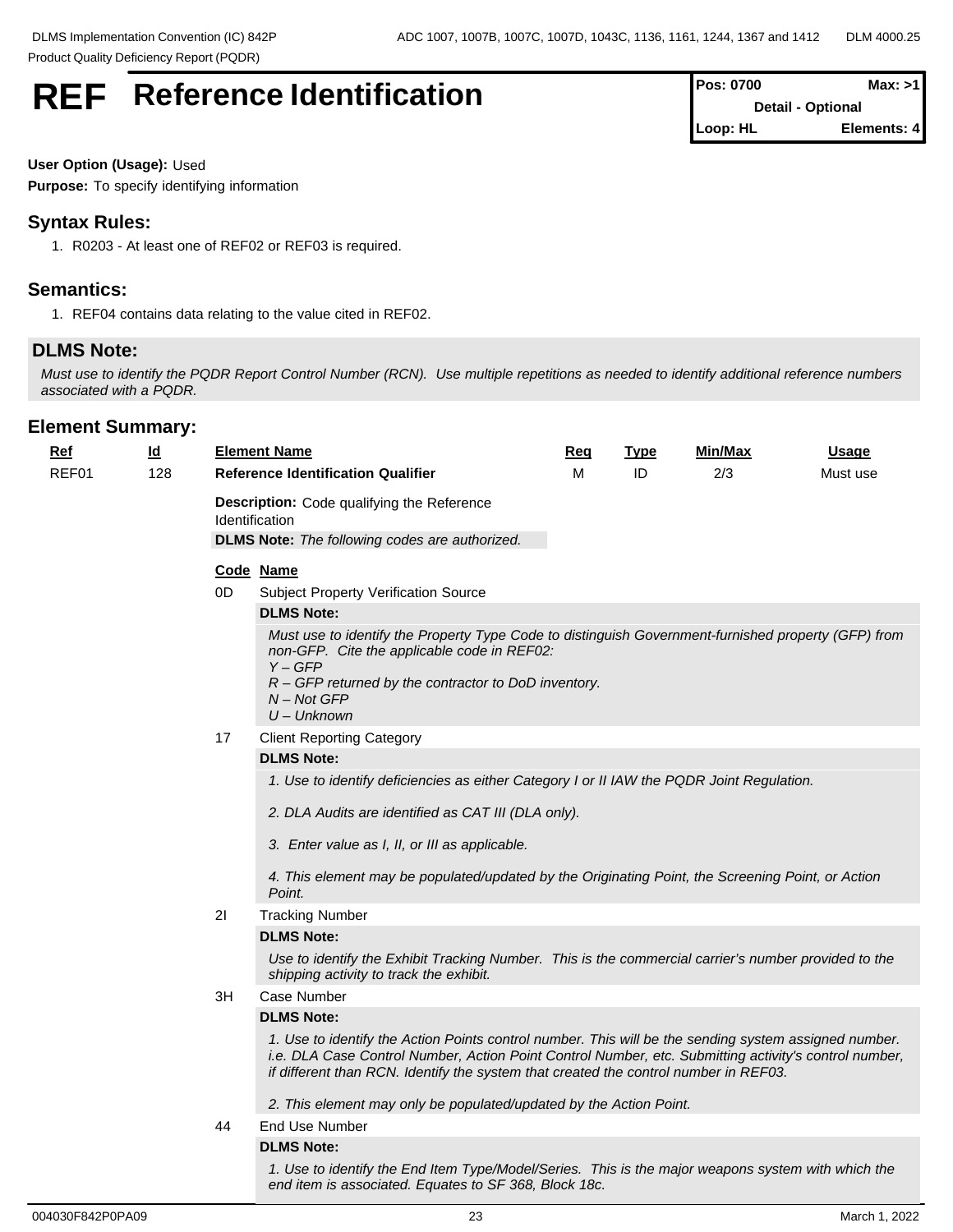# REF Reference Identification

**Pos: 0700** | **Max: >1**
**Detail - Optional**
**Loop: HL** | **Elements: 4**

**User Option (Usage):** Used
**Purpose:** To specify identifying information

## Syntax Rules:

1. R0203 - At least one of REF02 or REF03 is required.

## Semantics:

1. REF04 contains data relating to the value cited in REF02.

## DLMS Note:

*Must use to identify the PQDR Report Control Number (RCN). Use multiple repetitions as needed to identify additional reference numbers associated with a PQDR.*

## Element Summary:

| Ref | Id | Element Name | Req | Type | Min/Max | Usage |
|---|---|---|---|---|---|---|
| REF01 | 128 | **Reference Identification Qualifier** | M | ID | 2/3 | Must use |

**Description:** Code qualifying the Reference Identification

**DLMS Note:** *The following codes are authorized.*

| Code | Name |
|---|---|
| 0D | Subject Property Verification Source |
| 17 | Client Reporting Category |
| 2I | Tracking Number |
| 3H | Case Number |
| 44 | End Use Number |

**0D** Subject Property Verification Source

**DLMS Note:**

*Must use to identify the Property Type Code to distinguish Government-furnished property (GFP) from non-GFP. Cite the applicable code in REF02:*
*Y – GFP*
*R – GFP returned by the contractor to DoD inventory.*
*N – Not GFP*
*U – Unknown*

**17** Client Reporting Category

**DLMS Note:**

*1. Use to identify deficiencies as either Category I or II IAW the PQDR Joint Regulation.*

*2. DLA Audits are identified as CAT III (DLA only).*

*3. Enter value as I, II, or III as applicable.*

*4. This element may be populated/updated by the Originating Point, the Screening Point, or Action Point.*

**2I** Tracking Number

**DLMS Note:**

*Use to identify the Exhibit Tracking Number. This is the commercial carrier's number provided to the shipping activity to track the exhibit.*

**3H** Case Number

**DLMS Note:**

*1. Use to identify the Action Points control number. This will be the sending system assigned number. i.e. DLA Case Control Number, Action Point Control Number, etc. Submitting activity's control number, if different than RCN. Identify the system that created the control number in REF03.*

*2. This element may only be populated/updated by the Action Point.*

**44** End Use Number

**DLMS Note:**

*1. Use to identify the End Item Type/Model/Series. This is the major weapons system with which the end item is associated. Equates to SF 368, Block 18c.*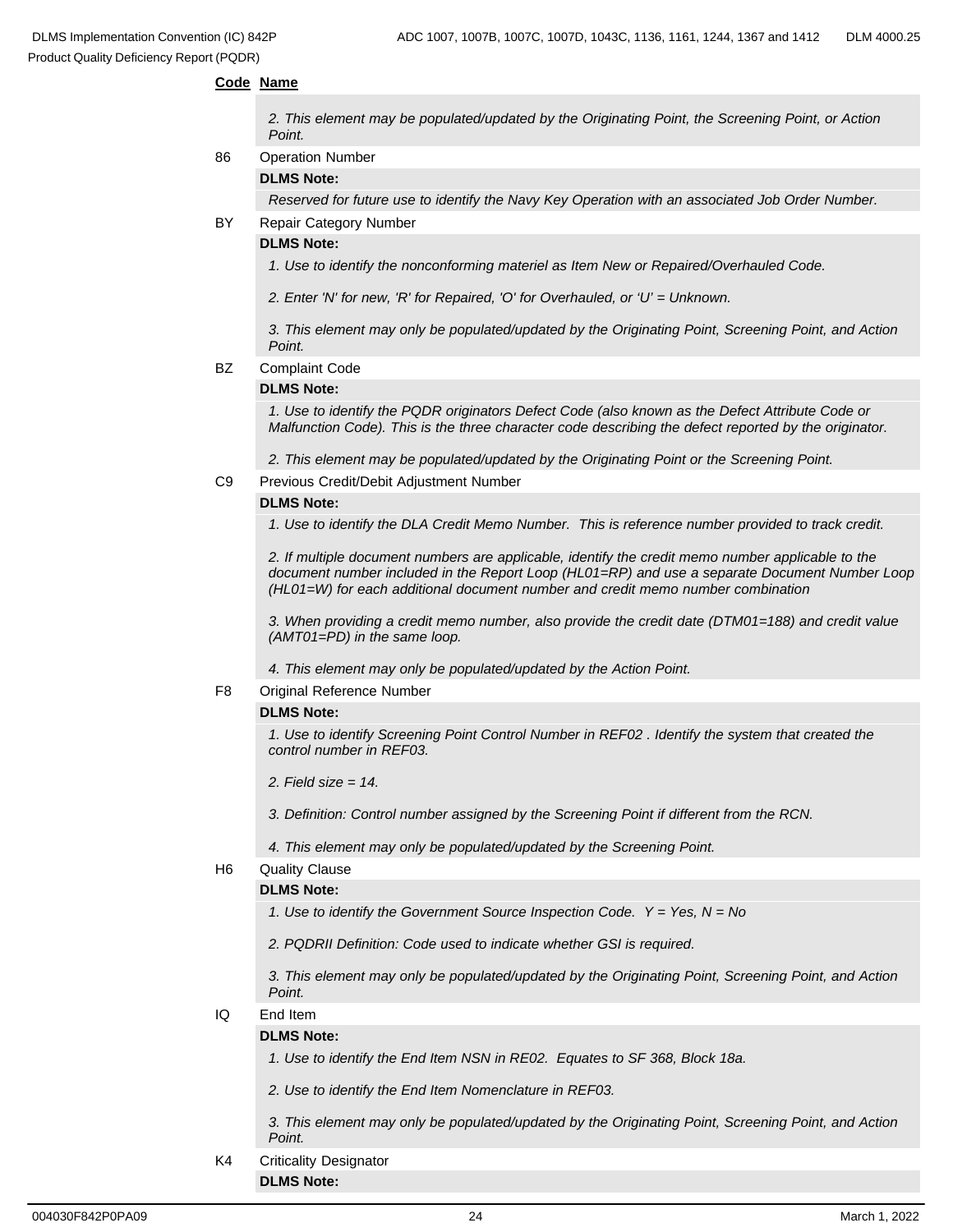**Code Name**

*2. This element may be populated/updated by the Originating Point, the Screening Point, or Action Point.*

86 Operation Number

**DLMS Note:**

*Reserved for future use to identify the Navy Key Operation with an associated Job Order Number.*

BY Repair Category Number

**DLMS Note:**

*1. Use to identify the nonconforming materiel as Item New or Repaired/Overhauled Code.*

*2. Enter 'N' for new, 'R' for Repaired, 'O' for Overhauled, or 'U' = Unknown.*

*3. This element may only be populated/updated by the Originating Point, Screening Point, and Action Point.*

BZ Complaint Code

**DLMS Note:**

*1. Use to identify the PQDR originators Defect Code (also known as the Defect Attribute Code or Malfunction Code). This is the three character code describing the defect reported by the originator.*

*2. This element may be populated/updated by the Originating Point or the Screening Point.*

C9 Previous Credit/Debit Adjustment Number

**DLMS Note:**

*1. Use to identify the DLA Credit Memo Number. This is reference number provided to track credit.*

*2. If multiple document numbers are applicable, identify the credit memo number applicable to the document number included in the Report Loop (HL01=RP) and use a separate Document Number Loop (HL01=W) for each additional document number and credit memo number combination*

*3. When providing a credit memo number, also provide the credit date (DTM01=188) and credit value (AMT01=PD) in the same loop.*

*4. This element may only be populated/updated by the Action Point.*

F8 Original Reference Number

**DLMS Note:**

*1. Use to identify Screening Point Control Number in REF02 . Identify the system that created the control number in REF03.*

*2. Field size = 14.*

*3. Definition: Control number assigned by the Screening Point if different from the RCN.*

*4. This element may only be populated/updated by the Screening Point.*

H6 Quality Clause

**DLMS Note:**

*1. Use to identify the Government Source Inspection Code. Y = Yes, N = No*

*2. PQDRII Definition: Code used to indicate whether GSI is required.*

*3. This element may only be populated/updated by the Originating Point, Screening Point, and Action Point.*

IQ End Item

**DLMS Note:**

*1. Use to identify the End Item NSN in RE02. Equates to SF 368, Block 18a.*

*2. Use to identify the End Item Nomenclature in REF03.*

*3. This element may only be populated/updated by the Originating Point, Screening Point, and Action Point.*

K4 Criticality Designator

**DLMS Note:**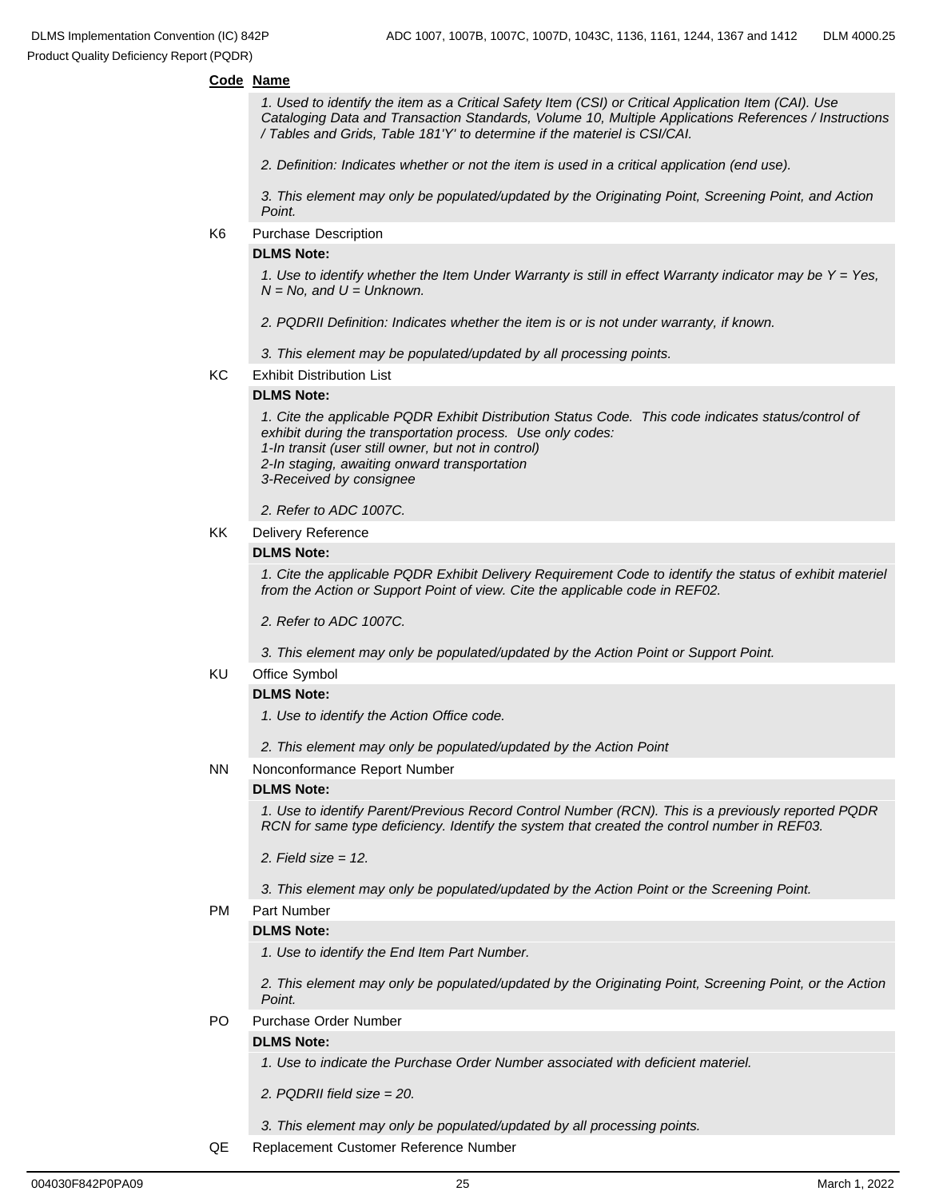**Code Name**

*1. Used to identify the item as a Critical Safety Item (CSI) or Critical Application Item (CAI). Use Cataloging Data and Transaction Standards, Volume 10, Multiple Applications References / Instructions / Tables and Grids, Table 181'Y' to determine if the materiel is CSI/CAI.*

*2. Definition: Indicates whether or not the item is used in a critical application (end use).*

*3. This element may only be populated/updated by the Originating Point, Screening Point, and Action Point.*

K6 Purchase Description

**DLMS Note:**

*1. Use to identify whether the Item Under Warranty is still in effect Warranty indicator may be Y = Yes, N = No, and U = Unknown.*

*2. PQDRII Definition: Indicates whether the item is or is not under warranty, if known.*

*3. This element may be populated/updated by all processing points.*

KC Exhibit Distribution List

**DLMS Note:**

*1. Cite the applicable PQDR Exhibit Distribution Status Code. This code indicates status/control of exhibit during the transportation process. Use only codes:*
*1-In transit (user still owner, but not in control)*
*2-In staging, awaiting onward transportation*
*3-Received by consignee*

*2. Refer to ADC 1007C.*

KK Delivery Reference

**DLMS Note:**

*1. Cite the applicable PQDR Exhibit Delivery Requirement Code to identify the status of exhibit materiel from the Action or Support Point of view. Cite the applicable code in REF02.*

*2. Refer to ADC 1007C.*

*3. This element may only be populated/updated by the Action Point or Support Point.*

KU Office Symbol

**DLMS Note:**

*1. Use to identify the Action Office code.*

*2. This element may only be populated/updated by the Action Point*

NN Nonconformance Report Number

**DLMS Note:**

*1. Use to identify Parent/Previous Record Control Number (RCN). This is a previously reported PQDR RCN for same type deficiency. Identify the system that created the control number in REF03.*

*2. Field size = 12.*

*3. This element may only be populated/updated by the Action Point or the Screening Point.*

PM Part Number

**DLMS Note:**

*1. Use to identify the End Item Part Number.*

*2. This element may only be populated/updated by the Originating Point, Screening Point, or the Action Point.*

PO Purchase Order Number

**DLMS Note:**

*1. Use to indicate the Purchase Order Number associated with deficient materiel.*

*2. PQDRII field size = 20.*

*3. This element may only be populated/updated by all processing points.*

QE Replacement Customer Reference Number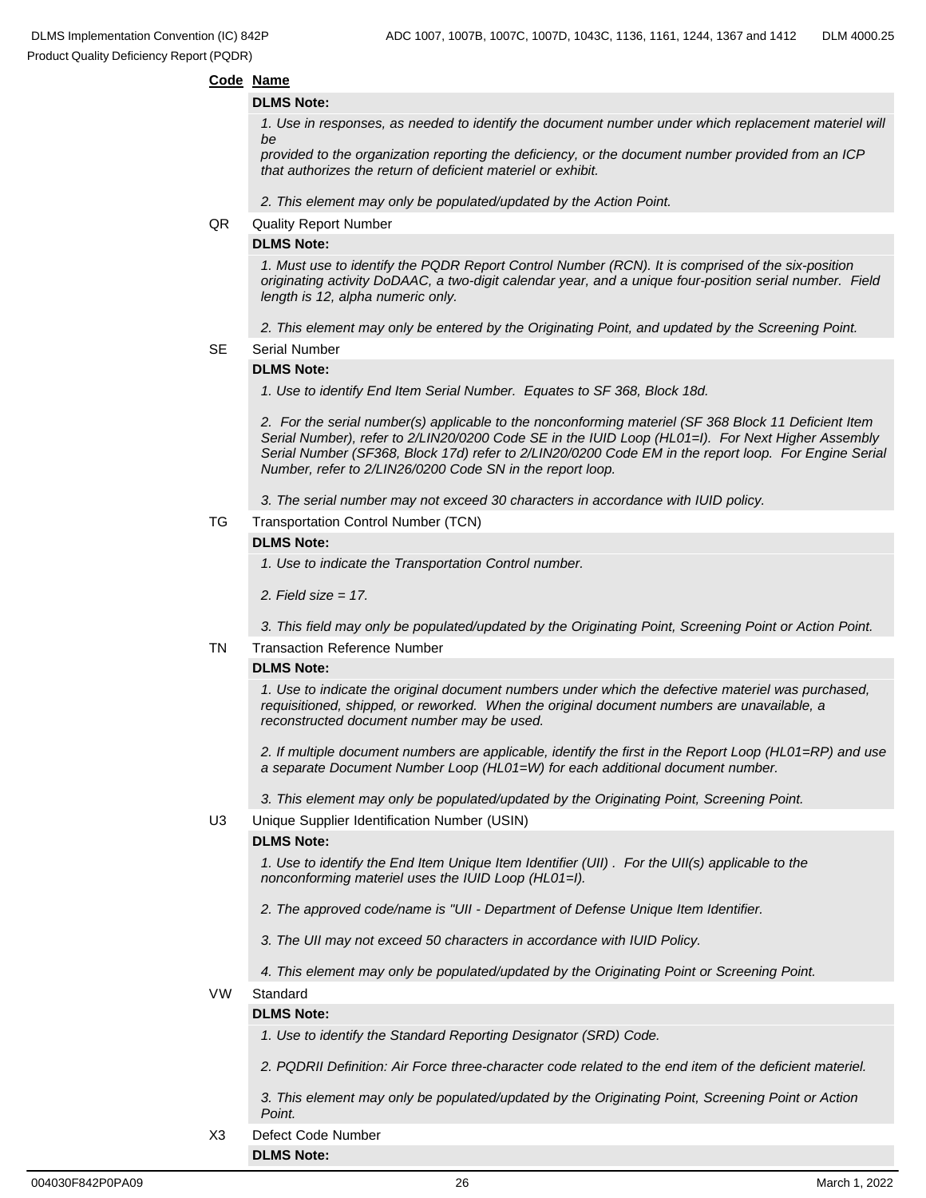**Code Name**

**DLMS Note:**

*1. Use in responses, as needed to identify the document number under which replacement materiel will be*
*provided to the organization reporting the deficiency, or the document number provided from an ICP that authorizes the return of deficient materiel or exhibit.*

*2. This element may only be populated/updated by the Action Point.*

QR Quality Report Number

**DLMS Note:**

*1. Must use to identify the PQDR Report Control Number (RCN). It is comprised of the six-position originating activity DoDAAC, a two-digit calendar year, and a unique four-position serial number. Field length is 12, alpha numeric only.*

*2. This element may only be entered by the Originating Point, and updated by the Screening Point.*

SE Serial Number

**DLMS Note:**

*1. Use to identify End Item Serial Number. Equates to SF 368, Block 18d.*

*2. For the serial number(s) applicable to the nonconforming materiel (SF 368 Block 11 Deficient Item Serial Number), refer to 2/LIN20/0200 Code SE in the IUID Loop (HL01=I). For Next Higher Assembly Serial Number (SF368, Block 17d) refer to 2/LIN20/0200 Code EM in the report loop. For Engine Serial Number, refer to 2/LIN26/0200 Code SN in the report loop.*

*3. The serial number may not exceed 30 characters in accordance with IUID policy.*

TG Transportation Control Number (TCN)

**DLMS Note:**

*1. Use to indicate the Transportation Control number.*

*2. Field size = 17.*

*3. This field may only be populated/updated by the Originating Point, Screening Point or Action Point.*

TN Transaction Reference Number

**DLMS Note:**

*1. Use to indicate the original document numbers under which the defective materiel was purchased, requisitioned, shipped, or reworked. When the original document numbers are unavailable, a reconstructed document number may be used.*

*2. If multiple document numbers are applicable, identify the first in the Report Loop (HL01=RP) and use a separate Document Number Loop (HL01=W) for each additional document number.*

*3. This element may only be populated/updated by the Originating Point, Screening Point.*

U3 Unique Supplier Identification Number (USIN)

**DLMS Note:**

*1. Use to identify the End Item Unique Item Identifier (UII) . For the UII(s) applicable to the nonconforming materiel uses the IUID Loop (HL01=I).*

*2. The approved code/name is "UII - Department of Defense Unique Item Identifier.*

*3. The UII may not exceed 50 characters in accordance with IUID Policy.*

*4. This element may only be populated/updated by the Originating Point or Screening Point.*

VW Standard

**DLMS Note:**

*1. Use to identify the Standard Reporting Designator (SRD) Code.*

*2. PQDRII Definition: Air Force three-character code related to the end item of the deficient materiel.*

*3. This element may only be populated/updated by the Originating Point, Screening Point or Action Point.*

X3 Defect Code Number

**DLMS Note:**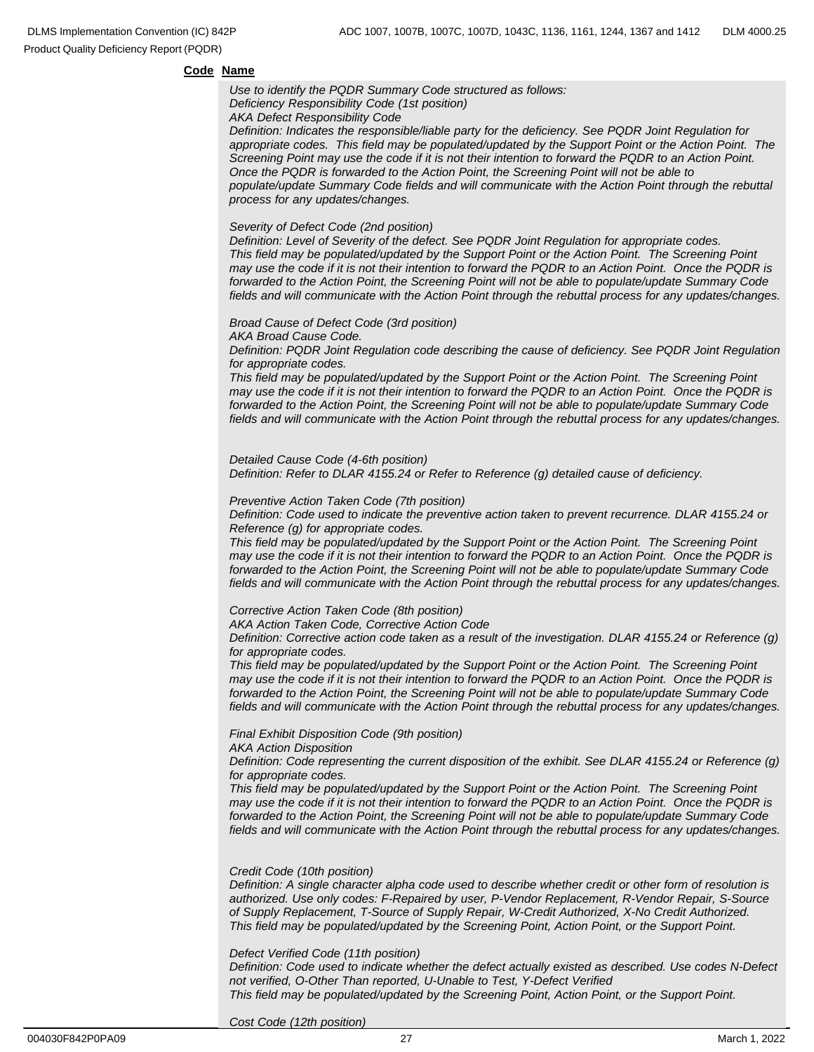**Code** **Name**

*Use to identify the PQDR Summary Code structured as follows:*
*Deficiency Responsibility Code (1st position)*
*AKA Defect Responsibility Code*
*Definition: Indicates the responsible/liable party for the deficiency. See PQDR Joint Regulation for appropriate codes. This field may be populated/updated by the Support Point or the Action Point. The Screening Point may use the code if it is not their intention to forward the PQDR to an Action Point. Once the PQDR is forwarded to the Action Point, the Screening Point will not be able to populate/update Summary Code fields and will communicate with the Action Point through the rebuttal process for any updates/changes.*

*Severity of Defect Code (2nd position)*
*Definition: Level of Severity of the defect. See PQDR Joint Regulation for appropriate codes.*
*This field may be populated/updated by the Support Point or the Action Point. The Screening Point may use the code if it is not their intention to forward the PQDR to an Action Point. Once the PQDR is forwarded to the Action Point, the Screening Point will not be able to populate/update Summary Code fields and will communicate with the Action Point through the rebuttal process for any updates/changes.*

*Broad Cause of Defect Code (3rd position)*
*AKA Broad Cause Code.*
*Definition: PQDR Joint Regulation code describing the cause of deficiency. See PQDR Joint Regulation for appropriate codes.*
*This field may be populated/updated by the Support Point or the Action Point. The Screening Point may use the code if it is not their intention to forward the PQDR to an Action Point. Once the PQDR is forwarded to the Action Point, the Screening Point will not be able to populate/update Summary Code fields and will communicate with the Action Point through the rebuttal process for any updates/changes.*

*Detailed Cause Code (4-6th position)*
*Definition: Refer to DLAR 4155.24 or Refer to Reference (g) detailed cause of deficiency.*

*Preventive Action Taken Code (7th position)*
*Definition: Code used to indicate the preventive action taken to prevent recurrence. DLAR 4155.24 or Reference (g) for appropriate codes.*
*This field may be populated/updated by the Support Point or the Action Point. The Screening Point may use the code if it is not their intention to forward the PQDR to an Action Point. Once the PQDR is forwarded to the Action Point, the Screening Point will not be able to populate/update Summary Code fields and will communicate with the Action Point through the rebuttal process for any updates/changes.*

*Corrective Action Taken Code (8th position)*
*AKA Action Taken Code, Corrective Action Code*
*Definition: Corrective action code taken as a result of the investigation. DLAR 4155.24 or Reference (g) for appropriate codes.*
*This field may be populated/updated by the Support Point or the Action Point. The Screening Point may use the code if it is not their intention to forward the PQDR to an Action Point. Once the PQDR is forwarded to the Action Point, the Screening Point will not be able to populate/update Summary Code fields and will communicate with the Action Point through the rebuttal process for any updates/changes.*

*Final Exhibit Disposition Code (9th position)*
*AKA Action Disposition*
*Definition: Code representing the current disposition of the exhibit. See DLAR 4155.24 or Reference (g) for appropriate codes.*
*This field may be populated/updated by the Support Point or the Action Point. The Screening Point may use the code if it is not their intention to forward the PQDR to an Action Point. Once the PQDR is forwarded to the Action Point, the Screening Point will not be able to populate/update Summary Code fields and will communicate with the Action Point through the rebuttal process for any updates/changes.*

*Credit Code (10th position)*
*Definition: A single character alpha code used to describe whether credit or other form of resolution is authorized. Use only codes: F-Repaired by user, P-Vendor Replacement, R-Vendor Repair, S-Source of Supply Replacement, T-Source of Supply Repair, W-Credit Authorized, X-No Credit Authorized.*
*This field may be populated/updated by the Screening Point, Action Point, or the Support Point.*

*Defect Verified Code (11th position)*
*Definition: Code used to indicate whether the defect actually existed as described. Use codes N-Defect not verified, O-Other Than reported, U-Unable to Test, Y-Defect Verified*
*This field may be populated/updated by the Screening Point, Action Point, or the Support Point.*

*Cost Code (12th position)*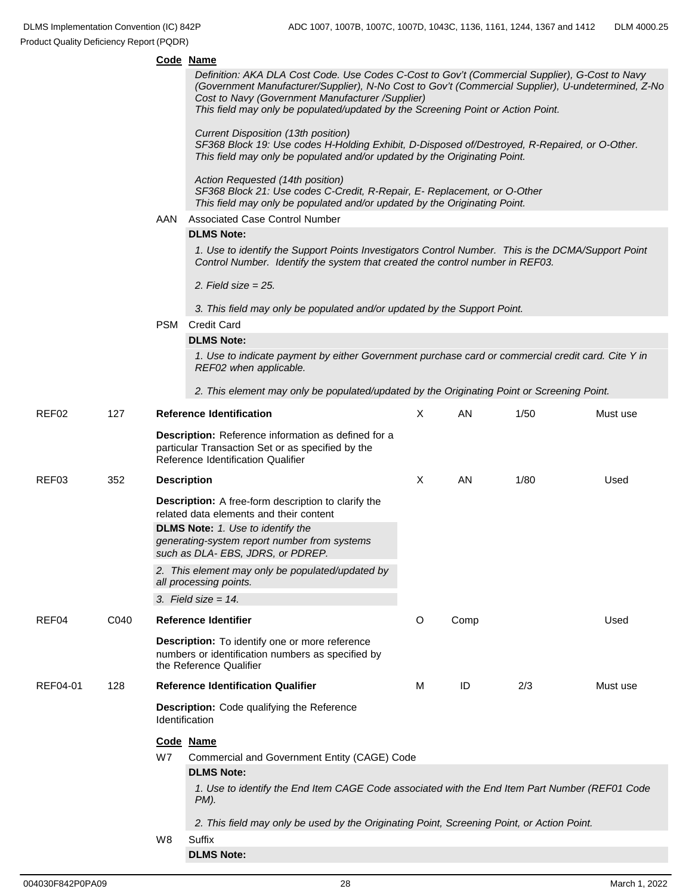**Code** **Name**

*Definition: AKA DLA Cost Code. Use Codes C-Cost to Gov't (Commercial Supplier), G-Cost to Navy (Government Manufacturer/Supplier), N-No Cost to Gov't (Commercial Supplier), U-undetermined, Z-No Cost to Navy (Government Manufacturer /Supplier)*
*This field may only be populated/updated by the Screening Point or Action Point.*

*Current Disposition (13th position)*
*SF368 Block 19: Use codes H-Holding Exhibit, D-Disposed of/Destroyed, R-Repaired, or O-Other.*
*This field may only be populated and/or updated by the Originating Point.*

*Action Requested (14th position)*
*SF368 Block 21: Use codes C-Credit, R-Repair, E- Replacement, or O-Other*
*This field may only be populated and/or updated by the Originating Point.*

AAN Associated Case Control Number

**DLMS Note:**

*1. Use to identify the Support Points Investigators Control Number. This is the DCMA/Support Point Control Number. Identify the system that created the control number in REF03.*

*2. Field size = 25.*

*3. This field may only be populated and/or updated by the Support Point.*

PSM Credit Card

**DLMS Note:**

*1. Use to indicate payment by either Government purchase card or commercial credit card. Cite Y in REF02 when applicable.*

*2. This element may only be populated/updated by the Originating Point or Screening Point.*

| | | | | | | |
|---|---|---|---|---|---|---|
| REF02 | 127 | **Reference Identification** | X | AN | 1/50 | Must use |

**Description:** Reference information as defined for a particular Transaction Set or as specified by the Reference Identification Qualifier

| | | | | | | |
|---|---|---|---|---|---|---|
| REF03 | 352 | **Description** | X | AN | 1/80 | Used |

**Description:** A free-form description to clarify the related data elements and their content

**DLMS Note:** *1. Use to identify the generating-system report number from systems such as DLA- EBS, JDRS, or PDREP.*

*2. This element may only be populated/updated by all processing points.*

*3. Field size = 14.*

| | | | | | | |
|---|---|---|---|---|---|---|
| REF04 | C040 | **Reference Identifier** | O | Comp | | Used |

**Description:** To identify one or more reference numbers or identification numbers as specified by the Reference Qualifier

| | | | | | | |
|---|---|---|---|---|---|---|
| REF04-01 | 128 | **Reference Identification Qualifier** | M | ID | 2/3 | Must use |

**Description:** Code qualifying the Reference Identification

**Code** **Name**

W7 Commercial and Government Entity (CAGE) Code

**DLMS Note:**

*1. Use to identify the End Item CAGE Code associated with the End Item Part Number (REF01 Code PM).*

*2. This field may only be used by the Originating Point, Screening Point, or Action Point.*

W8 Suffix

**DLMS Note:**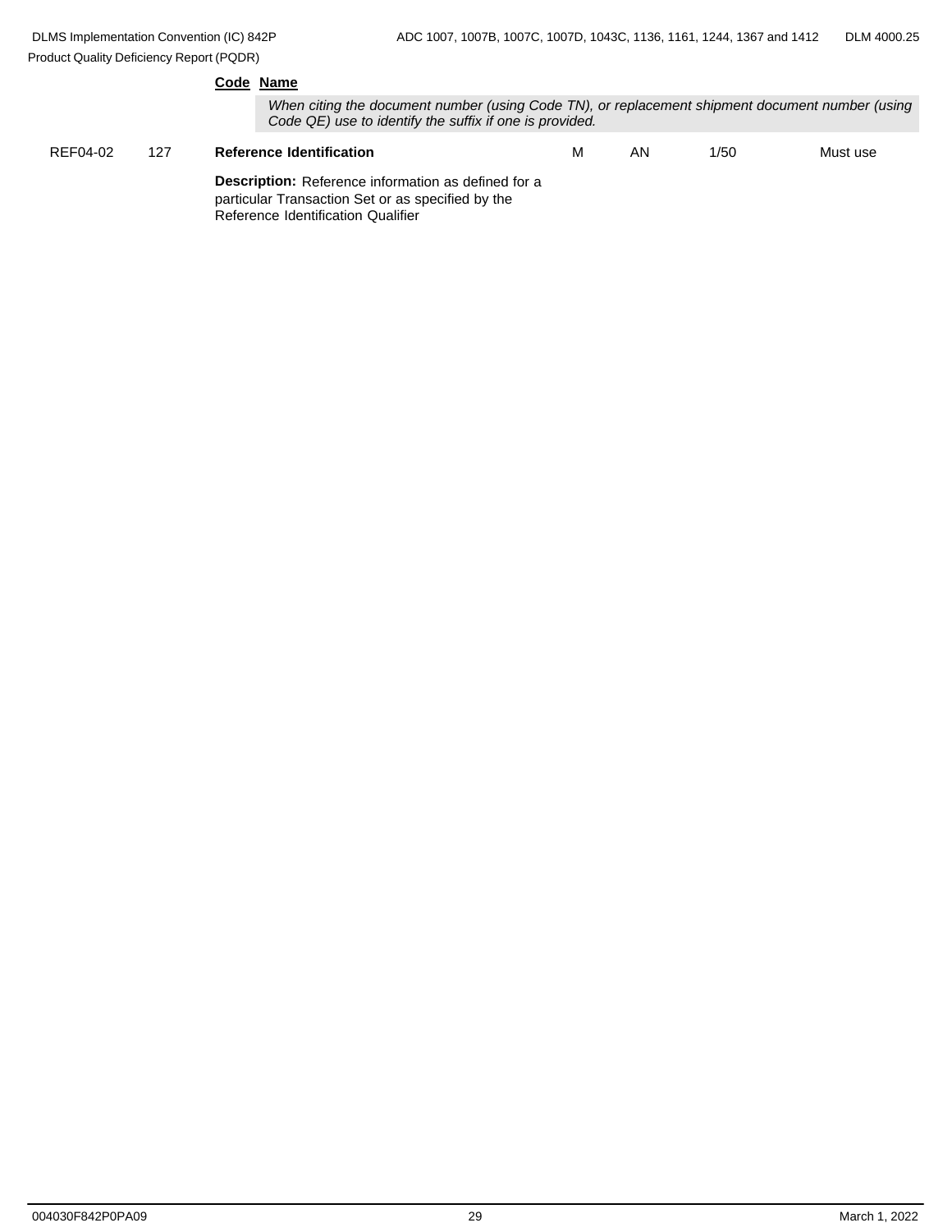**Code** **Name**

*When citing the document number (using Code TN), or replacement shipment document number (using Code QE) use to identify the suffix if one is provided.*

| | | | | | | |
|---|---|---|---|---|---|---|
| REF04-02 | 127 | **Reference Identification** | M | AN | 1/50 | Must use |

**Description:** Reference information as defined for a particular Transaction Set or as specified by the Reference Identification Qualifier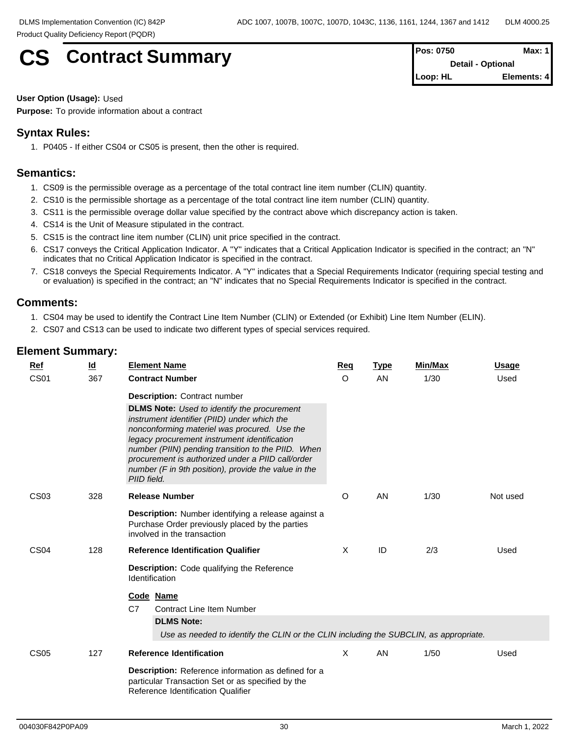# CS Contract Summary

| Pos: 0750 | Max: 1 |
|---|---|
| Detail - Optional | |
| Loop: HL | Elements: 4 |

**User Option (Usage):** Used

**Purpose:** To provide information about a contract

## Syntax Rules:

1. P0405 - If either CS04 or CS05 is present, then the other is required.

## Semantics:

1. CS09 is the permissible overage as a percentage of the total contract line item number (CLIN) quantity.
2. CS10 is the permissible shortage as a percentage of the total contract line item number (CLIN) quantity.
3. CS11 is the permissible overage dollar value specified by the contract above which discrepancy action is taken.
4. CS14 is the Unit of Measure stipulated in the contract.
5. CS15 is the contract line item number (CLIN) unit price specified in the contract.
6. CS17 conveys the Critical Application Indicator. A "Y" indicates that a Critical Application Indicator is specified in the contract; an "N" indicates that no Critical Application Indicator is specified in the contract.
7. CS18 conveys the Special Requirements Indicator. A "Y" indicates that a Special Requirements Indicator (requiring special testing and or evaluation) is specified in the contract; an "N" indicates that no Special Requirements Indicator is specified in the contract.

## Comments:

1. CS04 may be used to identify the Contract Line Item Number (CLIN) or Extended (or Exhibit) Line Item Number (ELIN).
2. CS07 and CS13 can be used to indicate two different types of special services required.

## Element Summary:

| Ref | Id | Element Name | Req | Type | Min/Max | Usage |
|---|---|---|---|---|---|---|
| CS01 | 367 | **Contract Number** | O | AN | 1/30 | Used |
| CS03 | 328 | **Release Number** | O | AN | 1/30 | Not used |
| CS04 | 128 | **Reference Identification Qualifier** | X | ID | 2/3 | Used |
| CS05 | 127 | **Reference Identification** | X | AN | 1/50 | Used |

**CS01 – Contract Number**

**Description:** Contract number

**DLMS Note:** *Used to identify the procurement instrument identifier (PIID) under which the nonconforming materiel was procured. Use the legacy procurement instrument identification number (PIIN) pending transition to the PIID. When procurement is authorized under a PIID call/order number (F in 9th position), provide the value in the PIID field.*

**CS03 – Release Number**

**Description:** Number identifying a release against a Purchase Order previously placed by the parties involved in the transaction

**CS04 – Reference Identification Qualifier**

**Description:** Code qualifying the Reference Identification

| Code | Name |
|---|---|
| C7 | Contract Line Item Number |

**DLMS Note:**

*Use as needed to identify the CLIN or the CLIN including the SUBCLIN, as appropriate.*

**CS05 – Reference Identification**

**Description:** Reference information as defined for a particular Transaction Set or as specified by the Reference Identification Qualifier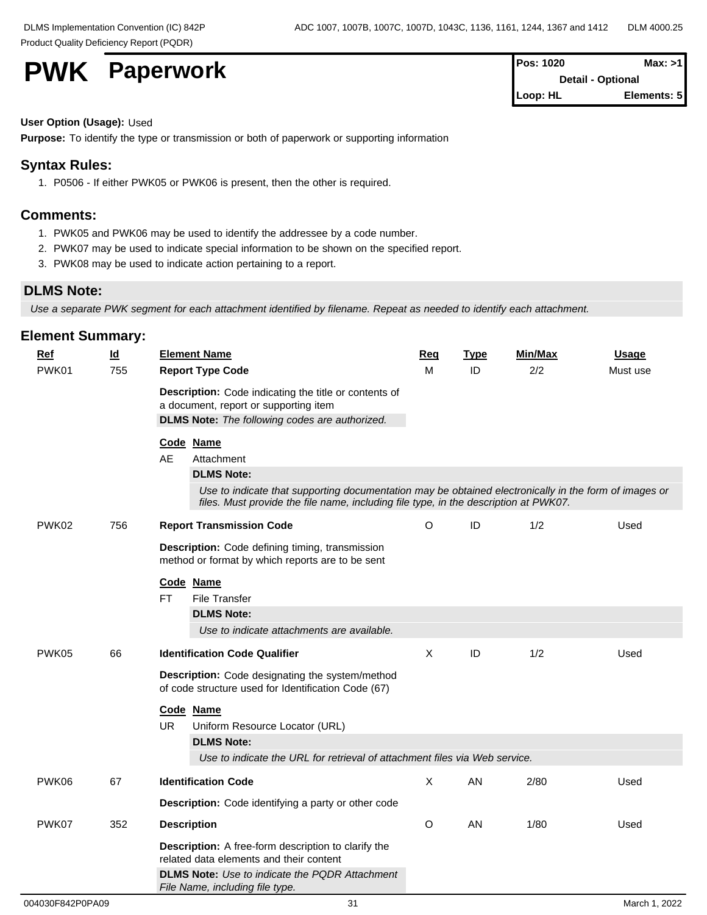# PWK Paperwork

| Pos: 1020 | Max: >1 |
|---|---|
| Detail - Optional | |
| Loop: HL | Elements: 5 |

**User Option (Usage):** Used

**Purpose:** To identify the type or transmission or both of paperwork or supporting information

## Syntax Rules:

1. P0506 - If either PWK05 or PWK06 is present, then the other is required.

## Comments:

1. PWK05 and PWK06 may be used to identify the addressee by a code number.
2. PWK07 may be used to indicate special information to be shown on the specified report.
3. PWK08 may be used to indicate action pertaining to a report.

## DLMS Note:

*Use a separate PWK segment for each attachment identified by filename. Repeat as needed to identify each attachment.*

## Element Summary:

| Ref | Id | Element Name | Req | Type | Min/Max | Usage |
|---|---|---|---|---|---|---|
| PWK01 | 755 | **Report Type Code** | M | ID | 2/2 | Must use |
| PWK02 | 756 | **Report Transmission Code** | O | ID | 1/2 | Used |
| PWK05 | 66 | **Identification Code Qualifier** | X | ID | 1/2 | Used |
| PWK06 | 67 | **Identification Code** | X | AN | 2/80 | Used |
| PWK07 | 352 | **Description** | O | AN | 1/80 | Used |

### PWK01 — Report Type Code

**Description:** Code indicating the title or contents of a document, report or supporting item

**DLMS Note:** *The following codes are authorized.*

| Code | Name |
|---|---|
| AE | Attachment |

**DLMS Note:** *Use to indicate that supporting documentation may be obtained electronically in the form of images or files. Must provide the file name, including file type, in the description at PWK07.*

### PWK02 — Report Transmission Code

**Description:** Code defining timing, transmission method or format by which reports are to be sent

| Code | Name |
|---|---|
| FT | File Transfer |

**DLMS Note:** *Use to indicate attachments are available.*

### PWK05 — Identification Code Qualifier

**Description:** Code designating the system/method of code structure used for Identification Code (67)

| Code | Name |
|---|---|
| UR | Uniform Resource Locator (URL) |

**DLMS Note:** *Use to indicate the URL for retrieval of attachment files via Web service.*

### PWK06 — Identification Code

**Description:** Code identifying a party or other code

### PWK07 — Description

**Description:** A free-form description to clarify the related data elements and their content

**DLMS Note:** *Use to indicate the PQDR Attachment File Name, including file type.*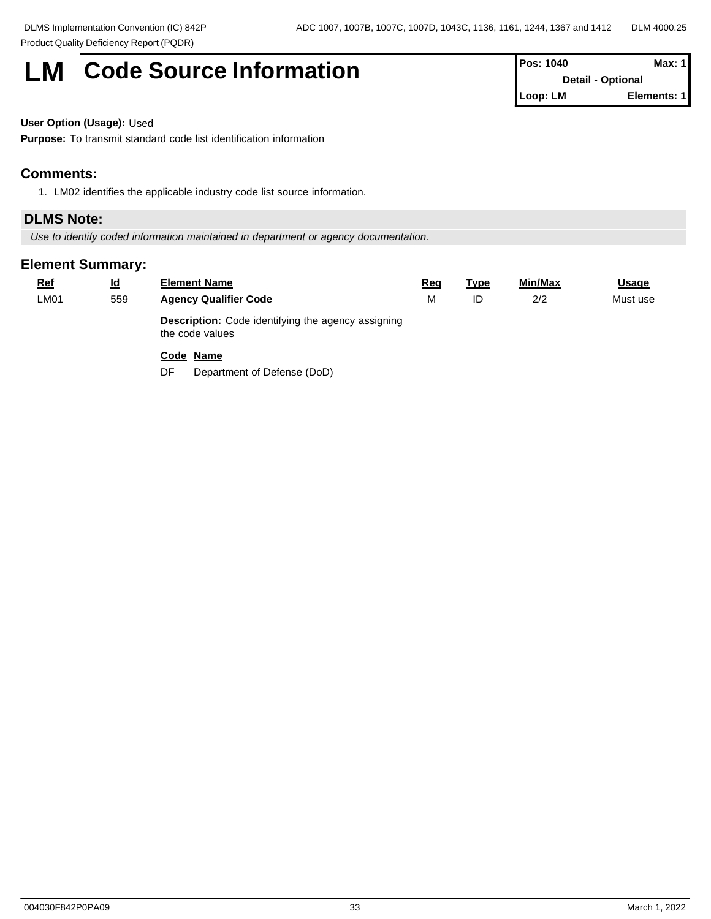# LM Code Source Information

| Pos: 1040 | Max: 1 |
|---|---|
| Detail - Optional | |
| Loop: LM | Elements: 1 |

**User Option (Usage):** Used

**Purpose:** To transmit standard code list identification information

## Comments:

1. LM02 identifies the applicable industry code list source information.

## DLMS Note:

*Use to identify coded information maintained in department or agency documentation.*

## Element Summary:

| Ref | Id | Element Name | Req | Type | Min/Max | Usage |
|---|---|---|---|---|---|---|
| LM01 | 559 | **Agency Qualifier Code** | M | ID | 2/2 | Must use |
| | | **Description:** Code identifying the agency assigning the code values | | | | |
| | | **Code Name** | | | | |
| | | DF Department of Defense (DoD) | | | | |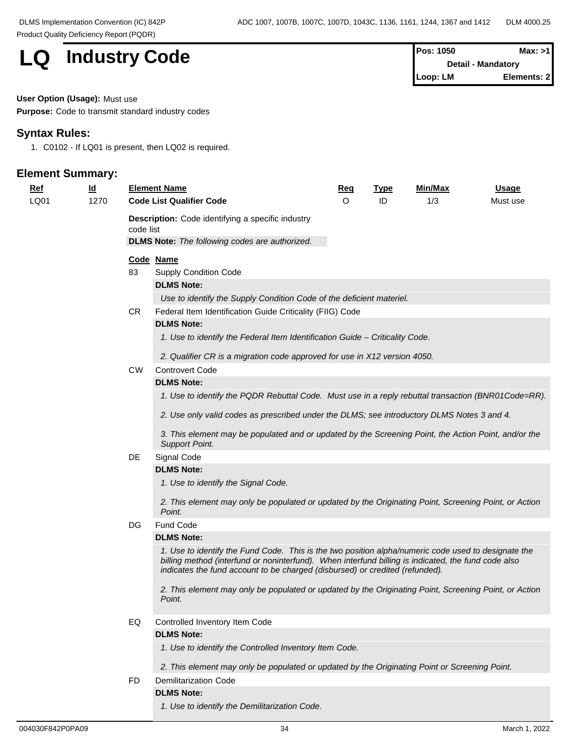# LQ Industry Code

| Pos: 1050 | Max: >1 |
|---|---|
| Detail - Mandatory | |
| Loop: LM | Elements: 2 |

**User Option (Usage):** Must use

**Purpose:** Code to transmit standard industry codes

## Syntax Rules:

1. C0102 - If LQ01 is present, then LQ02 is required.

## Element Summary:

| Ref | Id | Element Name | Req | Type | Min/Max | Usage |
|---|---|---|---|---|---|---|
| LQ01 | 1270 | **Code List Qualifier Code** | O | ID | 1/3 | Must use |

**Description:** Code identifying a specific industry code list

**DLMS Note:** *The following codes are authorized.*

| Code | Name |
|---|---|
| 83 | Supply Condition Code |
| CR | Federal Item Identification Guide Criticality (FIIG) Code |
| CW | Controvert Code |
| DE | Signal Code |
| DG | Fund Code |
| EQ | Controlled Inventory Item Code |
| FD | Demilitarization Code |

**83** Supply Condition Code

**DLMS Note:**

*Use to identify the Supply Condition Code of the deficient materiel.*

**CR** Federal Item Identification Guide Criticality (FIIG) Code

**DLMS Note:**

*1. Use to identify the Federal Item Identification Guide – Criticality Code.*

*2. Qualifier CR is a migration code approved for use in X12 version 4050.*

**CW** Controvert Code

**DLMS Note:**

*1. Use to identify the PQDR Rebuttal Code. Must use in a reply rebuttal transaction (BNR01Code=RR).*

*2. Use only valid codes as prescribed under the DLMS; see introductory DLMS Notes 3 and 4.*

*3. This element may be populated and or updated by the Screening Point, the Action Point, and/or the Support Point.*

**DE** Signal Code

**DLMS Note:**

*1. Use to identify the Signal Code.*

*2. This element may only be populated or updated by the Originating Point, Screening Point, or Action Point.*

**DG** Fund Code

**DLMS Note:**

*1. Use to identify the Fund Code. This is the two position alpha/numeric code used to designate the billing method (interfund or noninterfund). When interfund billing is indicated, the fund code also indicates the fund account to be charged (disbursed) or credited (refunded).*

*2. This element may only be populated or updated by the Originating Point, Screening Point, or Action Point.*

**EQ** Controlled Inventory Item Code

**DLMS Note:**

*1. Use to identify the Controlled Inventory Item Code.*

*2. This element may only be populated or updated by the Originating Point or Screening Point.*

**FD** Demilitarization Code

**DLMS Note:**

*1. Use to identify the Demilitarization Code.*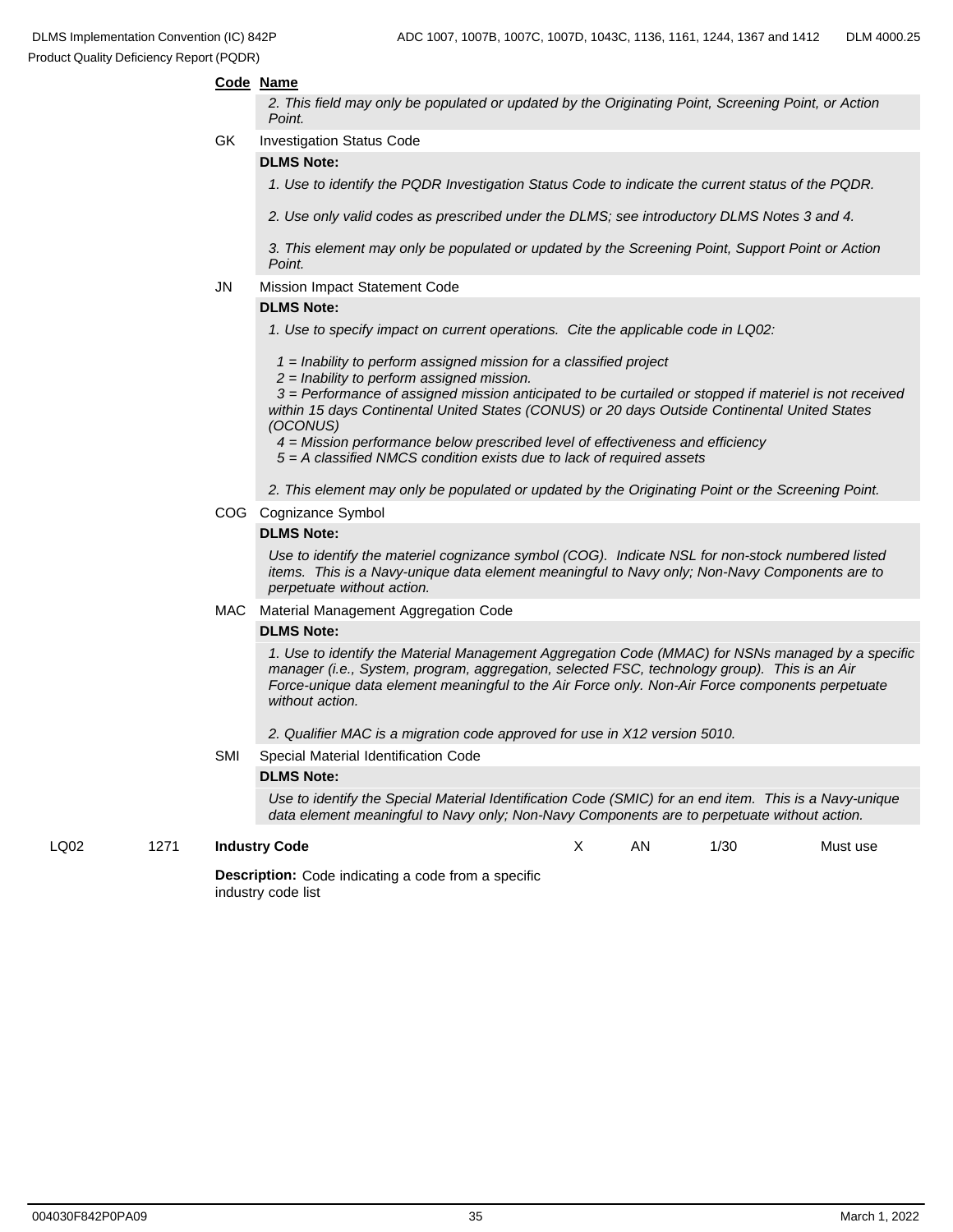**Code Name**

*2. This field may only be populated or updated by the Originating Point, Screening Point, or Action Point.*

GK Investigation Status Code

**DLMS Note:**

*1. Use to identify the PQDR Investigation Status Code to indicate the current status of the PQDR.*

*2. Use only valid codes as prescribed under the DLMS; see introductory DLMS Notes 3 and 4.*

*3. This element may only be populated or updated by the Screening Point, Support Point or Action Point.*

JN Mission Impact Statement Code

**DLMS Note:**

*1. Use to specify impact on current operations. Cite the applicable code in LQ02:*

*1 = Inability to perform assigned mission for a classified project*
*2 = Inability to perform assigned mission.*
*3 = Performance of assigned mission anticipated to be curtailed or stopped if materiel is not received within 15 days Continental United States (CONUS) or 20 days Outside Continental United States (OCONUS)*
*4 = Mission performance below prescribed level of effectiveness and efficiency*
*5 = A classified NMCS condition exists due to lack of required assets*

*2. This element may only be populated or updated by the Originating Point or the Screening Point.*

COG Cognizance Symbol

**DLMS Note:**

*Use to identify the materiel cognizance symbol (COG). Indicate NSL for non-stock numbered listed items. This is a Navy-unique data element meaningful to Navy only; Non-Navy Components are to perpetuate without action.*

MAC Material Management Aggregation Code

**DLMS Note:**

*1. Use to identify the Material Management Aggregation Code (MMAC) for NSNs managed by a specific manager (i.e., System, program, aggregation, selected FSC, technology group). This is an Air Force-unique data element meaningful to the Air Force only. Non-Air Force components perpetuate without action.*

*2. Qualifier MAC is a migration code approved for use in X12 version 5010.*

SMI Special Material Identification Code

**DLMS Note:**

*Use to identify the Special Material Identification Code (SMIC) for an end item. This is a Navy-unique data element meaningful to Navy only; Non-Navy Components are to perpetuate without action.*

| LQ02 | 1271 | **Industry Code** | X | AN | 1/30 | Must use |
|---|---|---|---|---|---|---|

**Description:** Code indicating a code from a specific industry code list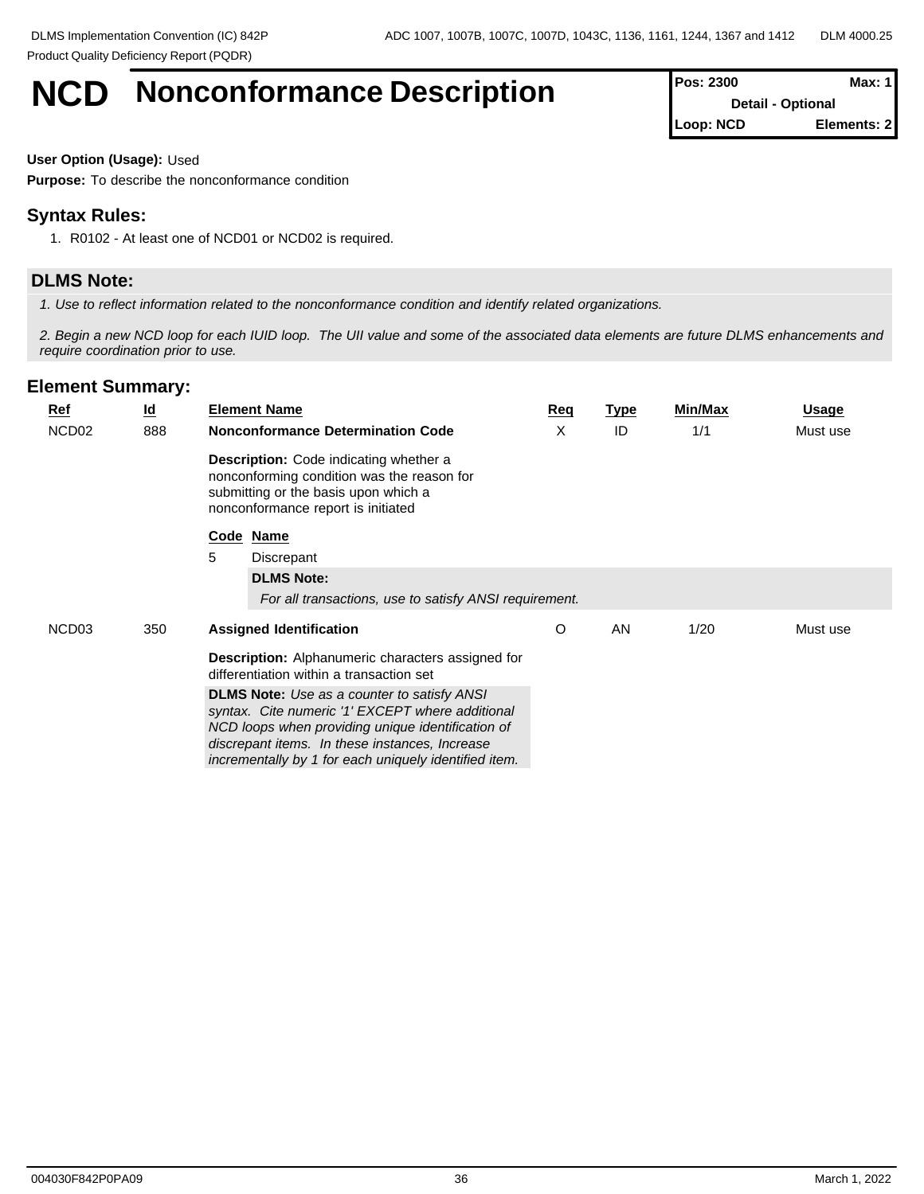# NCD Nonconformance Description

| Pos: 2300 | Max: 1 |
|---|---|
| Detail - Optional | |
| Loop: NCD | Elements: 2 |

**User Option (Usage):** Used

**Purpose:** To describe the nonconformance condition

## Syntax Rules:

1. R0102 - At least one of NCD01 or NCD02 is required.

## DLMS Note:

*1. Use to reflect information related to the nonconformance condition and identify related organizations.*

*2. Begin a new NCD loop for each IUID loop. The UII value and some of the associated data elements are future DLMS enhancements and require coordination prior to use.*

## Element Summary:

| Ref | Id | Element Name | Req | Type | Min/Max | Usage |
|---|---|---|---|---|---|---|
| NCD02 | 888 | **Nonconformance Determination Code** | X | ID | 1/1 | Must use |
| NCD03 | 350 | **Assigned Identification** | O | AN | 1/20 | Must use |

**NCD02 – Nonconformance Determination Code**

**Description:** Code indicating whether a nonconforming condition was the reason for submitting or the basis upon which a nonconformance report is initiated

| Code | Name |
|---|---|
| 5 | Discrepant |

**DLMS Note:**

*For all transactions, use to satisfy ANSI requirement.*

**NCD03 – Assigned Identification**

**Description:** Alphanumeric characters assigned for differentiation within a transaction set

**DLMS Note:** *Use as a counter to satisfy ANSI syntax. Cite numeric '1' EXCEPT where additional NCD loops when providing unique identification of discrepant items. In these instances, Increase incrementally by 1 for each uniquely identified item.*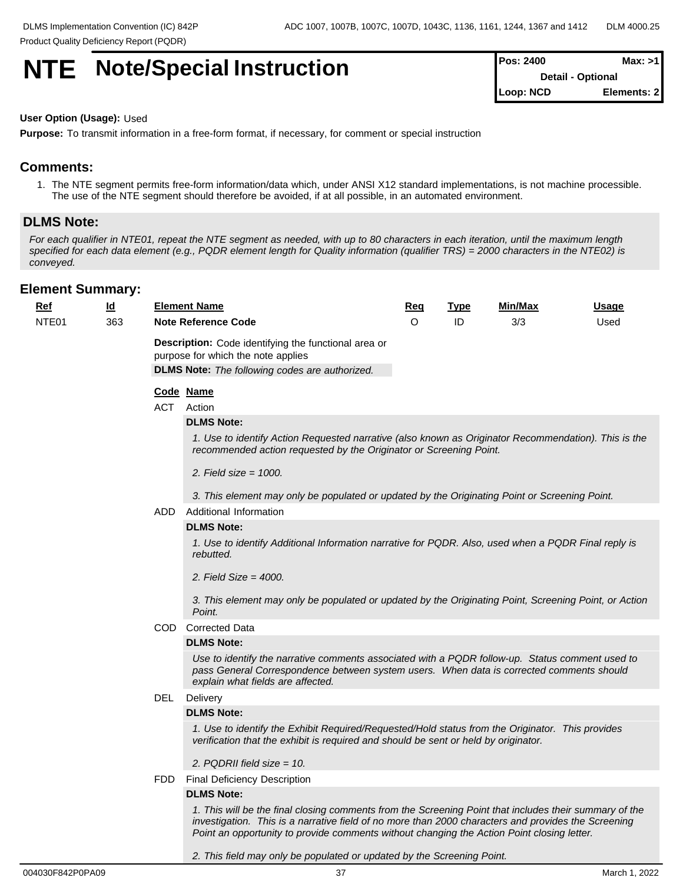# NTE Note/Special Instruction

| Pos: 2400 | Max: >1 |
|---|---|
| Detail - Optional | |
| Loop: NCD | Elements: 2 |

**User Option (Usage):** Used

**Purpose:** To transmit information in a free-form format, if necessary, for comment or special instruction

## Comments:

1. The NTE segment permits free-form information/data which, under ANSI X12 standard implementations, is not machine processible. The use of the NTE segment should therefore be avoided, if at all possible, in an automated environment.

## DLMS Note:

*For each qualifier in NTE01, repeat the NTE segment as needed, with up to 80 characters in each iteration, until the maximum length specified for each data element (e.g., PQDR element length for Quality information (qualifier TRS) = 2000 characters in the NTE02) is conveyed.*

## Element Summary:

| Ref | Id | Element Name | Req | Type | Min/Max | Usage |
|---|---|---|---|---|---|---|
| NTE01 | 363 | **Note Reference Code** | O | ID | 3/3 | Used |

**Description:** Code identifying the functional area or purpose for which the note applies

**DLMS Note:** *The following codes are authorized.*

**Code Name**

**ACT** Action

**DLMS Note:**

*1. Use to identify Action Requested narrative (also known as Originator Recommendation). This is the recommended action requested by the Originator or Screening Point.*

*2. Field size = 1000.*

*3. This element may only be populated or updated by the Originating Point or Screening Point.*

**ADD** Additional Information

**DLMS Note:**

*1. Use to identify Additional Information narrative for PQDR. Also, used when a PQDR Final reply is rebutted.*

*2. Field Size = 4000.*

*3. This element may only be populated or updated by the Originating Point, Screening Point, or Action Point.*

**COD** Corrected Data

**DLMS Note:**

*Use to identify the narrative comments associated with a PQDR follow-up. Status comment used to pass General Correspondence between system users. When data is corrected comments should explain what fields are affected.*

**DEL** Delivery

**DLMS Note:**

*1. Use to identify the Exhibit Required/Requested/Hold status from the Originator. This provides verification that the exhibit is required and should be sent or held by originator.*

*2. PQDRII field size = 10.*

**FDD** Final Deficiency Description

**DLMS Note:**

*1. This will be the final closing comments from the Screening Point that includes their summary of the investigation. This is a narrative field of no more than 2000 characters and provides the Screening Point an opportunity to provide comments without changing the Action Point closing letter.*

*2. This field may only be populated or updated by the Screening Point.*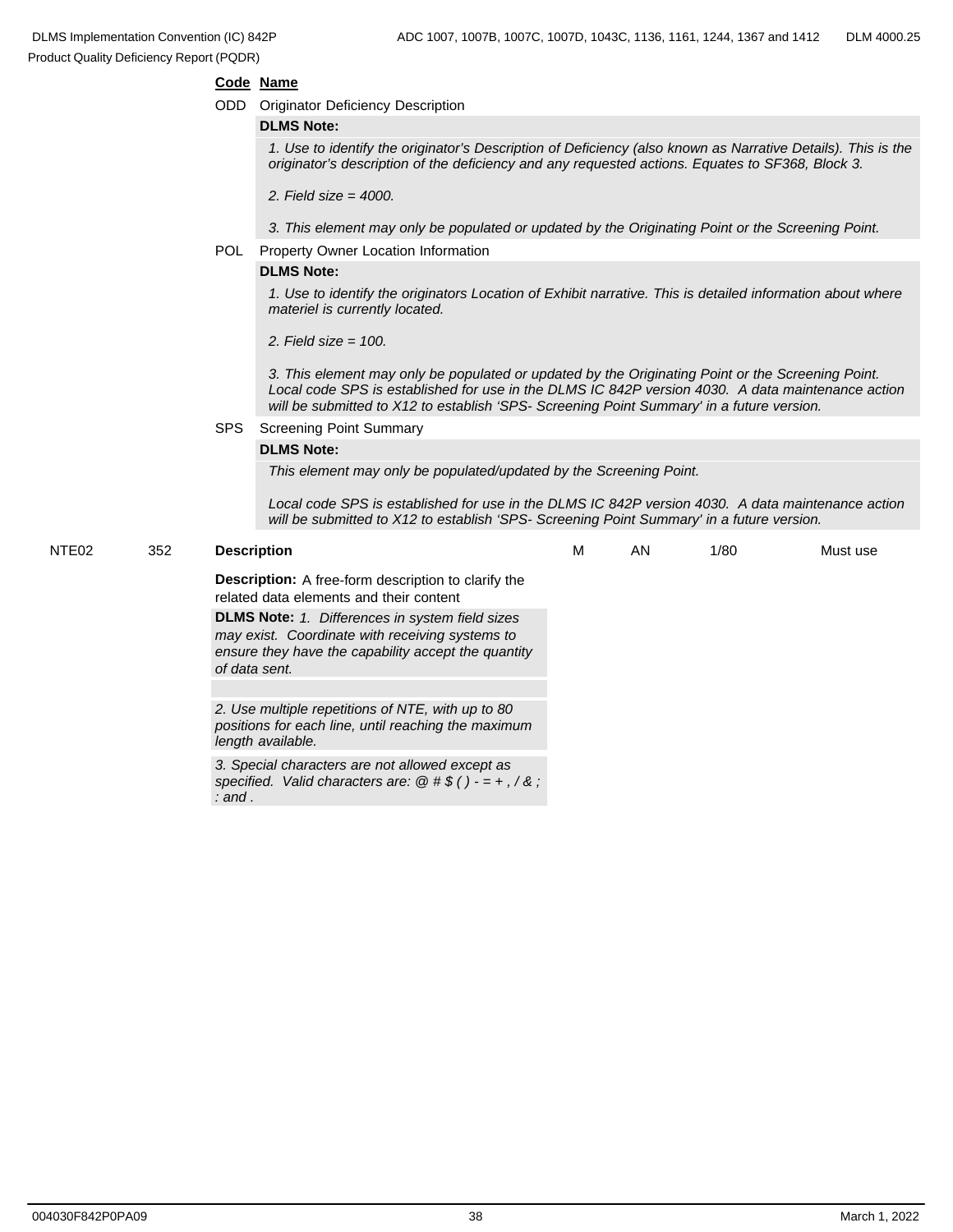**Code** **Name**

ODD Originator Deficiency Description

**DLMS Note:**

*1. Use to identify the originator's Description of Deficiency (also known as Narrative Details). This is the originator's description of the deficiency and any requested actions. Equates to SF368, Block 3.*

*2. Field size = 4000.*

*3. This element may only be populated or updated by the Originating Point or the Screening Point.*

POL Property Owner Location Information

**DLMS Note:**

*1. Use to identify the originators Location of Exhibit narrative. This is detailed information about where materiel is currently located.*

*2. Field size = 100.*

*3. This element may only be populated or updated by the Originating Point or the Screening Point. Local code SPS is established for use in the DLMS IC 842P version 4030. A data maintenance action will be submitted to X12 to establish 'SPS- Screening Point Summary' in a future version.*

SPS Screening Point Summary

**DLMS Note:**

*This element may only be populated/updated by the Screening Point.*

*Local code SPS is established for use in the DLMS IC 842P version 4030. A data maintenance action will be submitted to X12 to establish 'SPS- Screening Point Summary' in a future version.*

| NTE02 | 352 | **Description** | M | AN | 1/80 | Must use |
|---|---|---|---|---|---|---|

**Description:** A free-form description to clarify the related data elements and their content

**DLMS Note:** *1. Differences in system field sizes may exist. Coordinate with receiving systems to ensure they have the capability accept the quantity of data sent.*

*2. Use multiple repetitions of NTE, with up to 80 positions for each line, until reaching the maximum length available.*

*3. Special characters are not allowed except as specified. Valid characters are: @ # $ ( ) - = + , / & ; : and .*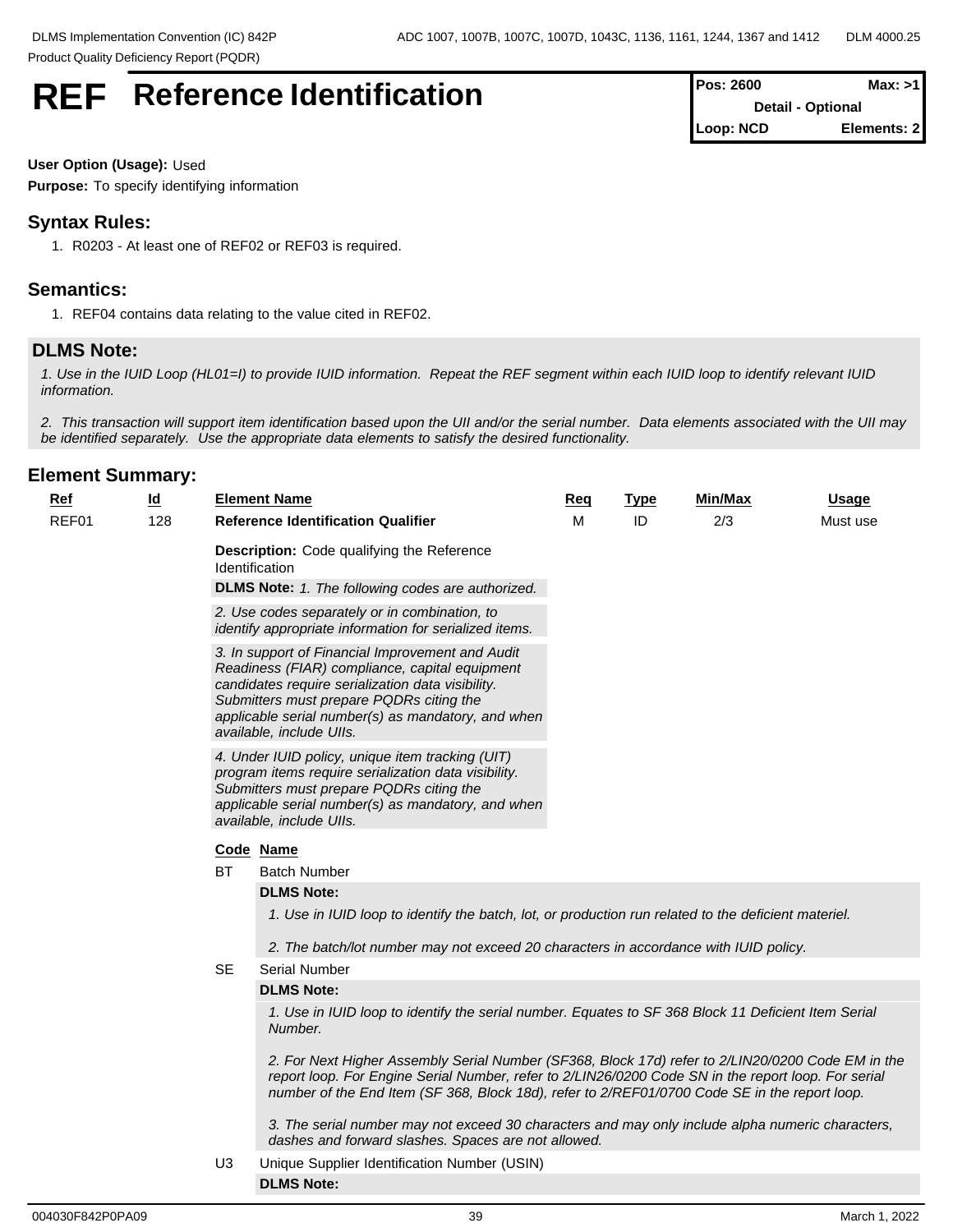# REF Reference Identification

| Pos: 2600 | Max: >1 |
|---|---|
| Detail - Optional | |
| Loop: NCD | Elements: 2 |

**User Option (Usage):** Used

**Purpose:** To specify identifying information

## Syntax Rules:

1. R0203 - At least one of REF02 or REF03 is required.

## Semantics:

1. REF04 contains data relating to the value cited in REF02.

## DLMS Note:

*1. Use in the IUID Loop (HL01=I) to provide IUID information. Repeat the REF segment within each IUID loop to identify relevant IUID information.*

*2. This transaction will support item identification based upon the UII and/or the serial number. Data elements associated with the UII may be identified separately. Use the appropriate data elements to satisfy the desired functionality.*

## Element Summary:

| Ref | Id | Element Name | Req | Type | Min/Max | Usage |
|---|---|---|---|---|---|---|
| REF01 | 128 | **Reference Identification Qualifier** | M | ID | 2/3 | Must use |

**Description:** Code qualifying the Reference Identification

**DLMS Note:** *1. The following codes are authorized.*

*2. Use codes separately or in combination, to identify appropriate information for serialized items.*

*3. In support of Financial Improvement and Audit Readiness (FIAR) compliance, capital equipment candidates require serialization data visibility. Submitters must prepare PQDRs citing the applicable serial number(s) as mandatory, and when available, include UIIs.*

*4. Under IUID policy, unique item tracking (UIT) program items require serialization data visibility. Submitters must prepare PQDRs citing the applicable serial number(s) as mandatory, and when available, include UIIs.*

**Code Name**

**BT** Batch Number

**DLMS Note:**

*1. Use in IUID loop to identify the batch, lot, or production run related to the deficient materiel.*

*2. The batch/lot number may not exceed 20 characters in accordance with IUID policy.*

**SE** Serial Number

**DLMS Note:**

*1. Use in IUID loop to identify the serial number. Equates to SF 368 Block 11 Deficient Item Serial Number.*

*2. For Next Higher Assembly Serial Number (SF368, Block 17d) refer to 2/LIN20/0200 Code EM in the report loop. For Engine Serial Number, refer to 2/LIN26/0200 Code SN in the report loop. For serial number of the End Item (SF 368, Block 18d), refer to 2/REF01/0700 Code SE in the report loop.*

*3. The serial number may not exceed 30 characters and may only include alpha numeric characters, dashes and forward slashes. Spaces are not allowed.*

**U3** Unique Supplier Identification Number (USIN)

**DLMS Note:**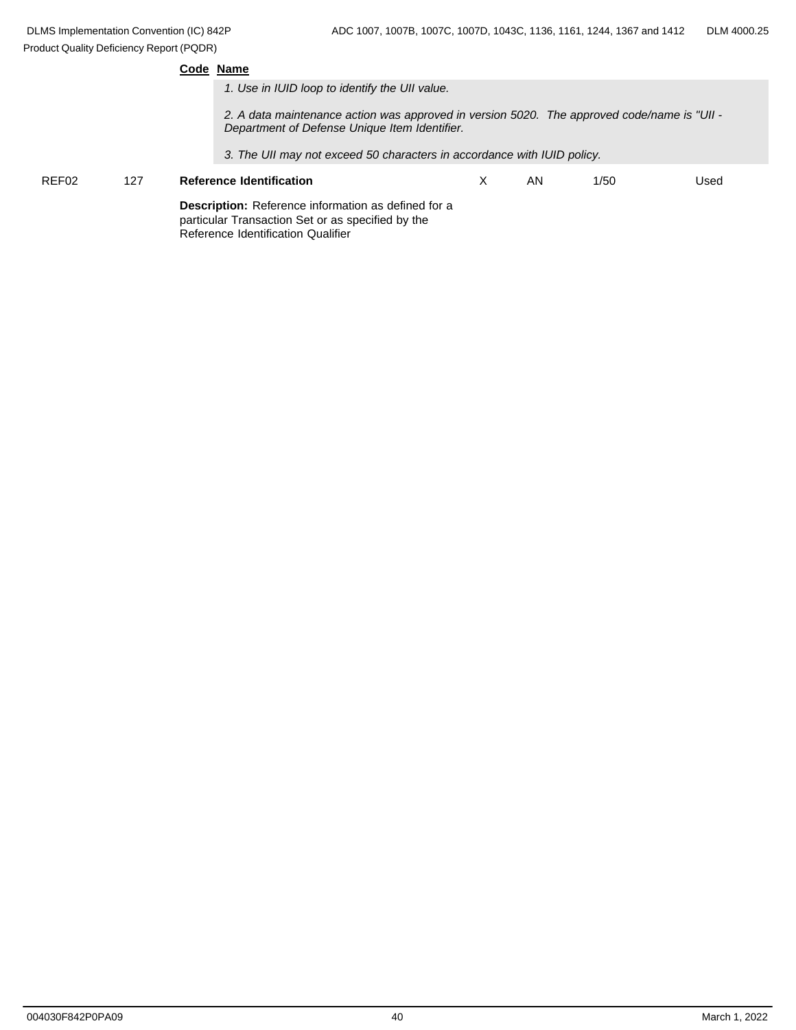**Code** **Name**

*1. Use in IUID loop to identify the UII value.*

*2. A data maintenance action was approved in version 5020. The approved code/name is "UII - Department of Defense Unique Item Identifier.*

*3. The UII may not exceed 50 characters in accordance with IUID policy.*

| | | | | | | |
|---|---|---|---|---|---|---|
| REF02 | 127 | **Reference Identification** | X | AN | 1/50 | Used |

**Description:** Reference information as defined for a particular Transaction Set or as specified by the Reference Identification Qualifier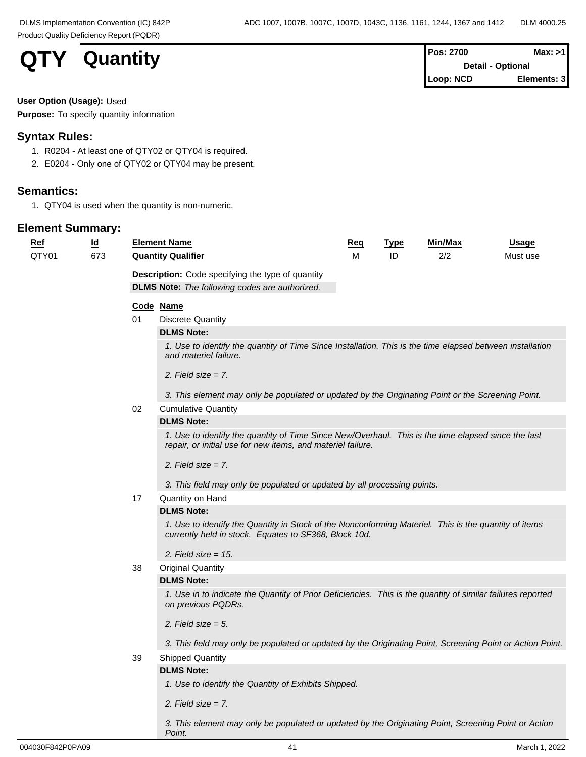# QTY Quantity

| Pos: 2700 | Max: >1 |
|---|---|
| Detail - Optional | |
| Loop: NCD | Elements: 3 |

**User Option (Usage):** Used
**Purpose:** To specify quantity information

## Syntax Rules:

1. R0204 - At least one of QTY02 or QTY04 is required.
2. E0204 - Only one of QTY02 or QTY04 may be present.

## Semantics:

1. QTY04 is used when the quantity is non-numeric.

## Element Summary:

| Ref | Id | Element Name | Req | Type | Min/Max | Usage |
|---|---|---|---|---|---|---|
| QTY01 | 673 | **Quantity Qualifier** | M | ID | 2/2 | Must use |

**Description:** Code specifying the type of quantity

**DLMS Note:** *The following codes are authorized.*

| Code | Name |
|---|---|
| 01 | Discrete Quantity |
| 02 | Cumulative Quantity |
| 17 | Quantity on Hand |
| 38 | Original Quantity |
| 39 | Shipped Quantity |

**01 Discrete Quantity**

**DLMS Note:**

*1. Use to identify the quantity of Time Since Installation. This is the time elapsed between installation and materiel failure.*

*2. Field size = 7.*

*3. This element may only be populated or updated by the Originating Point or the Screening Point.*

**02 Cumulative Quantity**

**DLMS Note:**

*1. Use to identify the quantity of Time Since New/Overhaul. This is the time elapsed since the last repair, or initial use for new items, and materiel failure.*

*2. Field size = 7.*

*3. This field may only be populated or updated by all processing points.*

**17 Quantity on Hand**

**DLMS Note:**

*1. Use to identify the Quantity in Stock of the Nonconforming Materiel. This is the quantity of items currently held in stock. Equates to SF368, Block 10d.*

*2. Field size = 15.*

**38 Original Quantity**

**DLMS Note:**

*1. Use in to indicate the Quantity of Prior Deficiencies. This is the quantity of similar failures reported on previous PQDRs.*

*2. Field size = 5.*

*3. This field may only be populated or updated by the Originating Point, Screening Point or Action Point.*

**39 Shipped Quantity**

**DLMS Note:**

*1. Use to identify the Quantity of Exhibits Shipped.*

*2. Field size = 7.*

*3. This element may only be populated or updated by the Originating Point, Screening Point or Action Point.*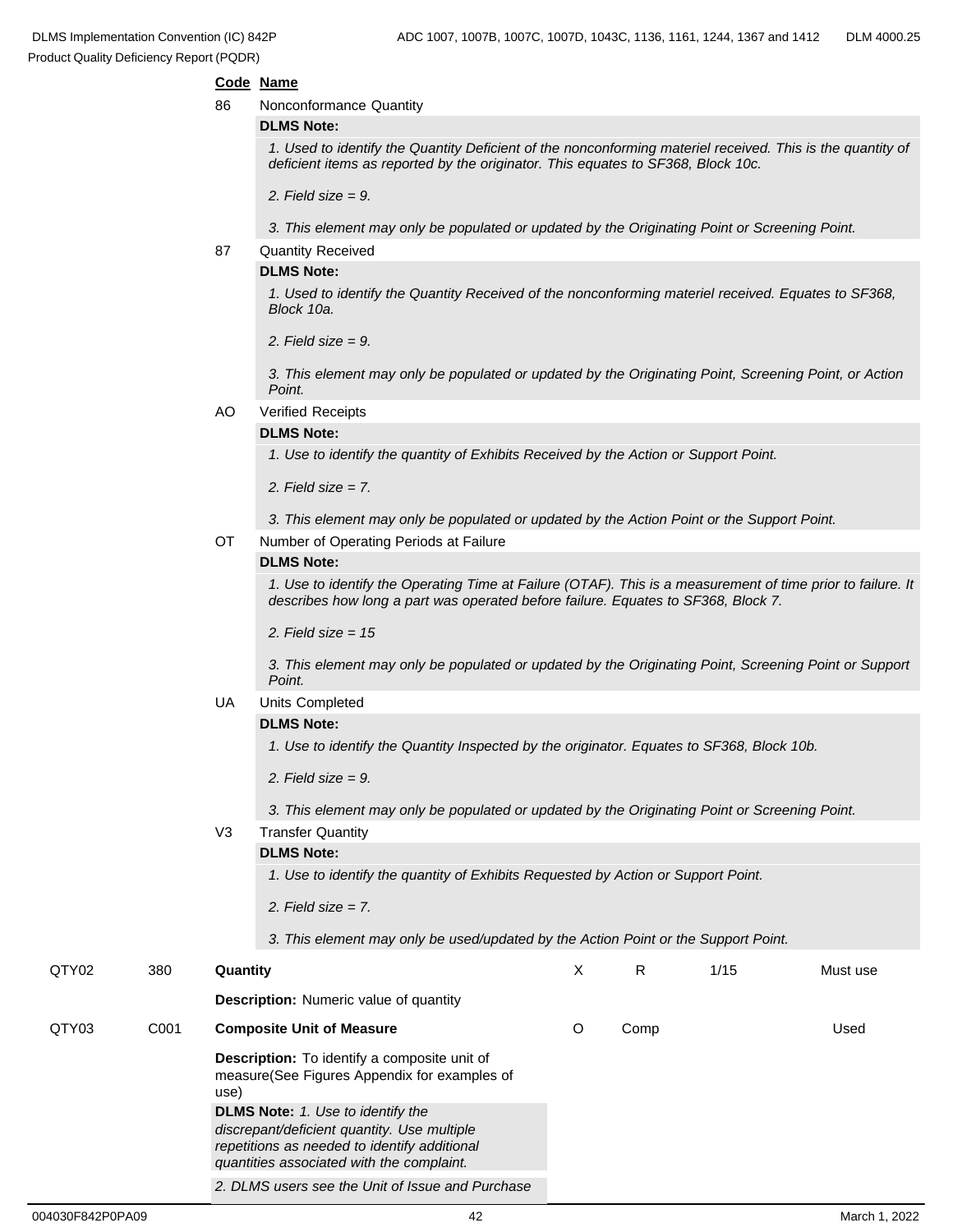**Code Name**

86 Nonconformance Quantity

**DLMS Note:**

*1. Used to identify the Quantity Deficient of the nonconforming materiel received. This is the quantity of deficient items as reported by the originator. This equates to SF368, Block 10c.*

*2. Field size = 9.*

*3. This element may only be populated or updated by the Originating Point or Screening Point.*

87 Quantity Received

**DLMS Note:**

*1. Used to identify the Quantity Received of the nonconforming materiel received. Equates to SF368, Block 10a.*

*2. Field size = 9.*

*3. This element may only be populated or updated by the Originating Point, Screening Point, or Action Point.*

AO Verified Receipts

**DLMS Note:**

*1. Use to identify the quantity of Exhibits Received by the Action or Support Point.*

*2. Field size = 7.*

*3. This element may only be populated or updated by the Action Point or the Support Point.*

OT Number of Operating Periods at Failure

**DLMS Note:**

*1. Use to identify the Operating Time at Failure (OTAF). This is a measurement of time prior to failure. It describes how long a part was operated before failure. Equates to SF368, Block 7.*

*2. Field size = 15*

*3. This element may only be populated or updated by the Originating Point, Screening Point or Support Point.*

UA Units Completed

**DLMS Note:**

*1. Use to identify the Quantity Inspected by the originator. Equates to SF368, Block 10b.*

*2. Field size = 9.*

*3. This element may only be populated or updated by the Originating Point or Screening Point.*

V3 Transfer Quantity

**DLMS Note:**

*1. Use to identify the quantity of Exhibits Requested by Action or Support Point.*

*2. Field size = 7.*

*3. This element may only be used/updated by the Action Point or the Support Point.*

| | | | | | | |
|---|---|---|---|---|---|---|
| QTY02 | 380 | **Quantity** | X | R | 1/15 | Must use |
| | | **Description:** Numeric value of quantity | | | | |
| QTY03 | C001 | **Composite Unit of Measure** | O | Comp | | Used |
| | | **Description:** To identify a composite unit of measure(See Figures Appendix for examples of use) | | | | |
| | | **DLMS Note:** *1. Use to identify the discrepant/deficient quantity. Use multiple repetitions as needed to identify additional quantities associated with the complaint.* | | | | |
| | | *2. DLMS users see the Unit of Issue and Purchase* | | | | |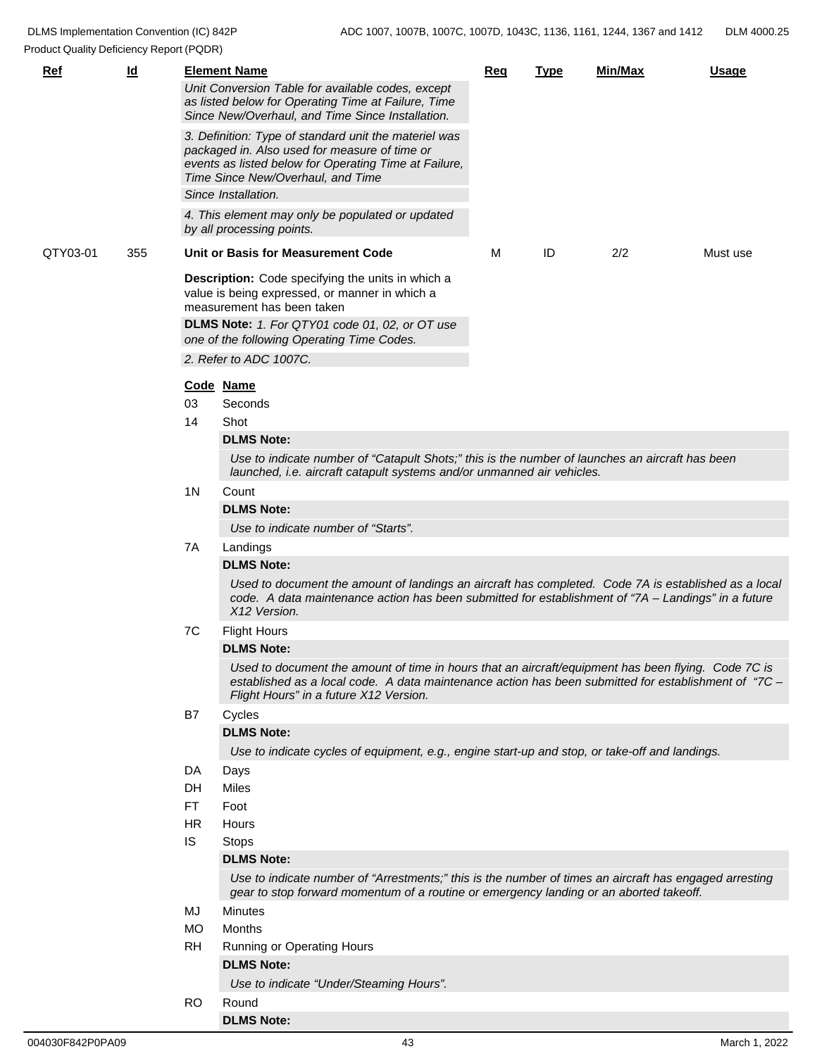| Ref | Id | Element Name | Req | Type | Min/Max | Usage |
|---|---|---|---|---|---|---|
| | | *Unit Conversion Table for available codes, except as listed below for Operating Time at Failure, Time Since New/Overhaul, and Time Since Installation.* | | | | |
| | | *3. Definition: Type of standard unit the materiel was packaged in. Also used for measure of time or events as listed below for Operating Time at Failure, Time Since New/Overhaul, and Time Since Installation.* | | | | |
| | | *4. This element may only be populated or updated by all processing points.* | | | | |
| QTY03-01 | 355 | **Unit or Basis for Measurement Code** | M | ID | 2/2 | Must use |

**Description:** Code specifying the units in which a value is being expressed, or manner in which a measurement has been taken

**DLMS Note:** *1. For QTY01 code 01, 02, or OT use one of the following Operating Time Codes.*

*2. Refer to ADC 1007C.*

| Code | Name |
|---|---|
| 03 | Seconds |
| 14 | Shot |
| | **DLMS Note:** |
| | *Use to indicate number of "Catapult Shots;" this is the number of launches an aircraft has been launched, i.e. aircraft catapult systems and/or unmanned air vehicles.* |
| 1N | Count |
| | **DLMS Note:** |
| | *Use to indicate number of "Starts".* |
| 7A | Landings |
| | **DLMS Note:** |
| | *Used to document the amount of landings an aircraft has completed. Code 7A is established as a local code. A data maintenance action has been submitted for establishment of "7A – Landings" in a future X12 Version.* |
| 7C | Flight Hours |
| | **DLMS Note:** |
| | *Used to document the amount of time in hours that an aircraft/equipment has been flying. Code 7C is established as a local code. A data maintenance action has been submitted for establishment of "7C – Flight Hours" in a future X12 Version.* |
| B7 | Cycles |
| | **DLMS Note:** |
| | *Use to indicate cycles of equipment, e.g., engine start-up and stop, or take-off and landings.* |
| DA | Days |
| DH | Miles |
| FT | Foot |
| HR | Hours |
| IS | Stops |
| | **DLMS Note:** |
| | *Use to indicate number of "Arrestments;" this is the number of times an aircraft has engaged arresting gear to stop forward momentum of a routine or emergency landing or an aborted takeoff.* |
| MJ | Minutes |
| MO | Months |
| RH | Running or Operating Hours |
| | **DLMS Note:** |
| | *Use to indicate "Under/Steaming Hours".* |
| RO | Round |
| | **DLMS Note:** |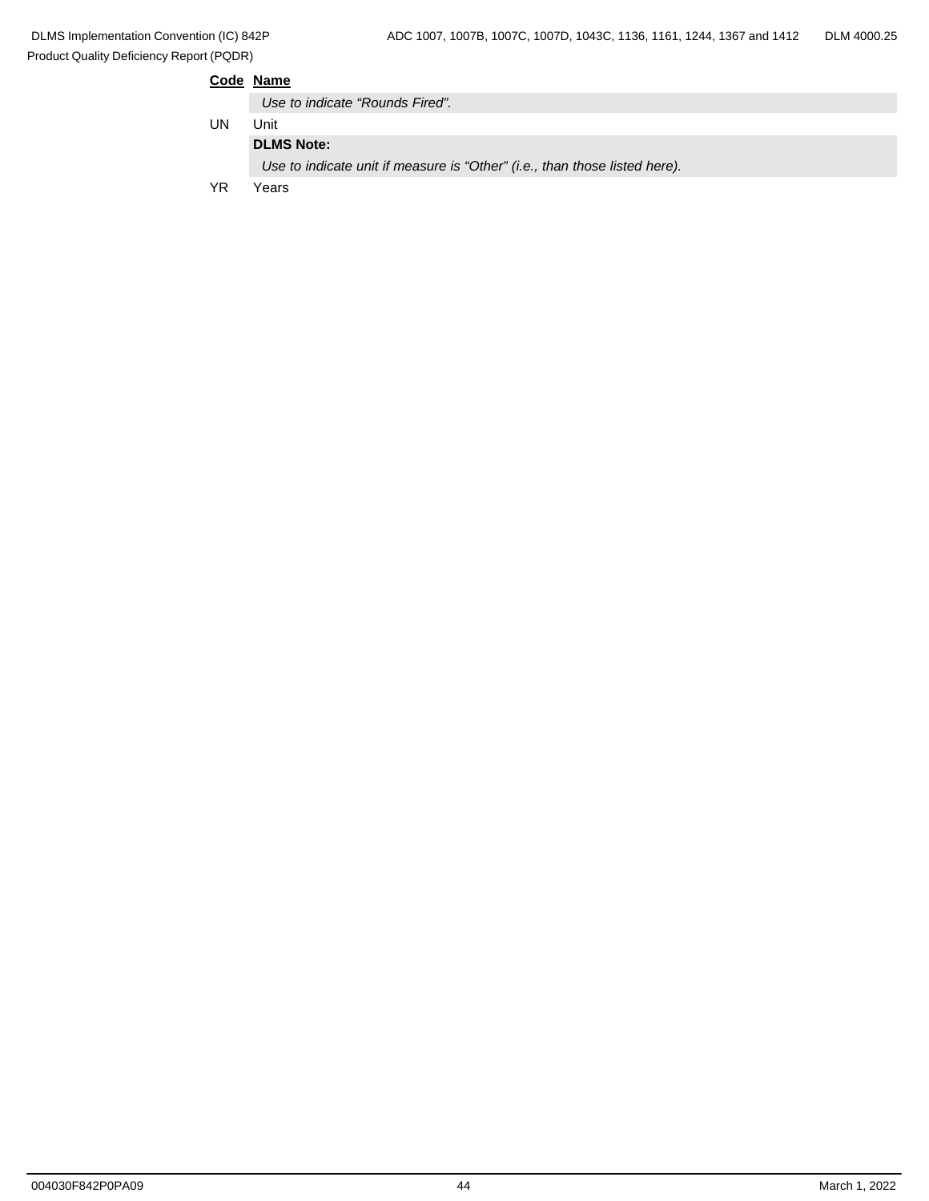**Code** **Name**

*Use to indicate "Rounds Fired".*

UN Unit

**DLMS Note:**

*Use to indicate unit if measure is "Other" (i.e., than those listed here).*

YR Years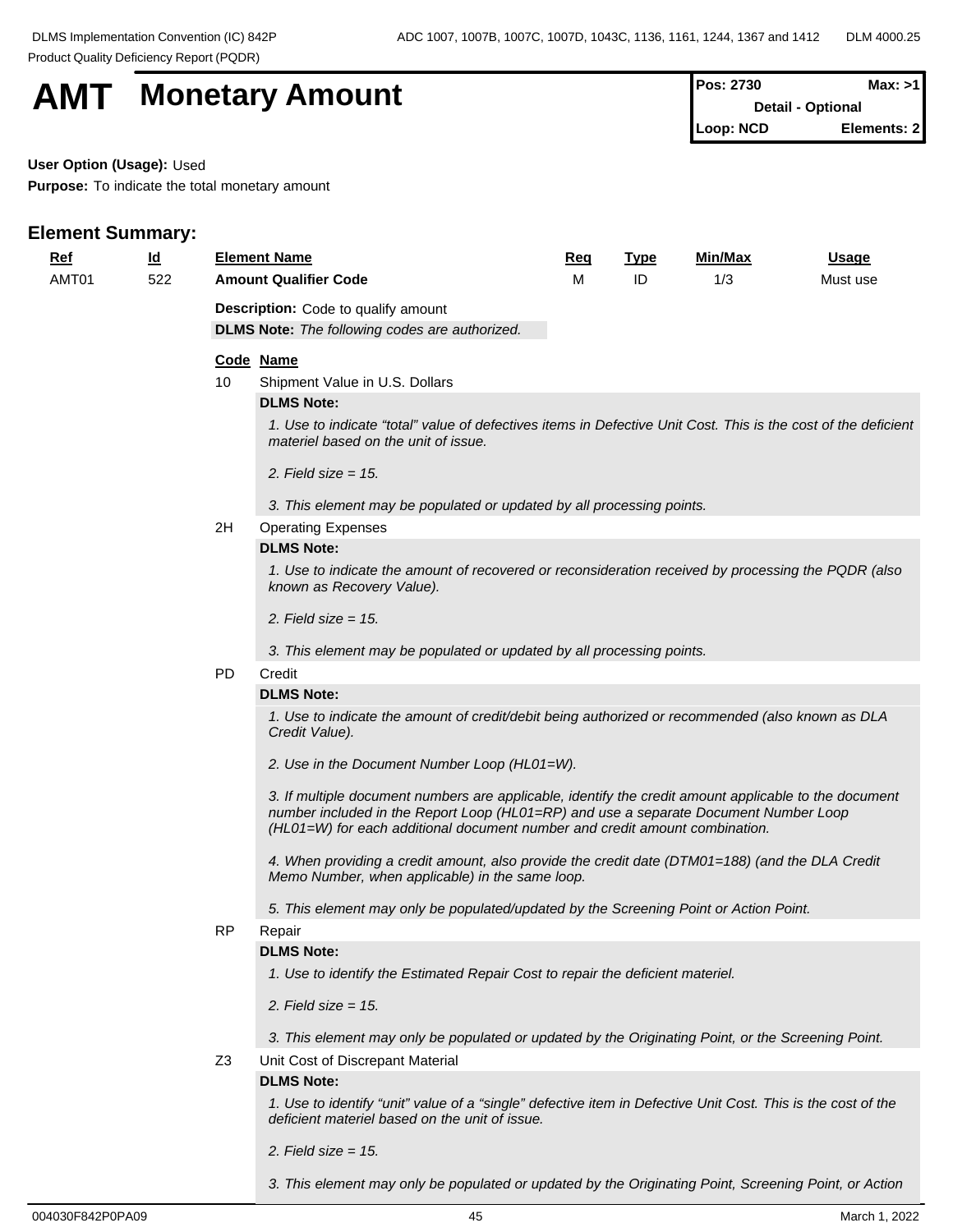# AMT Monetary Amount

| Pos: 2730 | Max: >1 |
|---|---|
| Detail - Optional | |
| Loop: NCD | Elements: 2 |

**User Option (Usage):** Used

**Purpose:** To indicate the total monetary amount

## Element Summary:

| Ref | Id | Element Name | Req | Type | Min/Max | Usage |
|---|---|---|---|---|---|---|
| AMT01 | 522 | **Amount Qualifier Code** | M | ID | 1/3 | Must use |

**Description:** Code to qualify amount

**DLMS Note:** *The following codes are authorized.*

**Code Name**

10 Shipment Value in U.S. Dollars

**DLMS Note:**

*1. Use to indicate "total" value of defectives items in Defective Unit Cost. This is the cost of the deficient materiel based on the unit of issue.*

*2. Field size = 15.*

*3. This element may be populated or updated by all processing points.*

2H Operating Expenses

**DLMS Note:**

*1. Use to indicate the amount of recovered or reconsideration received by processing the PQDR (also known as Recovery Value).*

*2. Field size = 15.*

*3. This element may be populated or updated by all processing points.*

PD Credit

**DLMS Note:**

*1. Use to indicate the amount of credit/debit being authorized or recommended (also known as DLA Credit Value).*

*2. Use in the Document Number Loop (HL01=W).*

*3. If multiple document numbers are applicable, identify the credit amount applicable to the document number included in the Report Loop (HL01=RP) and use a separate Document Number Loop (HL01=W) for each additional document number and credit amount combination.*

*4. When providing a credit amount, also provide the credit date (DTM01=188) (and the DLA Credit Memo Number, when applicable) in the same loop.*

*5. This element may only be populated/updated by the Screening Point or Action Point.*

RP Repair

**DLMS Note:**

*1. Use to identify the Estimated Repair Cost to repair the deficient materiel.*

*2. Field size = 15.*

*3. This element may only be populated or updated by the Originating Point, or the Screening Point.*

Z3 Unit Cost of Discrepant Material

**DLMS Note:**

*1. Use to identify "unit" value of a "single" defective item in Defective Unit Cost. This is the cost of the deficient materiel based on the unit of issue.*

*2. Field size = 15.*

*3. This element may only be populated or updated by the Originating Point, Screening Point, or Action*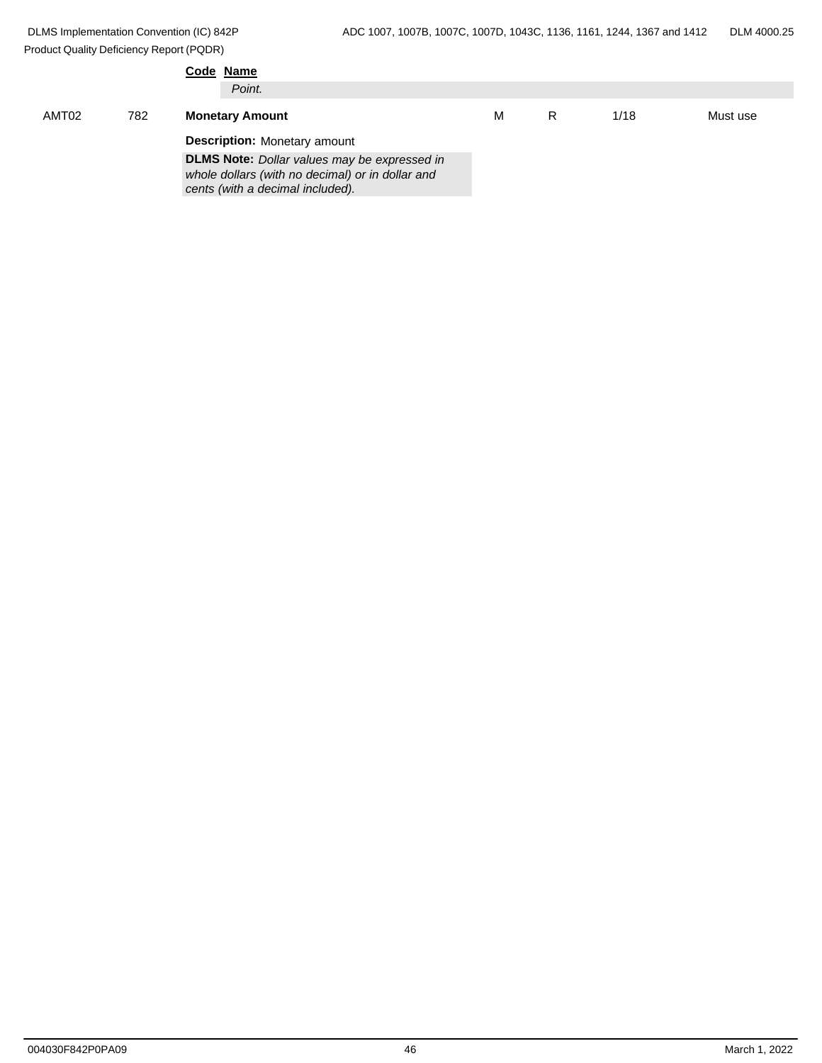**Code Name**

*Point.*

| AMT02 | 782 | **Monetary Amount** | M | R | 1/18 | Must use |
|---|---|---|---|---|---|---|

**Description:** Monetary amount

**DLMS Note:** *Dollar values may be expressed in whole dollars (with no decimal) or in dollar and cents (with a decimal included).*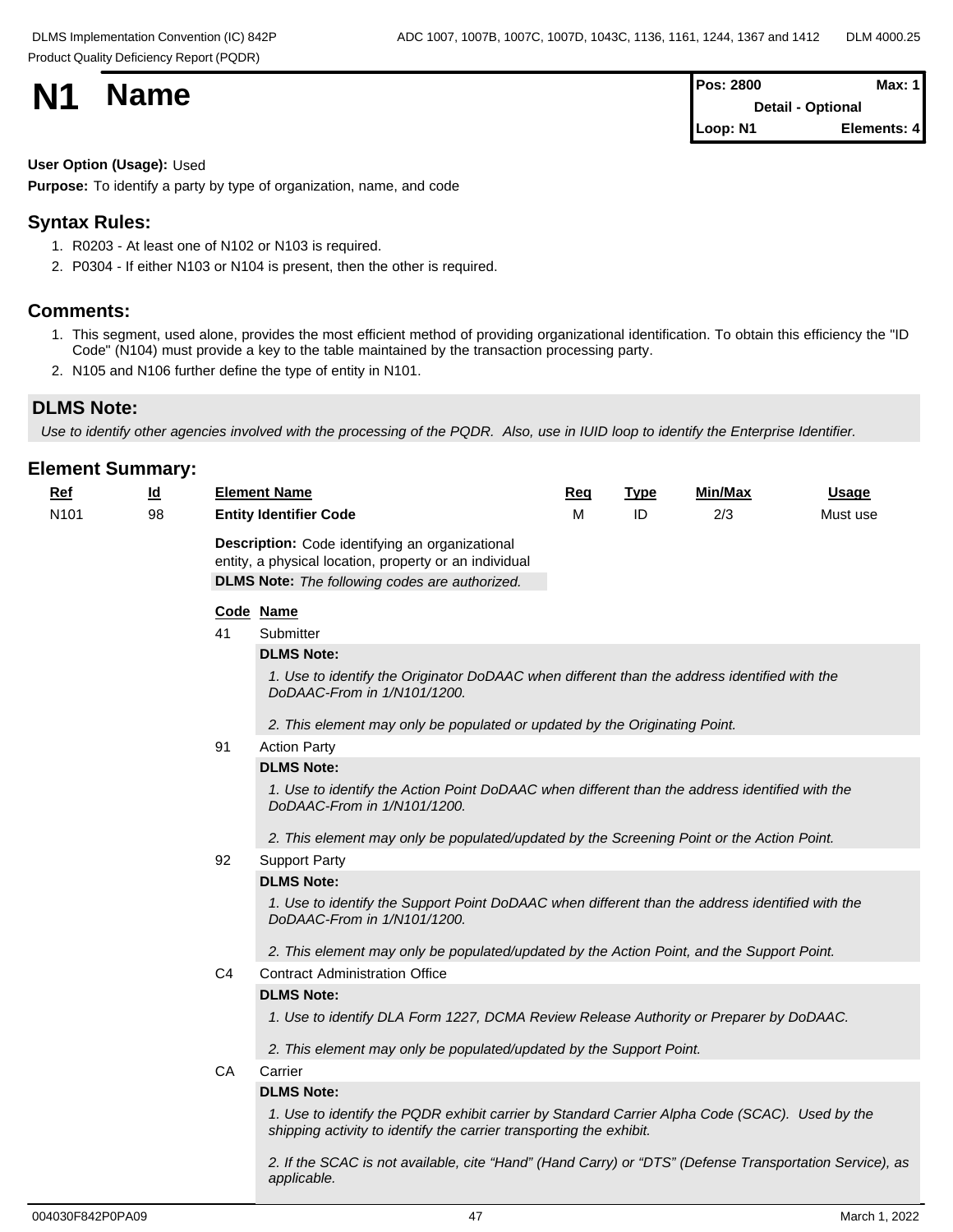# N1 Name

| Pos: 2800 | Max: 1 |
|---|---|
| Detail - Optional | |
| Loop: N1 | Elements: 4 |

**User Option (Usage):** Used

**Purpose:** To identify a party by type of organization, name, and code

## Syntax Rules:

1. R0203 - At least one of N102 or N103 is required.
2. P0304 - If either N103 or N104 is present, then the other is required.

## Comments:

1. This segment, used alone, provides the most efficient method of providing organizational identification. To obtain this efficiency the "ID Code" (N104) must provide a key to the table maintained by the transaction processing party.
2. N105 and N106 further define the type of entity in N101.

## DLMS Note:

*Use to identify other agencies involved with the processing of the PQDR. Also, use in IUID loop to identify the Enterprise Identifier.*

## Element Summary:

| Ref | Id | Element Name | Req | Type | Min/Max | Usage |
|---|---|---|---|---|---|---|
| N101 | 98 | **Entity Identifier Code** | M | ID | 2/3 | Must use |

**Description:** Code identifying an organizational entity, a physical location, property or an individual

**DLMS Note:** *The following codes are authorized.*

| Code | Name |
|---|---|
| 41 | Submitter |
| 91 | Action Party |
| 92 | Support Party |
| C4 | Contract Administration Office |
| CA | Carrier |

**41 Submitter**

**DLMS Note:**

*1. Use to identify the Originator DoDAAC when different than the address identified with the DoDAAC-From in 1/N101/1200.*

*2. This element may only be populated or updated by the Originating Point.*

**91 Action Party**

**DLMS Note:**

*1. Use to identify the Action Point DoDAAC when different than the address identified with the DoDAAC-From in 1/N101/1200.*

*2. This element may only be populated/updated by the Screening Point or the Action Point.*

**92 Support Party**

**DLMS Note:**

*1. Use to identify the Support Point DoDAAC when different than the address identified with the DoDAAC-From in 1/N101/1200.*

*2. This element may only be populated/updated by the Action Point, and the Support Point.*

**C4 Contract Administration Office**

**DLMS Note:**

*1. Use to identify DLA Form 1227, DCMA Review Release Authority or Preparer by DoDAAC.*

*2. This element may only be populated/updated by the Support Point.*

**CA Carrier**

**DLMS Note:**

*1. Use to identify the PQDR exhibit carrier by Standard Carrier Alpha Code (SCAC). Used by the shipping activity to identify the carrier transporting the exhibit.*

*2. If the SCAC is not available, cite "Hand" (Hand Carry) or "DTS" (Defense Transportation Service), as applicable.*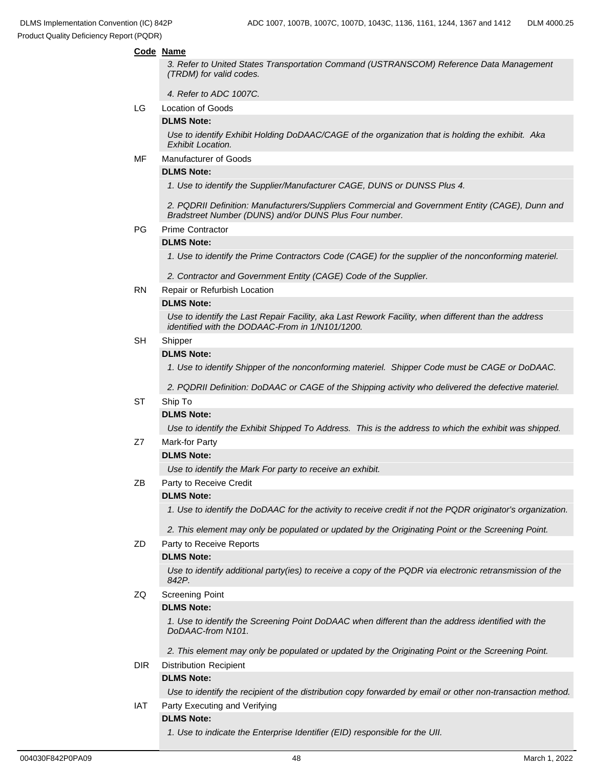**Code** **Name**

*3. Refer to United States Transportation Command (USTRANSCOM) Reference Data Management (TRDM) for valid codes.*

*4. Refer to ADC 1007C.*

LG Location of Goods

**DLMS Note:**

*Use to identify Exhibit Holding DoDAAC/CAGE of the organization that is holding the exhibit. Aka Exhibit Location.*

MF Manufacturer of Goods

**DLMS Note:**

*1. Use to identify the Supplier/Manufacturer CAGE, DUNS or DUNSS Plus 4.*

*2. PQDRII Definition: Manufacturers/Suppliers Commercial and Government Entity (CAGE), Dunn and Bradstreet Number (DUNS) and/or DUNS Plus Four number.*

PG Prime Contractor

**DLMS Note:**

*1. Use to identify the Prime Contractors Code (CAGE) for the supplier of the nonconforming materiel.*

*2. Contractor and Government Entity (CAGE) Code of the Supplier.*

RN Repair or Refurbish Location

**DLMS Note:**

*Use to identify the Last Repair Facility, aka Last Rework Facility, when different than the address identified with the DODAAC-From in 1/N101/1200.*

SH Shipper

**DLMS Note:**

*1. Use to identify Shipper of the nonconforming materiel. Shipper Code must be CAGE or DoDAAC.*

*2. PQDRII Definition: DoDAAC or CAGE of the Shipping activity who delivered the defective materiel.*

ST Ship To

**DLMS Note:**

*Use to identify the Exhibit Shipped To Address. This is the address to which the exhibit was shipped.*

Z7 Mark-for Party

**DLMS Note:**

*Use to identify the Mark For party to receive an exhibit.*

ZB Party to Receive Credit

**DLMS Note:**

*1. Use to identify the DoDAAC for the activity to receive credit if not the PQDR originator's organization.*

*2. This element may only be populated or updated by the Originating Point or the Screening Point.*

ZD Party to Receive Reports

**DLMS Note:**

*Use to identify additional party(ies) to receive a copy of the PQDR via electronic retransmission of the 842P.*

ZQ Screening Point

**DLMS Note:**

*1. Use to identify the Screening Point DoDAAC when different than the address identified with the DoDAAC-from N101.*

*2. This element may only be populated or updated by the Originating Point or the Screening Point.*

DIR Distribution Recipient

**DLMS Note:**

*Use to identify the recipient of the distribution copy forwarded by email or other non-transaction method.*

IAT Party Executing and Verifying

**DLMS Note:**

*1. Use to indicate the Enterprise Identifier (EID) responsible for the UII.*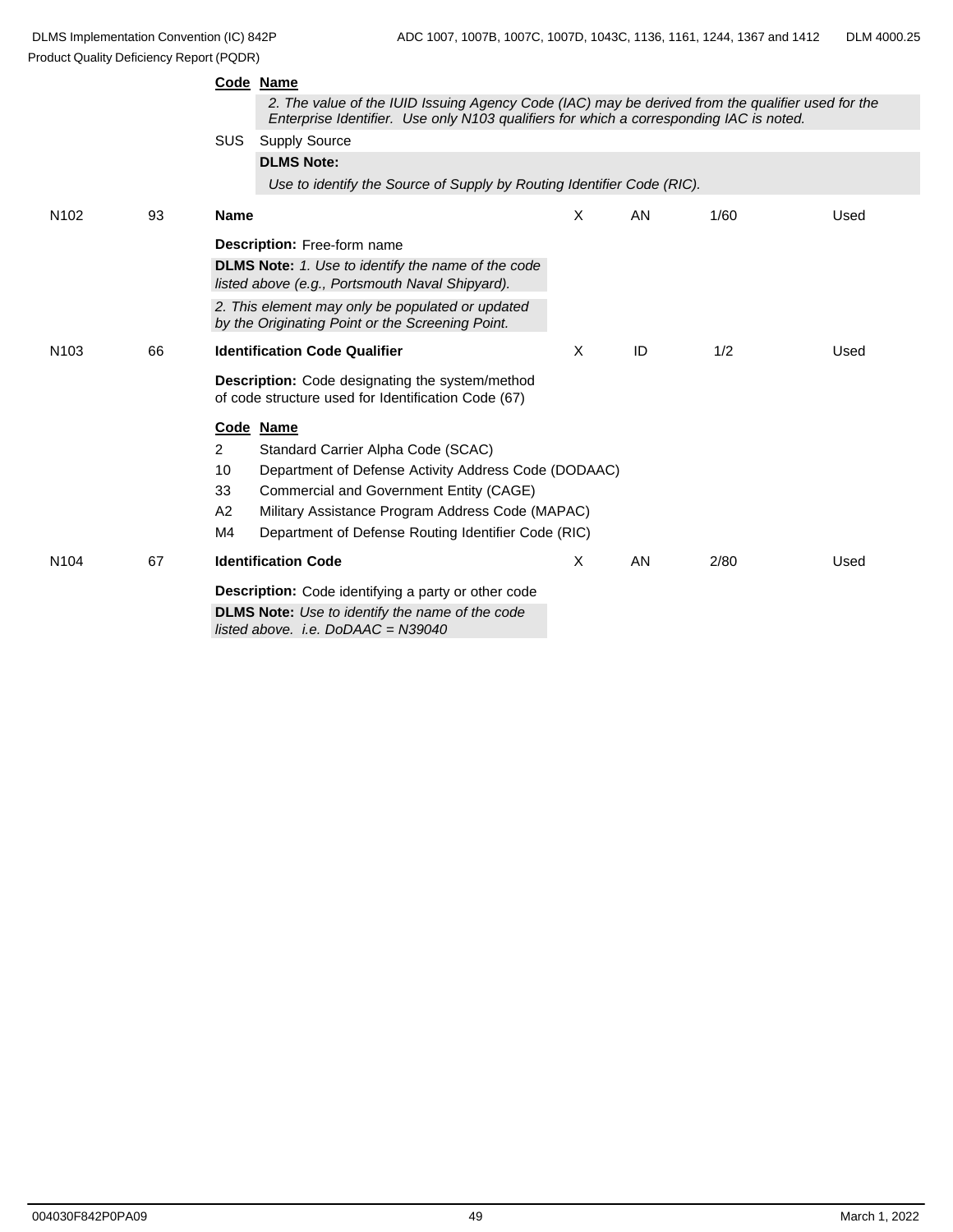**Code** **Name**

*2. The value of the IUID Issuing Agency Code (IAC) may be derived from the qualifier used for the Enterprise Identifier. Use only N103 qualifiers for which a corresponding IAC is noted.*

SUS Supply Source

**DLMS Note:**

*Use to identify the Source of Supply by Routing Identifier Code (RIC).*

| | | | | | | |
|---|---|---|---|---|---|---|
| N102 | 93 | **Name** | X | AN | 1/60 | Used |

**Description:** Free-form name

**DLMS Note:** *1. Use to identify the name of the code listed above (e.g., Portsmouth Naval Shipyard).*

*2. This element may only be populated or updated by the Originating Point or the Screening Point.*

| | | | | | | |
|---|---|---|---|---|---|---|
| N103 | 66 | **Identification Code Qualifier** | X | ID | 1/2 | Used |

**Description:** Code designating the system/method of code structure used for Identification Code (67)

| Code | Name |
|---|---|
| 2 | Standard Carrier Alpha Code (SCAC) |
| 10 | Department of Defense Activity Address Code (DODAAC) |
| 33 | Commercial and Government Entity (CAGE) |
| A2 | Military Assistance Program Address Code (MAPAC) |
| M4 | Department of Defense Routing Identifier Code (RIC) |

| | | | | | | |
|---|---|---|---|---|---|---|
| N104 | 67 | **Identification Code** | X | AN | 2/80 | Used |

**Description:** Code identifying a party or other code

**DLMS Note:** *Use to identify the name of the code listed above. i.e. DoDAAC = N39040*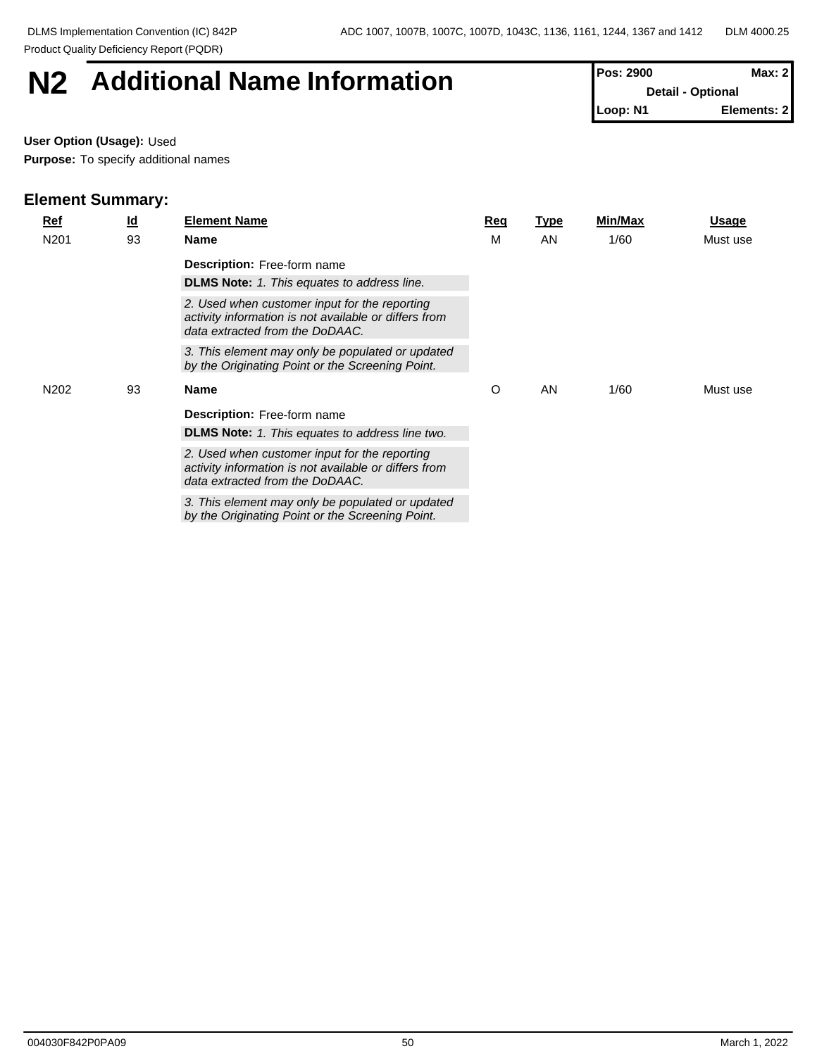# N2 Additional Name Information

| Pos: 2900 | Max: 2 |
| --- | --- |
| Detail - Optional | |
| Loop: N1 | Elements: 2 |

**User Option (Usage):** Used

**Purpose:** To specify additional names

## Element Summary:

| Ref | Id | Element Name | Req | Type | Min/Max | Usage |
| --- | --- | --- | --- | --- | --- | --- |
| N201 | 93 | **Name**<br>**Description:** Free-form name<br>**DLMS Note:** *1. This equates to address line.*<br>*2. Used when customer input for the reporting activity information is not available or differs from data extracted from the DoDAAC.*<br>*3. This element may only be populated or updated by the Originating Point or the Screening Point.* | M | AN | 1/60 | Must use |
| N202 | 93 | **Name**<br>**Description:** Free-form name<br>**DLMS Note:** *1. This equates to address line two.*<br>*2. Used when customer input for the reporting activity information is not available or differs from data extracted from the DoDAAC.*<br>*3. This element may only be populated or updated by the Originating Point or the Screening Point.* | O | AN | 1/60 | Must use |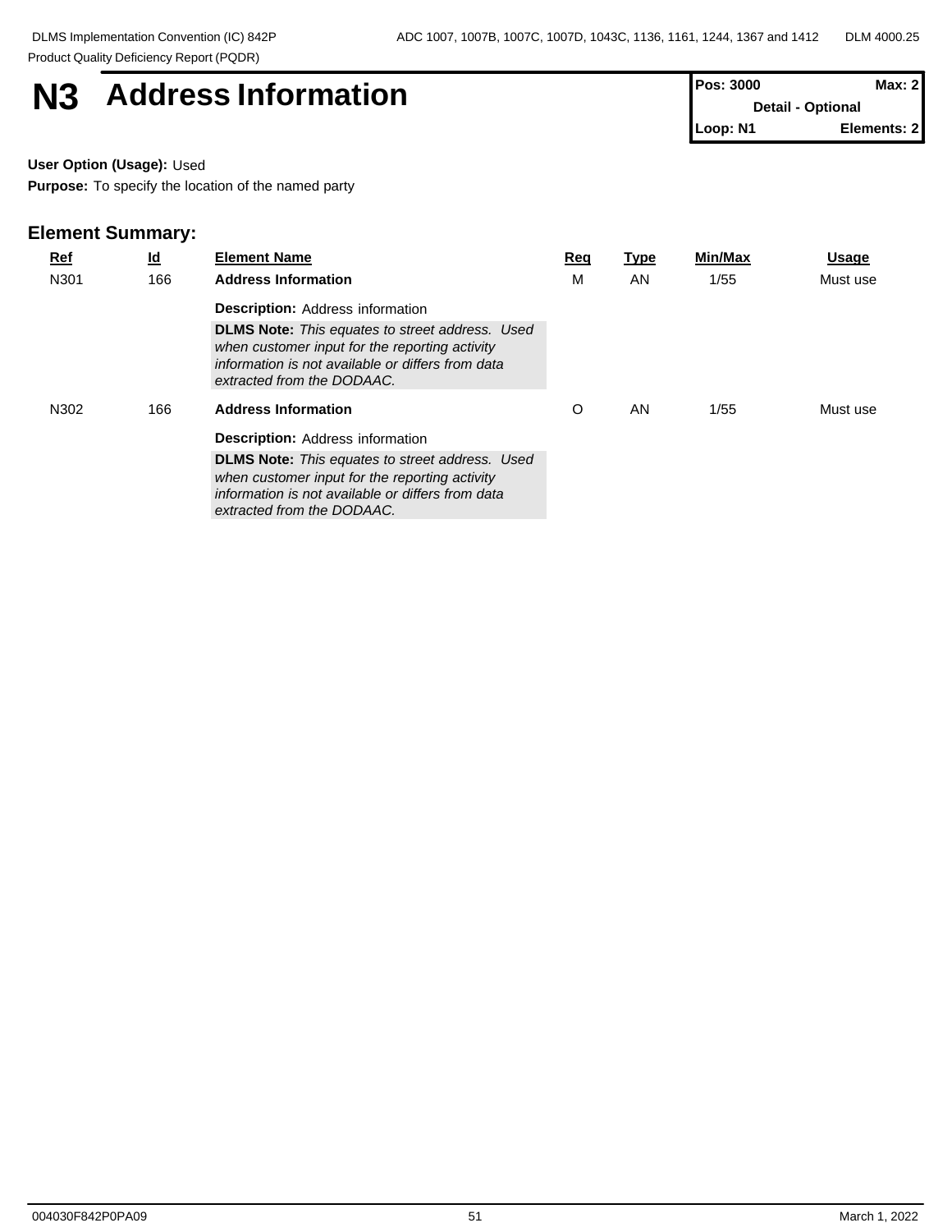# N3 Address Information

| Pos: 3000 | Max: 2 |
|---|---|
| Detail - Optional | |
| Loop: N1 | Elements: 2 |

**User Option (Usage):** Used

**Purpose:** To specify the location of the named party

## Element Summary:

| Ref | Id | Element Name | Req | Type | Min/Max | Usage |
|---|---|---|---|---|---|---|
| N301 | 166 | **Address Information**<br>**Description:** Address information<br>**DLMS Note:** *This equates to street address. Used when customer input for the reporting activity information is not available or differs from data extracted from the DODAAC.* | M | AN | 1/55 | Must use |
| N302 | 166 | **Address Information**<br>**Description:** Address information<br>**DLMS Note:** *This equates to street address. Used when customer input for the reporting activity information is not available or differs from data extracted from the DODAAC.* | O | AN | 1/55 | Must use |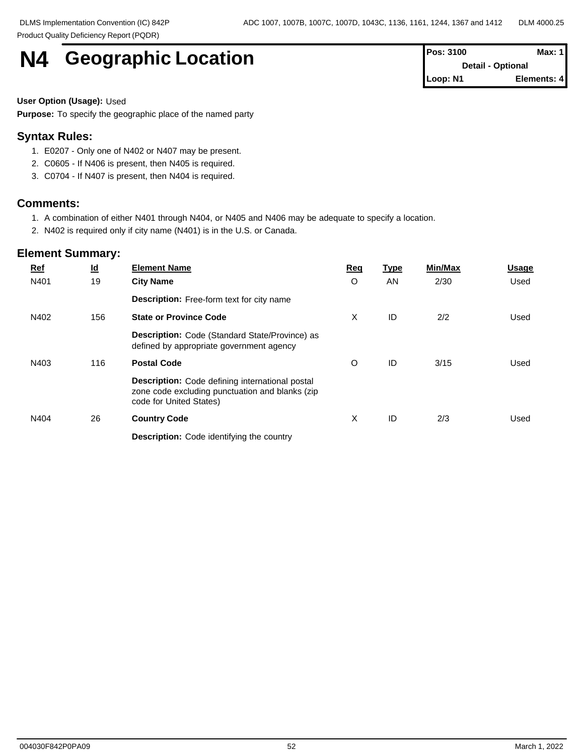# N4 Geographic Location

| Pos: 3100 | Max: 1 |
|---|---|
| Detail - Optional | |
| Loop: N1 | Elements: 4 |

**User Option (Usage):** Used

**Purpose:** To specify the geographic place of the named party

## Syntax Rules:

1. E0207 - Only one of N402 or N407 may be present.
2. C0605 - If N406 is present, then N405 is required.
3. C0704 - If N407 is present, then N404 is required.

## Comments:

1. A combination of either N401 through N404, or N405 and N406 may be adequate to specify a location.
2. N402 is required only if city name (N401) is in the U.S. or Canada.

## Element Summary:

| Ref | Id | Element Name | Req | Type | Min/Max | Usage |
|---|---|---|---|---|---|---|
| N401 | 19 | **City Name**<br>**Description:** Free-form text for city name | O | AN | 2/30 | Used |
| N402 | 156 | **State or Province Code**<br>**Description:** Code (Standard State/Province) as defined by appropriate government agency | X | ID | 2/2 | Used |
| N403 | 116 | **Postal Code**<br>**Description:** Code defining international postal zone code excluding punctuation and blanks (zip code for United States) | O | ID | 3/15 | Used |
| N404 | 26 | **Country Code**<br>**Description:** Code identifying the country | X | ID | 2/3 | Used |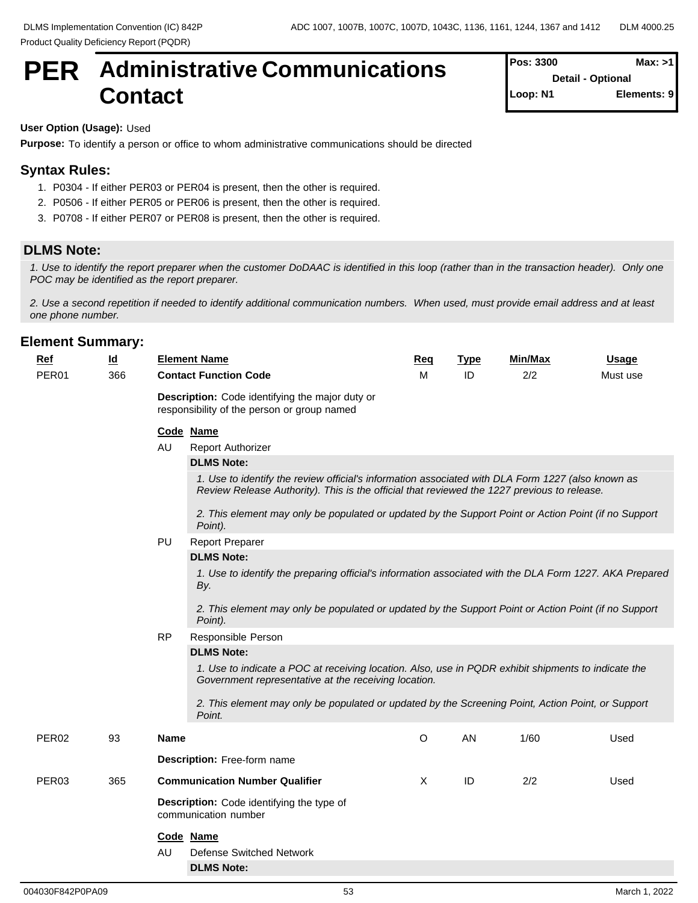# PER Administrative Communications Contact

| Pos: 3300 | Max: >1 |
| --- | --- |
| Detail - Optional | |
| Loop: N1 | Elements: 9 |

**User Option (Usage):** Used

**Purpose:** To identify a person or office to whom administrative communications should be directed

## Syntax Rules:

1. P0304 - If either PER03 or PER04 is present, then the other is required.
2. P0506 - If either PER05 or PER06 is present, then the other is required.
3. P0708 - If either PER07 or PER08 is present, then the other is required.

## DLMS Note:

*1. Use to identify the report preparer when the customer DoDAAC is identified in this loop (rather than in the transaction header). Only one POC may be identified as the report preparer.*

*2. Use a second repetition if needed to identify additional communication numbers. When used, must provide email address and at least one phone number.*

## Element Summary:

| Ref | Id | Element Name | Req | Type | Min/Max | Usage |
| --- | --- | --- | --- | --- | --- | --- |
| PER01 | 366 | **Contact Function Code** | M | ID | 2/2 | Must use |

**Description:** Code identifying the major duty or responsibility of the person or group named

| Code | Name |
| --- | --- |
| AU | Report Authorizer |

**DLMS Note:**

*1. Use to identify the review official's information associated with DLA Form 1227 (also known as Review Release Authority). This is the official that reviewed the 1227 previous to release.*

*2. This element may only be populated or updated by the Support Point or Action Point (if no Support Point).*

| Code | Name |
| --- | --- |
| PU | Report Preparer |

**DLMS Note:**

*1. Use to identify the preparing official's information associated with the DLA Form 1227. AKA Prepared By.*

*2. This element may only be populated or updated by the Support Point or Action Point (if no Support Point).*

| Code | Name |
| --- | --- |
| RP | Responsible Person |

**DLMS Note:**

*1. Use to indicate a POC at receiving location. Also, use in PQDR exhibit shipments to indicate the Government representative at the receiving location.*

*2. This element may only be populated or updated by the Screening Point, Action Point, or Support Point.*

| Ref | Id | Element Name | Req | Type | Min/Max | Usage |
| --- | --- | --- | --- | --- | --- | --- |
| PER02 | 93 | **Name** | O | AN | 1/60 | Used |

**Description:** Free-form name

| Ref | Id | Element Name | Req | Type | Min/Max | Usage |
| --- | --- | --- | --- | --- | --- | --- |
| PER03 | 365 | **Communication Number Qualifier** | X | ID | 2/2 | Used |

**Description:** Code identifying the type of communication number

| Code | Name |
| --- | --- |
| AU | Defense Switched Network |

**DLMS Note:**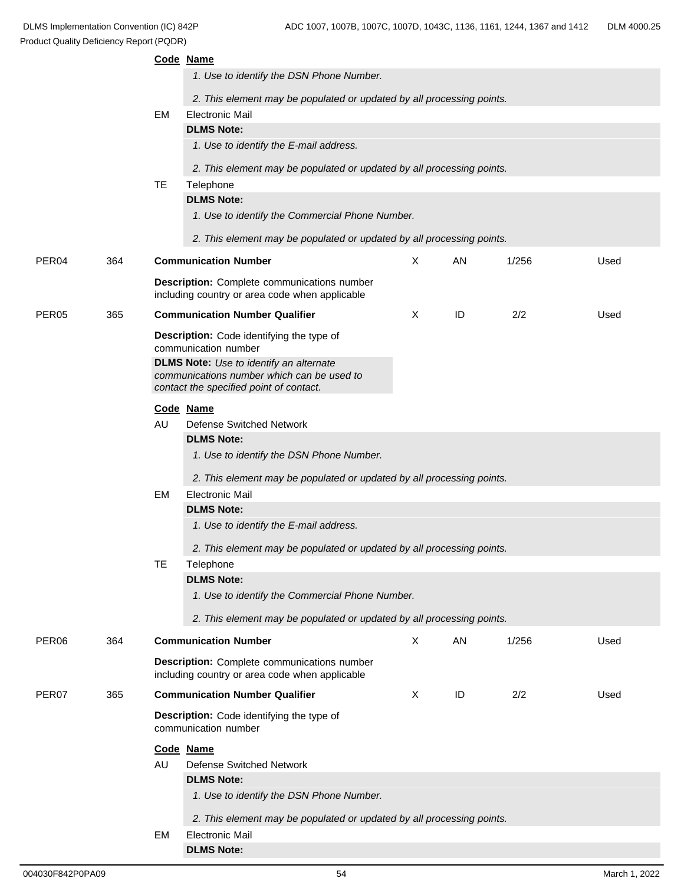**Code** **Name**

*1. Use to identify the DSN Phone Number.*

*2. This element may be populated or updated by all processing points.*

EM Electronic Mail

**DLMS Note:**

*1. Use to identify the E-mail address.*

*2. This element may be populated or updated by all processing points.*

TE Telephone

**DLMS Note:**

*1. Use to identify the Commercial Phone Number.*

*2. This element may be populated or updated by all processing points.*

| PER04 | 364 | **Communication Number** | X | AN | 1/256 | Used |
|---|---|---|---|---|---|---|

**Description:** Complete communications number including country or area code when applicable

| PER05 | 365 | **Communication Number Qualifier** | X | ID | 2/2 | Used |
|---|---|---|---|---|---|---|

**Description:** Code identifying the type of communication number

**DLMS Note:** *Use to identify an alternate communications number which can be used to contact the specified point of contact.*

**Code** **Name**

AU Defense Switched Network

**DLMS Note:**

*1. Use to identify the DSN Phone Number.*

*2. This element may be populated or updated by all processing points.*

EM Electronic Mail

**DLMS Note:**

*1. Use to identify the E-mail address.*

*2. This element may be populated or updated by all processing points.*

TE Telephone

**DLMS Note:**

*1. Use to identify the Commercial Phone Number.*

*2. This element may be populated or updated by all processing points.*

| PER06 | 364 | **Communication Number** | X | AN | 1/256 | Used |
|---|---|---|---|---|---|---|

**Description:** Complete communications number including country or area code when applicable

| PER07 | 365 | **Communication Number Qualifier** | X | ID | 2/2 | Used |
|---|---|---|---|---|---|---|

**Description:** Code identifying the type of communication number

**Code** **Name**

AU Defense Switched Network

**DLMS Note:**

*1. Use to identify the DSN Phone Number.*

*2. This element may be populated or updated by all processing points.*

EM Electronic Mail

**DLMS Note:**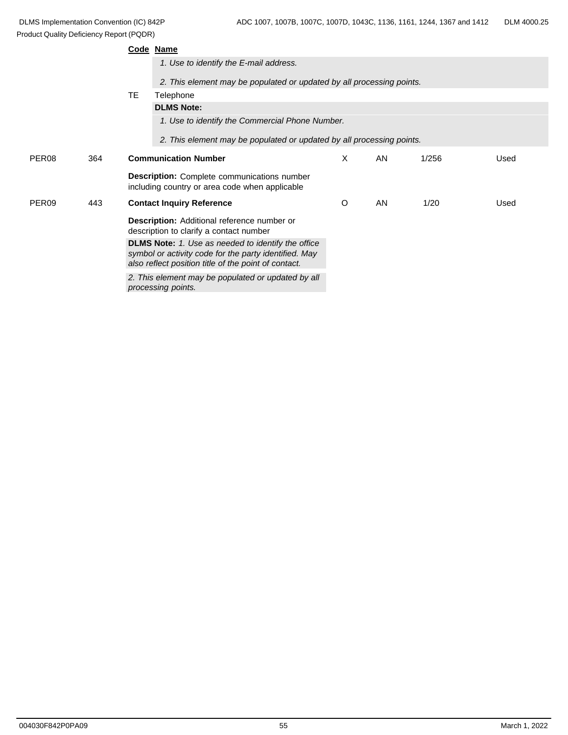**Code** **Name**

*1. Use to identify the E-mail address.*

*2. This element may be populated or updated by all processing points.*

TE Telephone

**DLMS Note:**

*1. Use to identify the Commercial Phone Number.*

*2. This element may be populated or updated by all processing points.*

| | | | | | | |
|---|---|---|---|---|---|---|
| PER08 | 364 | **Communication Number** | X | AN | 1/256 | Used |

**Description:** Complete communications number including country or area code when applicable

| | | | | | | |
|---|---|---|---|---|---|---|
| PER09 | 443 | **Contact Inquiry Reference** | O | AN | 1/20 | Used |

**Description:** Additional reference number or description to clarify a contact number

**DLMS Note:** *1. Use as needed to identify the office symbol or activity code for the party identified. May also reflect position title of the point of contact.*

*2. This element may be populated or updated by all processing points.*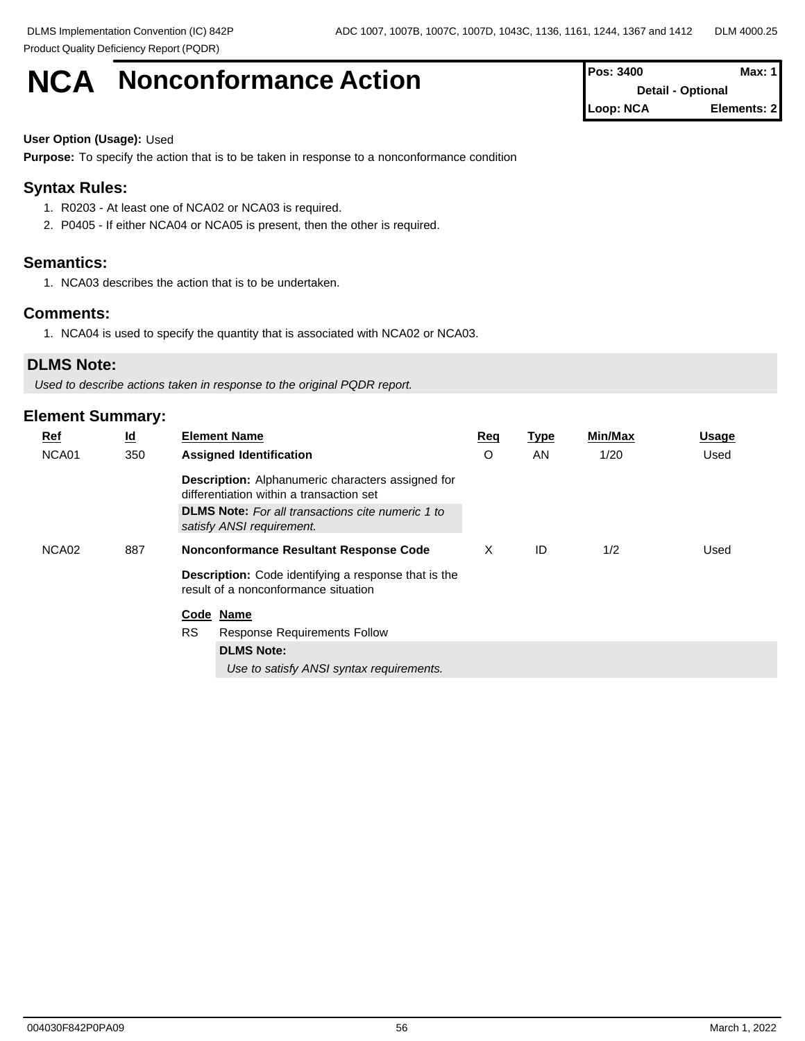# NCA Nonconformance Action

| Pos: 3400 | Max: 1 |
|---|---|
| Detail - Optional | |
| Loop: NCA | Elements: 2 |

**User Option (Usage):** Used

**Purpose:** To specify the action that is to be taken in response to a nonconformance condition

## Syntax Rules:

1. R0203 - At least one of NCA02 or NCA03 is required.
2. P0405 - If either NCA04 or NCA05 is present, then the other is required.

## Semantics:

1. NCA03 describes the action that is to be undertaken.

## Comments:

1. NCA04 is used to specify the quantity that is associated with NCA02 or NCA03.

## DLMS Note:

*Used to describe actions taken in response to the original PQDR report.*

## Element Summary:

| Ref | Id | Element Name | Req | Type | Min/Max | Usage |
|---|---|---|---|---|---|---|
| NCA01 | 350 | **Assigned Identification** | O | AN | 1/20 | Used |
| | | **Description:** Alphanumeric characters assigned for differentiation within a transaction set | | | | |
| | | **DLMS Note:** *For all transactions cite numeric 1 to satisfy ANSI requirement.* | | | | |
| NCA02 | 887 | **Nonconformance Resultant Response Code** | X | ID | 1/2 | Used |
| | | **Description:** Code identifying a response that is the result of a nonconformance situation | | | | |

| Code | Name |
|---|---|
| RS | Response Requirements Follow |
| | **DLMS Note:** *Use to satisfy ANSI syntax requirements.* |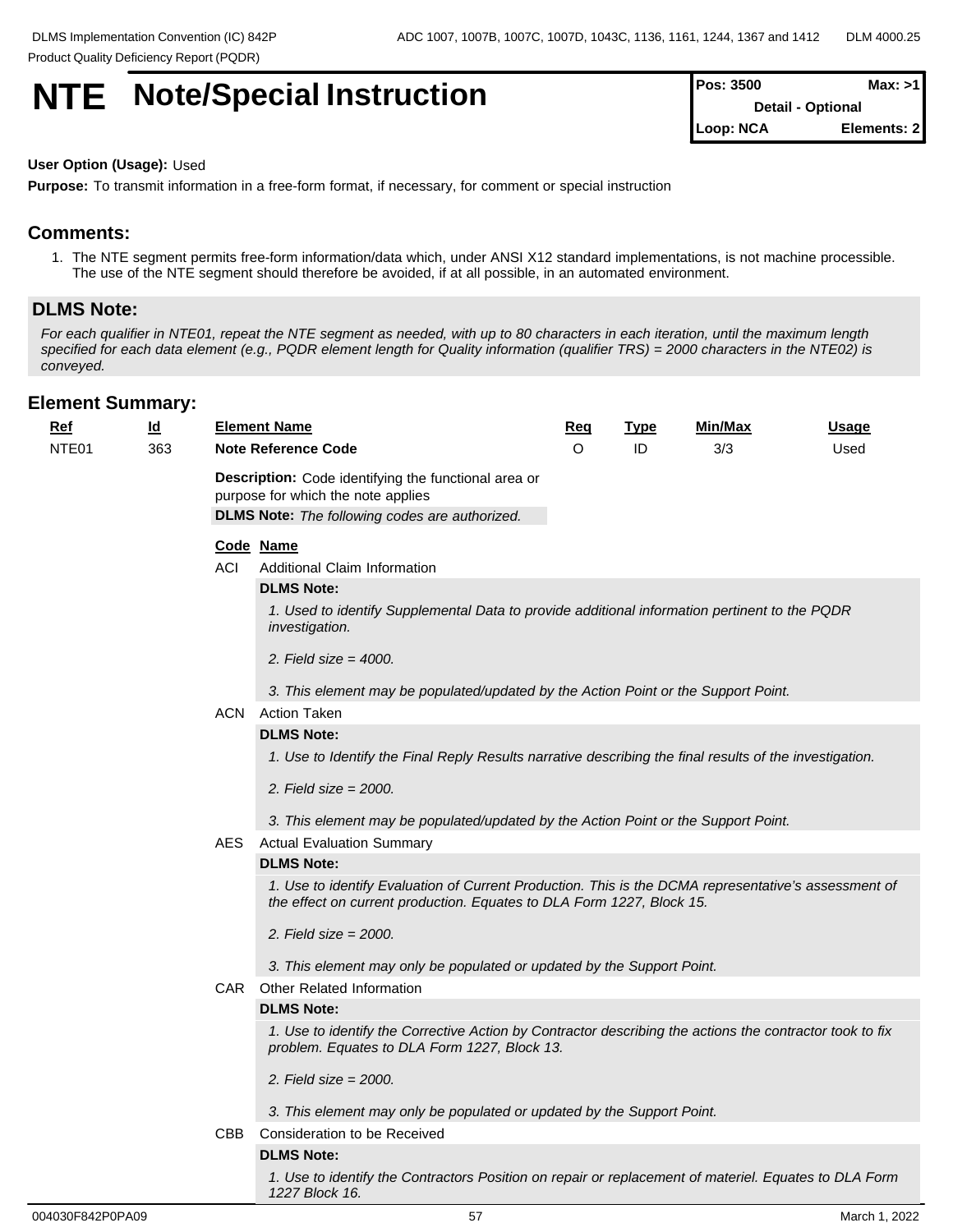# NTE Note/Special Instruction

| Pos: 3500 | Max: >1 |
|---|---|
| Detail - Optional | |
| Loop: NCA | Elements: 2 |

**User Option (Usage):** Used

**Purpose:** To transmit information in a free-form format, if necessary, for comment or special instruction

## Comments:

1. The NTE segment permits free-form information/data which, under ANSI X12 standard implementations, is not machine processible. The use of the NTE segment should therefore be avoided, if at all possible, in an automated environment.

## DLMS Note:

*For each qualifier in NTE01, repeat the NTE segment as needed, with up to 80 characters in each iteration, until the maximum length specified for each data element (e.g., PQDR element length for Quality information (qualifier TRS) = 2000 characters in the NTE02) is conveyed.*

## Element Summary:

| Ref | Id | Element Name | Req | Type | Min/Max | Usage |
|---|---|---|---|---|---|---|
| NTE01 | 363 | **Note Reference Code** | O | ID | 3/3 | Used |

**Description:** Code identifying the functional area or purpose for which the note applies

**DLMS Note:** *The following codes are authorized.*

| Code | Name |
|---|---|
| ACI | Additional Claim Information |
| ACN | Action Taken |
| AES | Actual Evaluation Summary |
| CAR | Other Related Information |
| CBB | Consideration to be Received |

**ACI** Additional Claim Information

**DLMS Note:**

*1. Used to identify Supplemental Data to provide additional information pertinent to the PQDR investigation.*

*2. Field size = 4000.*

*3. This element may be populated/updated by the Action Point or the Support Point.*

**ACN** Action Taken

**DLMS Note:**

*1. Use to Identify the Final Reply Results narrative describing the final results of the investigation.*

*2. Field size = 2000.*

*3. This element may be populated/updated by the Action Point or the Support Point.*

**AES** Actual Evaluation Summary

**DLMS Note:**

*1. Use to identify Evaluation of Current Production. This is the DCMA representative's assessment of the effect on current production. Equates to DLA Form 1227, Block 15.*

*2. Field size = 2000.*

*3. This element may only be populated or updated by the Support Point.*

**CAR** Other Related Information

**DLMS Note:**

*1. Use to identify the Corrective Action by Contractor describing the actions the contractor took to fix problem. Equates to DLA Form 1227, Block 13.*

*2. Field size = 2000.*

*3. This element may only be populated or updated by the Support Point.*

**CBB** Consideration to be Received

**DLMS Note:**

*1. Use to identify the Contractors Position on repair or replacement of materiel. Equates to DLA Form 1227 Block 16.*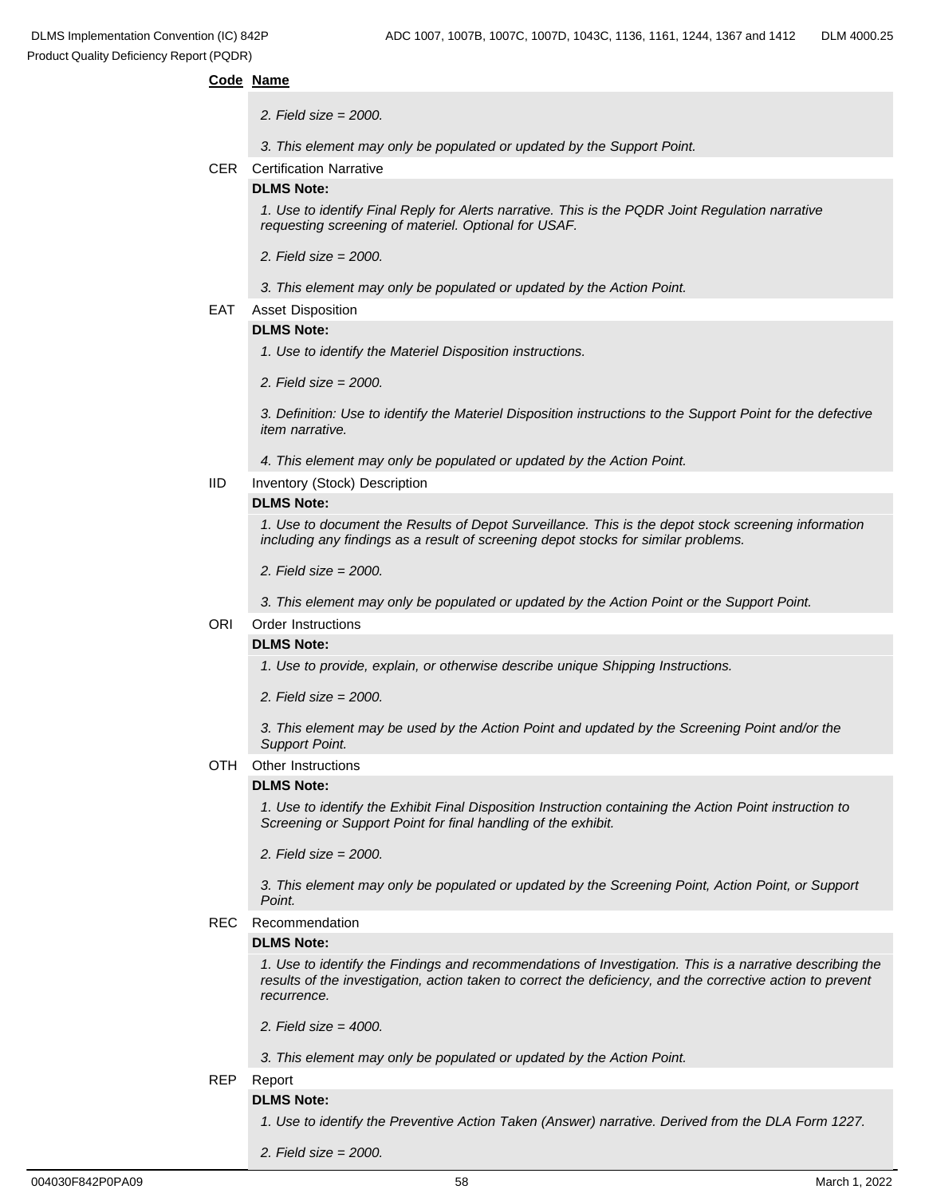**Code Name**

*2. Field size = 2000.*

*3. This element may only be populated or updated by the Support Point.*

CER Certification Narrative

**DLMS Note:**

*1. Use to identify Final Reply for Alerts narrative. This is the PQDR Joint Regulation narrative requesting screening of materiel. Optional for USAF.*

*2. Field size = 2000.*

*3. This element may only be populated or updated by the Action Point.*

EAT Asset Disposition

**DLMS Note:**

*1. Use to identify the Materiel Disposition instructions.*

*2. Field size = 2000.*

*3. Definition: Use to identify the Materiel Disposition instructions to the Support Point for the defective item narrative.*

*4. This element may only be populated or updated by the Action Point.*

IID Inventory (Stock) Description

**DLMS Note:**

*1. Use to document the Results of Depot Surveillance. This is the depot stock screening information including any findings as a result of screening depot stocks for similar problems.*

*2. Field size = 2000.*

*3. This element may only be populated or updated by the Action Point or the Support Point.*

ORI Order Instructions

**DLMS Note:**

*1. Use to provide, explain, or otherwise describe unique Shipping Instructions.*

*2. Field size = 2000.*

*3. This element may be used by the Action Point and updated by the Screening Point and/or the Support Point.*

OTH Other Instructions

**DLMS Note:**

*1. Use to identify the Exhibit Final Disposition Instruction containing the Action Point instruction to Screening or Support Point for final handling of the exhibit.*

*2. Field size = 2000.*

*3. This element may only be populated or updated by the Screening Point, Action Point, or Support Point.*

REC Recommendation

**DLMS Note:**

*1. Use to identify the Findings and recommendations of Investigation. This is a narrative describing the results of the investigation, action taken to correct the deficiency, and the corrective action to prevent recurrence.*

*2. Field size = 4000.*

*3. This element may only be populated or updated by the Action Point.*

REP Report

**DLMS Note:**

*1. Use to identify the Preventive Action Taken (Answer) narrative. Derived from the DLA Form 1227.*

*2. Field size = 2000.*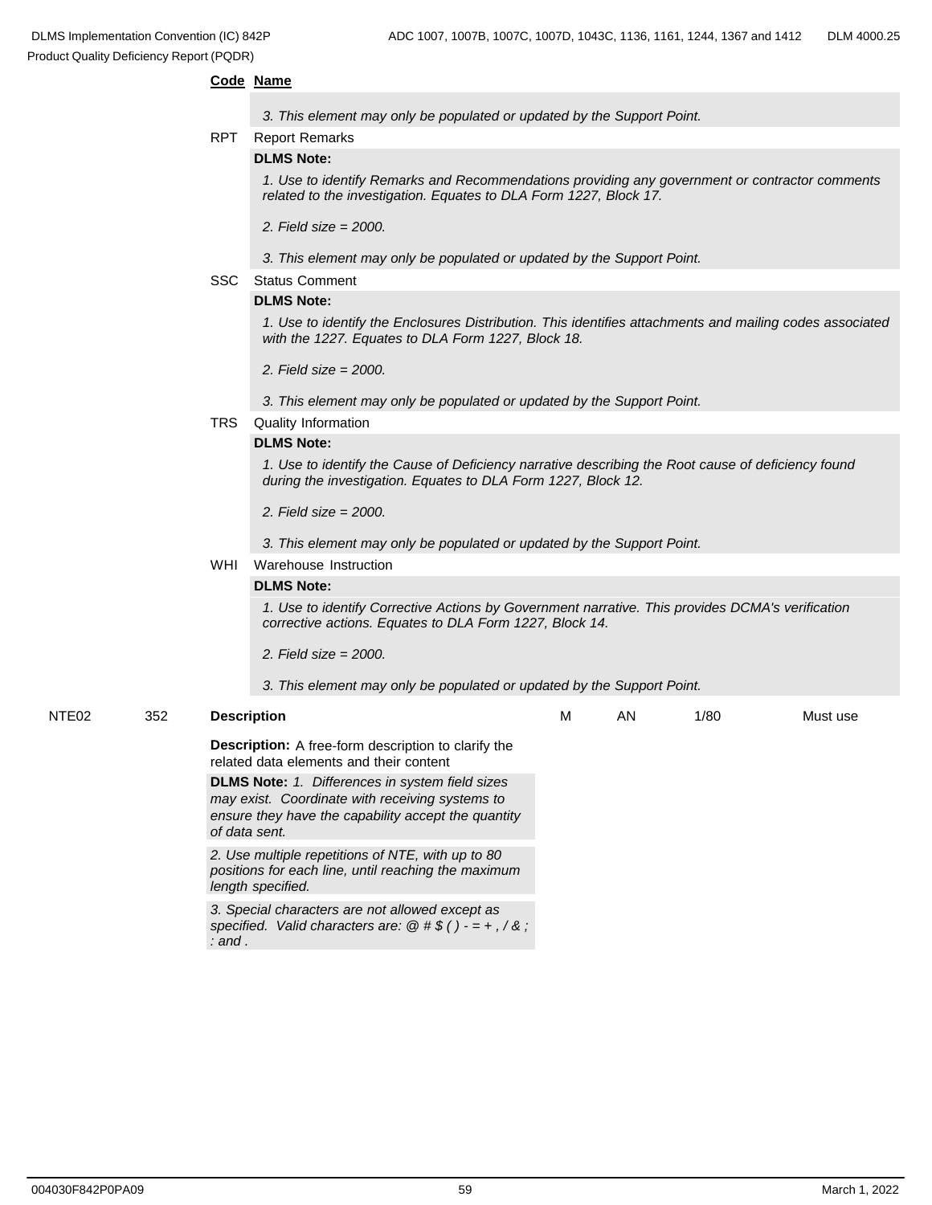**Code** **Name**

*3. This element may only be populated or updated by the Support Point.*

RPT Report Remarks

**DLMS Note:**

*1. Use to identify Remarks and Recommendations providing any government or contractor comments related to the investigation. Equates to DLA Form 1227, Block 17.*

*2. Field size = 2000.*

*3. This element may only be populated or updated by the Support Point.*

SSC Status Comment

**DLMS Note:**

*1. Use to identify the Enclosures Distribution. This identifies attachments and mailing codes associated with the 1227. Equates to DLA Form 1227, Block 18.*

*2. Field size = 2000.*

*3. This element may only be populated or updated by the Support Point.*

TRS Quality Information

**DLMS Note:**

*1. Use to identify the Cause of Deficiency narrative describing the Root cause of deficiency found during the investigation. Equates to DLA Form 1227, Block 12.*

*2. Field size = 2000.*

*3. This element may only be populated or updated by the Support Point.*

WHI Warehouse Instruction

**DLMS Note:**

*1. Use to identify Corrective Actions by Government narrative. This provides DCMA's verification corrective actions. Equates to DLA Form 1227, Block 14.*

*2. Field size = 2000.*

*3. This element may only be populated or updated by the Support Point.*

| NTE02 | 352 | **Description** | M | AN | 1/80 | Must use |
|---|---|---|---|---|---|---|

**Description:** A free-form description to clarify the related data elements and their content

**DLMS Note:** *1. Differences in system field sizes may exist. Coordinate with receiving systems to ensure they have the capability accept the quantity of data sent.*

*2. Use multiple repetitions of NTE, with up to 80 positions for each line, until reaching the maximum length specified.*

*3. Special characters are not allowed except as specified. Valid characters are: @ # $ ( ) - = + , / & ; : and .*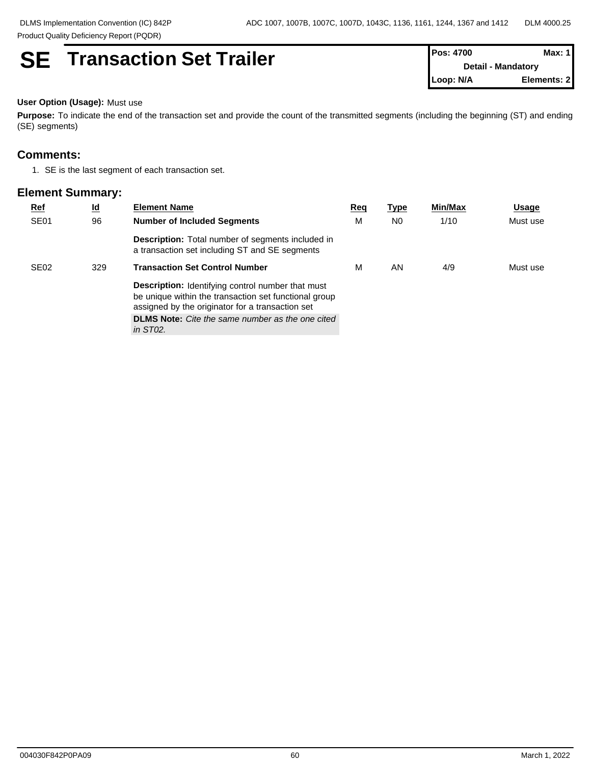# SE Transaction Set Trailer

| Pos: 4700 | Max: 1 |
|---|---|
| Detail - Mandatory | |
| Loop: N/A | Elements: 2 |

**User Option (Usage):** Must use

**Purpose:** To indicate the end of the transaction set and provide the count of the transmitted segments (including the beginning (ST) and ending (SE) segments)

## Comments:

1. SE is the last segment of each transaction set.

## Element Summary:

| Ref | Id | Element Name | Req | Type | Min/Max | Usage |
|---|---|---|---|---|---|---|
| SE01 | 96 | **Number of Included Segments**<br>**Description:** Total number of segments included in a transaction set including ST and SE segments | M | N0 | 1/10 | Must use |
| SE02 | 329 | **Transaction Set Control Number**<br>**Description:** Identifying control number that must be unique within the transaction set functional group assigned by the originator for a transaction set<br>**DLMS Note:** *Cite the same number as the one cited in ST02.* | M | AN | 4/9 | Must use |